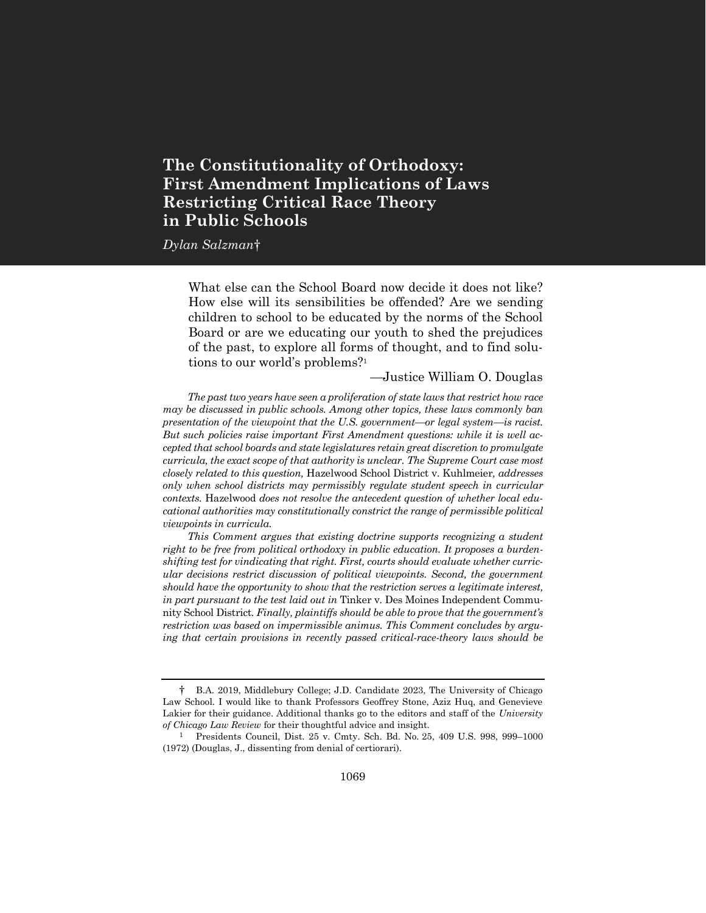# The Constitutionality of Orthodoxy: First Amendment Implications of Laws Restricting Critical Race Theory in Public Schools

*Dylan Salzman*†

> What else can the School Board now decide it does not like? How else will its sensibilities be offended? Are we sending children to school to be educated by the norms of the School Board or are we educating our youth to shed the prejudices of the past, to explore all forms of thought, and to find solutions to our world's problems?[1]
>
> —Justice William O. Douglas

*The past two years have seen a proliferation of state laws that restrict how race may be discussed in public schools. Among other topics, these laws commonly ban presentation of the viewpoint that the U.S. government—or legal system—is racist. But such policies raise important First Amendment questions: while it is well accepted that school boards and state legislatures retain great discretion to promulgate curricula, the exact scope of that authority is unclear. The Supreme Court case most closely related to this question,* Hazelwood School District v. Kuhlmeier*, addresses only when school districts may permissibly regulate student speech in curricular contexts.* Hazelwood *does not resolve the antecedent question of whether local educational authorities may constitutionally constrict the range of permissible political viewpoints in curricula.*

*This Comment argues that existing doctrine supports recognizing a student right to be free from political orthodoxy in public education. It proposes a burden-shifting test for vindicating that right. First, courts should evaluate whether curricular decisions restrict discussion of political viewpoints. Second, the government should have the opportunity to show that the restriction serves a legitimate interest, in part pursuant to the test laid out in* Tinker v. Des Moines Independent Community School District*. Finally, plaintiffs should be able to prove that the government's restriction was based on impermissible animus. This Comment concludes by arguing that certain provisions in recently passed critical-race-theory laws should be*

---

† B.A. 2019, Middlebury College; J.D. Candidate 2023, The University of Chicago Law School. I would like to thank Professors Geoffrey Stone, Aziz Huq, and Genevieve Lakier for their guidance. Additional thanks go to the editors and staff of the *University of Chicago Law Review* for their thoughtful advice and insight.

[1] Presidents Council, Dist. 25 v. Cmty. Sch. Bd. No. 25, 409 U.S. 998, 999–1000 (1972) (Douglas, J., dissenting from denial of certiorari).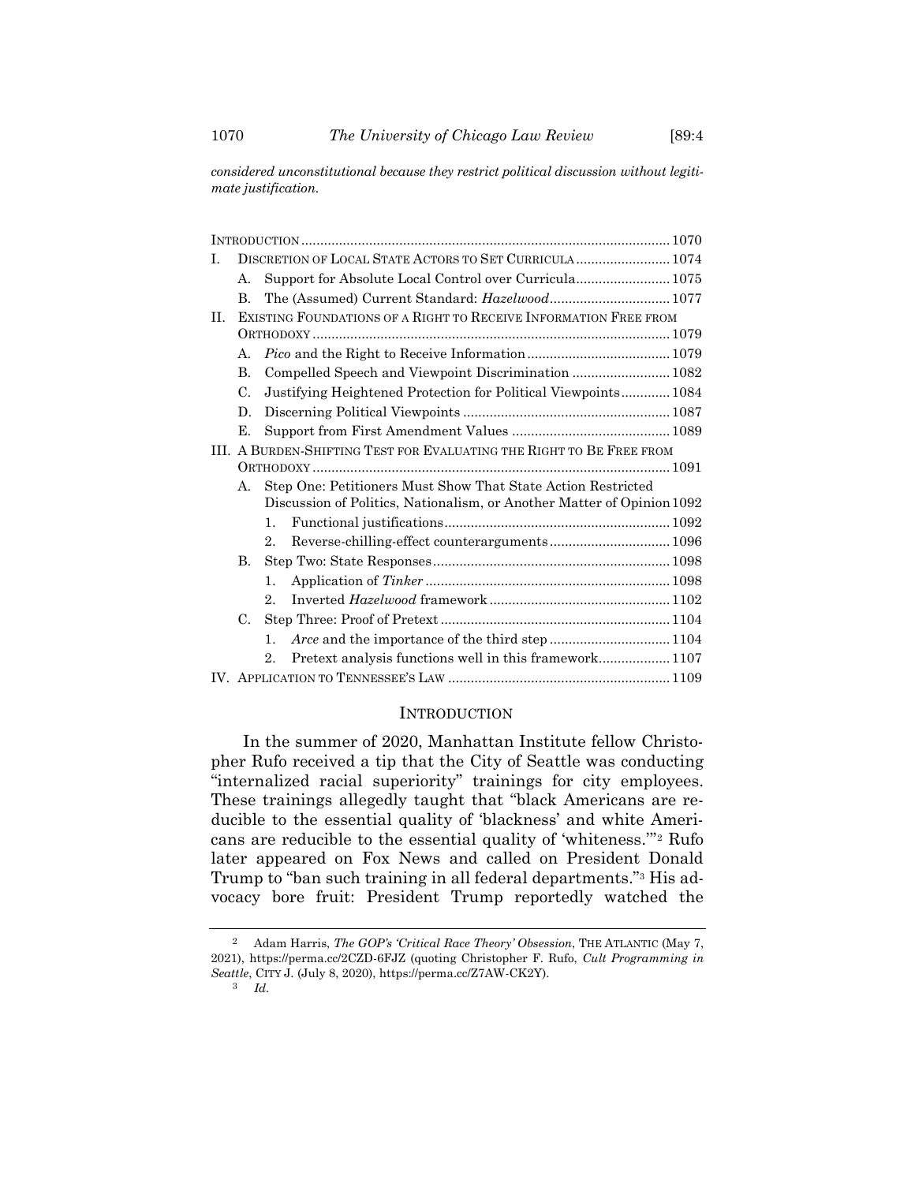*considered unconstitutional because they restrict political discussion without legitimate justification.*

INTRODUCTION ..... 1070

I. DISCRETION OF LOCAL STATE ACTORS TO SET CURRICULA ..... 1074
- A. Support for Absolute Local Control over Curricula ..... 1075
- B. The (Assumed) Current Standard: *Hazelwood* ..... 1077

II. EXISTING FOUNDATIONS OF A RIGHT TO RECEIVE INFORMATION FREE FROM ORTHODOXY ..... 1079
- A. *Pico* and the Right to Receive Information ..... 1079
- B. Compelled Speech and Viewpoint Discrimination ..... 1082
- C. Justifying Heightened Protection for Political Viewpoints ..... 1084
- D. Discerning Political Viewpoints ..... 1087
- E. Support from First Amendment Values ..... 1089

III. A BURDEN-SHIFTING TEST FOR EVALUATING THE RIGHT TO BE FREE FROM ORTHODOXY ..... 1091
- A. Step One: Petitioners Must Show That State Action Restricted Discussion of Politics, Nationalism, or Another Matter of Opinion ..... 1092
  1. Functional justifications ..... 1092
  2. Reverse-chilling-effect counterarguments ..... 1096
- B. Step Two: State Responses ..... 1098
  1. Application of *Tinker* ..... 1098
  2. Inverted *Hazelwood* framework ..... 1102
- C. Step Three: Proof of Pretext ..... 1104
  1. *Arce* and the importance of the third step ..... 1104
  2. Pretext analysis functions well in this framework ..... 1107

IV. APPLICATION TO TENNESSEE'S LAW ..... 1109

## INTRODUCTION

In the summer of 2020, Manhattan Institute fellow Christopher Rufo received a tip that the City of Seattle was conducting "internalized racial superiority" trainings for city employees. These trainings allegedly taught that "black Americans are reducible to the essential quality of 'blackness' and white Americans are reducible to the essential quality of 'whiteness.'"[2] Rufo later appeared on Fox News and called on President Donald Trump to "ban such training in all federal departments."[3] His advocacy bore fruit: President Trump reportedly watched the

[2] Adam Harris, *The GOP's 'Critical Race Theory' Obsession*, THE ATLANTIC (May 7, 2021), https://perma.cc/2CZD-6FJZ (quoting Christopher F. Rufo, *Cult Programming in Seattle*, CITY J. (July 8, 2020), https://perma.cc/Z7AW-CK2Y).

[3] *Id.*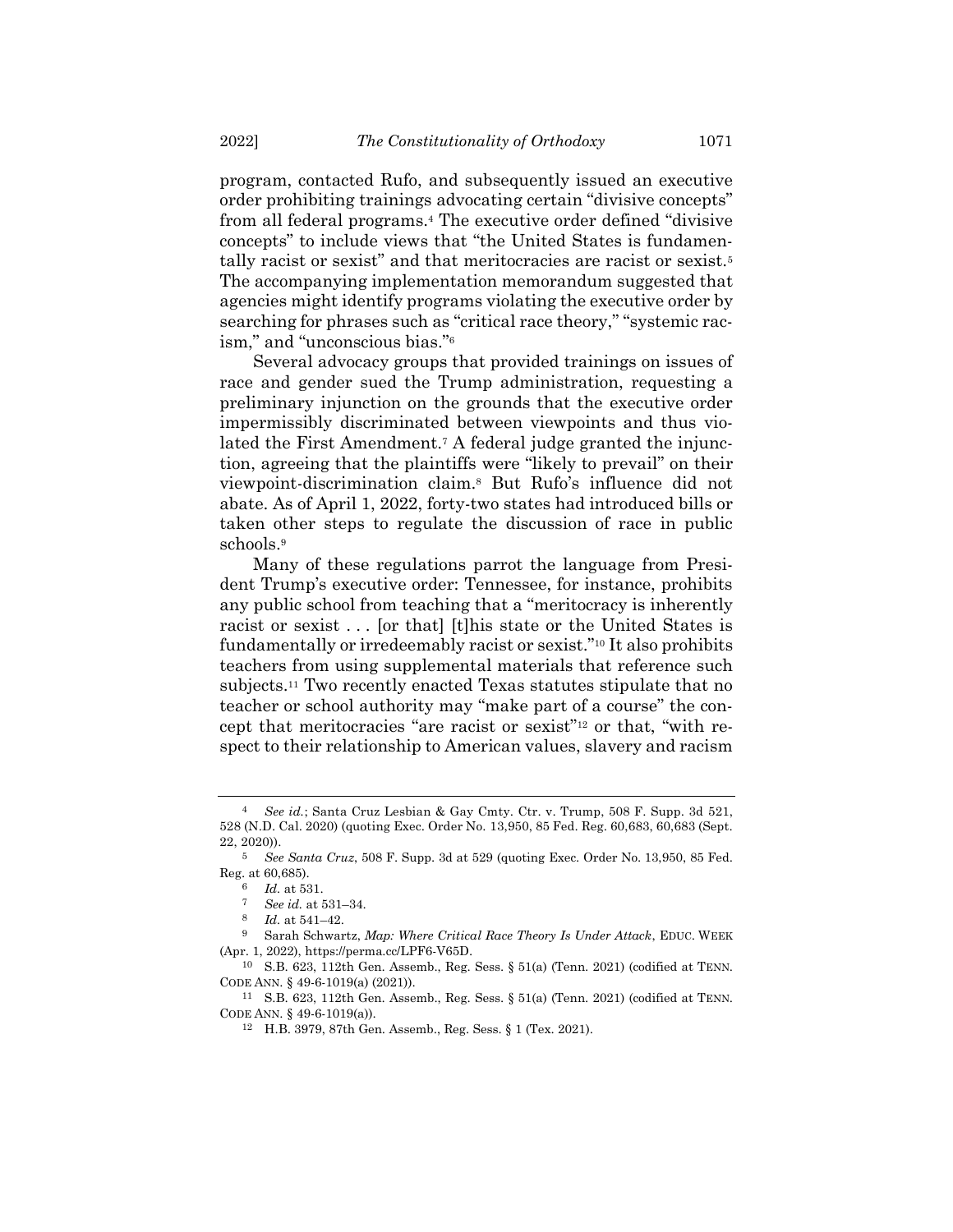program, contacted Rufo, and subsequently issued an executive order prohibiting trainings advocating certain "divisive concepts" from all federal programs.[4] The executive order defined "divisive concepts" to include views that "the United States is fundamentally racist or sexist" and that meritocracies are racist or sexist.[5] The accompanying implementation memorandum suggested that agencies might identify programs violating the executive order by searching for phrases such as "critical race theory," "systemic racism," and "unconscious bias."[6]

Several advocacy groups that provided trainings on issues of race and gender sued the Trump administration, requesting a preliminary injunction on the grounds that the executive order impermissibly discriminated between viewpoints and thus violated the First Amendment.[7] A federal judge granted the injunction, agreeing that the plaintiffs were "likely to prevail" on their viewpoint-discrimination claim.[8] But Rufo's influence did not abate. As of April 1, 2022, forty-two states had introduced bills or taken other steps to regulate the discussion of race in public schools.[9]

Many of these regulations parrot the language from President Trump's executive order: Tennessee, for instance, prohibits any public school from teaching that a "meritocracy is inherently racist or sexist . . . [or that] [t]his state or the United States is fundamentally or irredeemably racist or sexist."[10] It also prohibits teachers from using supplemental materials that reference such subjects.[11] Two recently enacted Texas statutes stipulate that no teacher or school authority may "make part of a course" the concept that meritocracies "are racist or sexist"[12] or that, "with respect to their relationship to American values, slavery and racism

---

[4] *See id.*; Santa Cruz Lesbian & Gay Cmty. Ctr. v. Trump, 508 F. Supp. 3d 521, 528 (N.D. Cal. 2020) (quoting Exec. Order No. 13,950, 85 Fed. Reg. 60,683, 60,683 (Sept. 22, 2020)).

[5] *See Santa Cruz*, 508 F. Supp. 3d at 529 (quoting Exec. Order No. 13,950, 85 Fed. Reg. at 60,685).

[6] *Id.* at 531.

[7] *See id.* at 531–34.

[8] *Id.* at 541–42.

[9] Sarah Schwartz, *Map: Where Critical Race Theory Is Under Attack*, EDUC. WEEK (Apr. 1, 2022), https://perma.cc/LPF6-V65D.

[10] S.B. 623, 112th Gen. Assemb., Reg. Sess. § 51(a) (Tenn. 2021) (codified at TENN. CODE ANN. § 49-6-1019(a) (2021)).

[11] S.B. 623, 112th Gen. Assemb., Reg. Sess. § 51(a) (Tenn. 2021) (codified at TENN. CODE ANN. § 49-6-1019(a)).

[12] H.B. 3979, 87th Gen. Assemb., Reg. Sess. § 1 (Tex. 2021).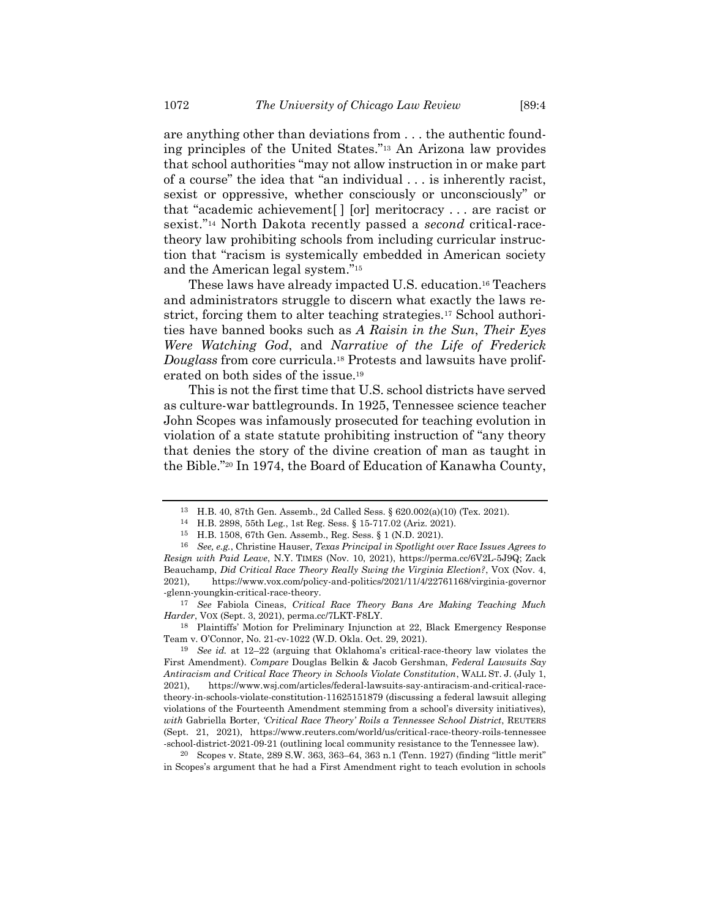are anything other than deviations from . . . the authentic founding principles of the United States."[13] An Arizona law provides that school authorities "may not allow instruction in or make part of a course" the idea that "an individual . . . is inherently racist, sexist or oppressive, whether consciously or unconsciously" or that "academic achievement[ ] [or] meritocracy . . . are racist or sexist."[14] North Dakota recently passed a *second* critical-race-theory law prohibiting schools from including curricular instruction that "racism is systemically embedded in American society and the American legal system."[15]

These laws have already impacted U.S. education.[16] Teachers and administrators struggle to discern what exactly the laws restrict, forcing them to alter teaching strategies.[17] School authorities have banned books such as *A Raisin in the Sun*, *Their Eyes Were Watching God*, and *Narrative of the Life of Frederick Douglass* from core curricula.[18] Protests and lawsuits have proliferated on both sides of the issue.[19]

This is not the first time that U.S. school districts have served as culture-war battlegrounds. In 1925, Tennessee science teacher John Scopes was infamously prosecuted for teaching evolution in violation of a state statute prohibiting instruction of "any theory that denies the story of the divine creation of man as taught in the Bible."[20] In 1974, the Board of Education of Kanawha County,

---

[13] H.B. 40, 87th Gen. Assemb., 2d Called Sess. § 620.002(a)(10) (Tex. 2021).

[14] H.B. 2898, 55th Leg., 1st Reg. Sess. § 15-717.02 (Ariz. 2021).

[15] H.B. 1508, 67th Gen. Assemb., Reg. Sess. § 1 (N.D. 2021).

[16] *See, e.g.*, Christine Hauser, *Texas Principal in Spotlight over Race Issues Agrees to Resign with Paid Leave*, N.Y. TIMES (Nov. 10, 2021), https://perma.cc/6V2L-5J9Q; Zack Beauchamp, *Did Critical Race Theory Really Swing the Virginia Election?*, VOX (Nov. 4, 2021), https://www.vox.com/policy-and-politics/2021/11/4/22761168/virginia-governor-glenn-youngkin-critical-race-theory.

[17] *See* Fabiola Cineas, *Critical Race Theory Bans Are Making Teaching Much Harder*, VOX (Sept. 3, 2021), perma.cc/7LKT-F8LY.

[18] Plaintiffs' Motion for Preliminary Injunction at 22, Black Emergency Response Team v. O'Connor, No. 21-cv-1022 (W.D. Okla. Oct. 29, 2021).

[19] *See id.* at 12–22 (arguing that Oklahoma's critical-race-theory law violates the First Amendment). *Compare* Douglas Belkin & Jacob Gershman, *Federal Lawsuits Say Antiracism and Critical Race Theory in Schools Violate Constitution*, WALL ST. J. (July 1, 2021), https://www.wsj.com/articles/federal-lawsuits-say-antiracism-and-critical-race-theory-in-schools-violate-constitution-11625151879 (discussing a federal lawsuit alleging violations of the Fourteenth Amendment stemming from a school's diversity initiatives), *with* Gabriella Borter, *'Critical Race Theory' Roils a Tennessee School District*, REUTERS (Sept. 21, 2021), https://www.reuters.com/world/us/critical-race-theory-roils-tennessee-school-district-2021-09-21 (outlining local community resistance to the Tennessee law).

[20] Scopes v. State, 289 S.W. 363, 363–64, 363 n.1 (Tenn. 1927) (finding "little merit" in Scopes's argument that he had a First Amendment right to teach evolution in schools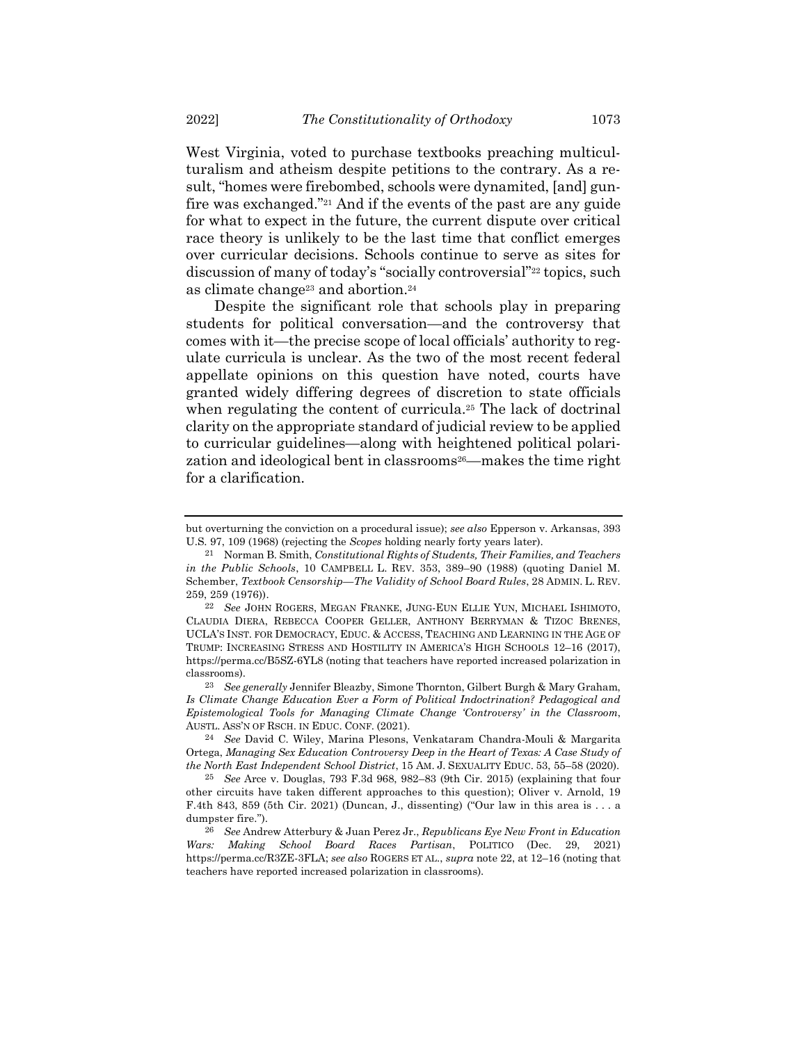West Virginia, voted to purchase textbooks preaching multiculturalism and atheism despite petitions to the contrary. As a result, "homes were firebombed, schools were dynamited, [and] gunfire was exchanged."[21] And if the events of the past are any guide for what to expect in the future, the current dispute over critical race theory is unlikely to be the last time that conflict emerges over curricular decisions. Schools continue to serve as sites for discussion of many of today's "socially controversial"[22] topics, such as climate change[23] and abortion.[24]

Despite the significant role that schools play in preparing students for political conversation—and the controversy that comes with it—the precise scope of local officials' authority to regulate curricula is unclear. As the two of the most recent federal appellate opinions on this question have noted, courts have granted widely differing degrees of discretion to state officials when regulating the content of curricula.[25] The lack of doctrinal clarity on the appropriate standard of judicial review to be applied to curricular guidelines—along with heightened political polarization and ideological bent in classrooms[26]—makes the time right for a clarification.

---

but overturning the conviction on a procedural issue); *see also* Epperson v. Arkansas, 393 U.S. 97, 109 (1968) (rejecting the *Scopes* holding nearly forty years later).

[21] Norman B. Smith, *Constitutional Rights of Students, Their Families, and Teachers in the Public Schools*, 10 CAMPBELL L. REV. 353, 389–90 (1988) (quoting Daniel M. Schember, *Textbook Censorship—The Validity of School Board Rules*, 28 ADMIN. L. REV. 259, 259 (1976)).

[22] *See* JOHN ROGERS, MEGAN FRANKE, JUNG-EUN ELLIE YUN, MICHAEL ISHIMOTO, CLAUDIA DIERA, REBECCA COOPER GELLER, ANTHONY BERRYMAN & TIZOC BRENES, UCLA'S INST. FOR DEMOCRACY, EDUC. & ACCESS, TEACHING AND LEARNING IN THE AGE OF TRUMP: INCREASING STRESS AND HOSTILITY IN AMERICA'S HIGH SCHOOLS 12–16 (2017), https://perma.cc/B5SZ-6YL8 (noting that teachers have reported increased polarization in classrooms).

[23] *See generally* Jennifer Bleazby, Simone Thornton, Gilbert Burgh & Mary Graham, *Is Climate Change Education Ever a Form of Political Indoctrination? Pedagogical and Epistemological Tools for Managing Climate Change 'Controversy' in the Classroom*, AUSTL. ASS'N OF RSCH. IN EDUC. CONF. (2021).

[24] *See* David C. Wiley, Marina Plesons, Venkataram Chandra-Mouli & Margarita Ortega, *Managing Sex Education Controversy Deep in the Heart of Texas: A Case Study of the North East Independent School District*, 15 AM. J. SEXUALITY EDUC. 53, 55–58 (2020).

[25] *See* Arce v. Douglas, 793 F.3d 968, 982–83 (9th Cir. 2015) (explaining that four other circuits have taken different approaches to this question); Oliver v. Arnold, 19 F.4th 843, 859 (5th Cir. 2021) (Duncan, J., dissenting) ("Our law in this area is . . . a dumpster fire.").

[26] *See* Andrew Atterbury & Juan Perez Jr., *Republicans Eye New Front in Education Wars: Making School Board Races Partisan*, POLITICO (Dec. 29, 2021) https://perma.cc/R3ZE-3FLA; *see also* ROGERS ET AL., *supra* note 22, at 12–16 (noting that teachers have reported increased polarization in classrooms).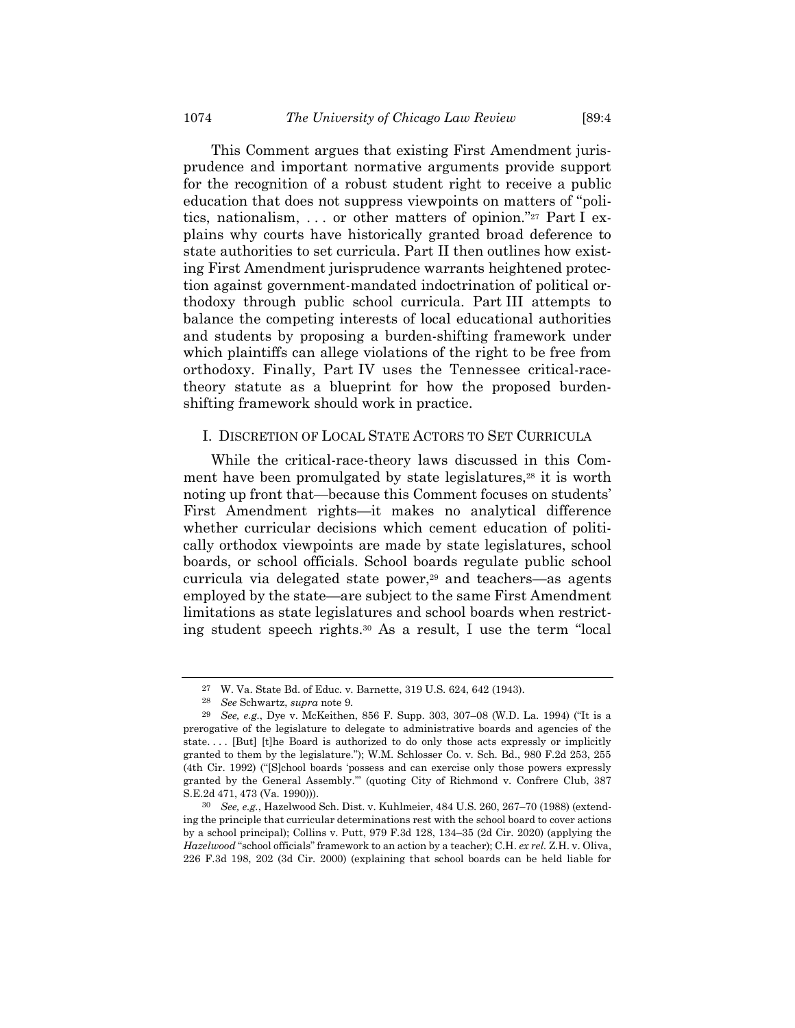This Comment argues that existing First Amendment jurisprudence and important normative arguments provide support for the recognition of a robust student right to receive a public education that does not suppress viewpoints on matters of "politics, nationalism, . . . or other matters of opinion."[27] Part I explains why courts have historically granted broad deference to state authorities to set curricula. Part II then outlines how existing First Amendment jurisprudence warrants heightened protection against government-mandated indoctrination of political orthodoxy through public school curricula. Part III attempts to balance the competing interests of local educational authorities and students by proposing a burden-shifting framework under which plaintiffs can allege violations of the right to be free from orthodoxy. Finally, Part IV uses the Tennessee critical-race-theory statute as a blueprint for how the proposed burden-shifting framework should work in practice.

## I. DISCRETION OF LOCAL STATE ACTORS TO SET CURRICULA

While the critical-race-theory laws discussed in this Comment have been promulgated by state legislatures,[28] it is worth noting up front that—because this Comment focuses on students' First Amendment rights—it makes no analytical difference whether curricular decisions which cement education of politically orthodox viewpoints are made by state legislatures, school boards, or school officials. School boards regulate public school curricula via delegated state power,[29] and teachers—as agents employed by the state—are subject to the same First Amendment limitations as state legislatures and school boards when restricting student speech rights.[30] As a result, I use the term "local

---

[27] W. Va. State Bd. of Educ. v. Barnette, 319 U.S. 624, 642 (1943).

[28] *See* Schwartz, *supra* note 9.

[29] *See, e.g.*, Dye v. McKeithen, 856 F. Supp. 303, 307–08 (W.D. La. 1994) ("It is a prerogative of the legislature to delegate to administrative boards and agencies of the state. . . . [But] [t]he Board is authorized to do only those acts expressly or implicitly granted to them by the legislature."); W.M. Schlosser Co. v. Sch. Bd., 980 F.2d 253, 255 (4th Cir. 1992) ("[S]chool boards 'possess and can exercise only those powers expressly granted by the General Assembly.'" (quoting City of Richmond v. Confrere Club, 387 S.E.2d 471, 473 (Va. 1990))).

[30] *See, e.g.*, Hazelwood Sch. Dist. v. Kuhlmeier, 484 U.S. 260, 267–70 (1988) (extending the principle that curricular determinations rest with the school board to cover actions by a school principal); Collins v. Putt, 979 F.3d 128, 134–35 (2d Cir. 2020) (applying the *Hazelwood* "school officials" framework to an action by a teacher); C.H. *ex rel.* Z.H. v. Oliva, 226 F.3d 198, 202 (3d Cir. 2000) (explaining that school boards can be held liable for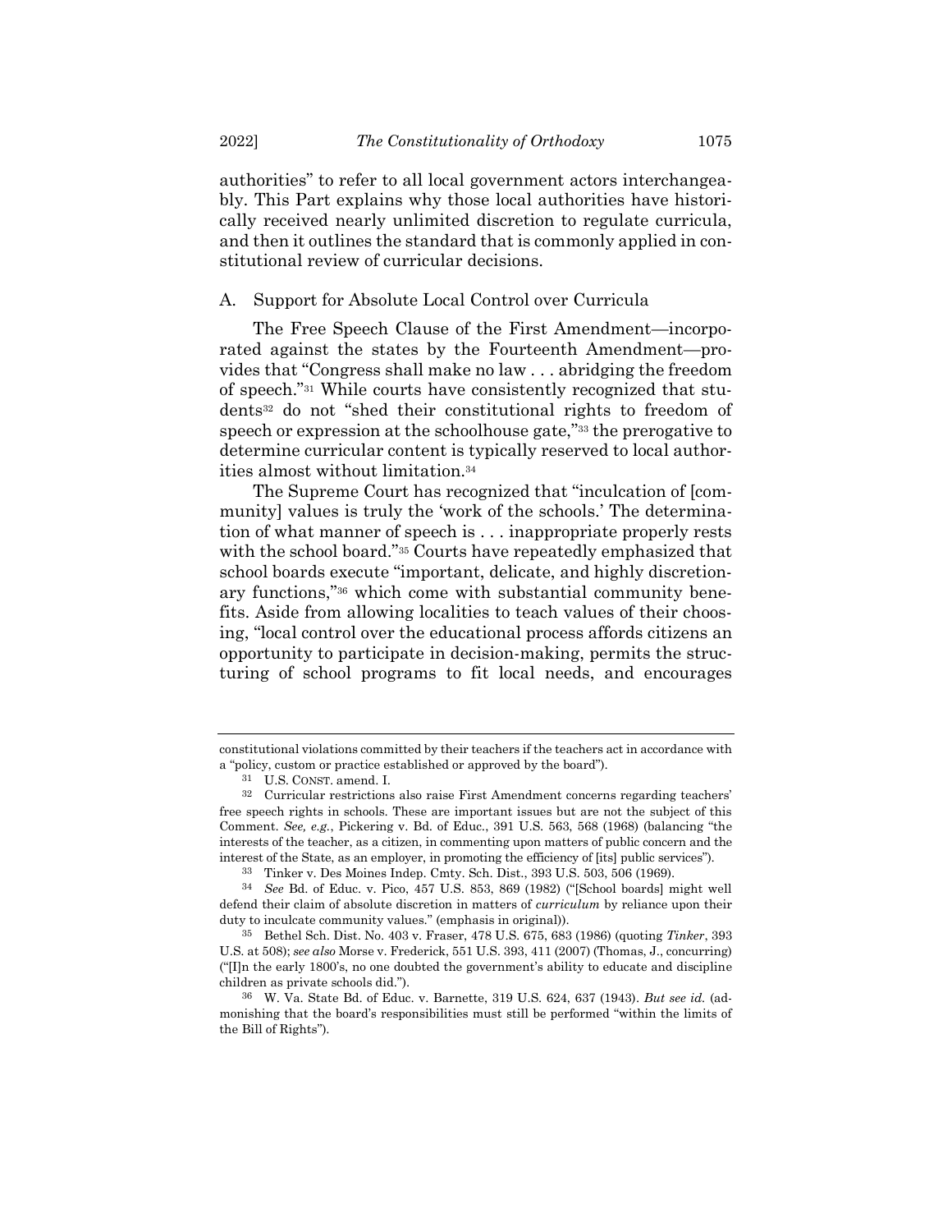authorities" to refer to all local government actors interchangeably. This Part explains why those local authorities have historically received nearly unlimited discretion to regulate curricula, and then it outlines the standard that is commonly applied in constitutional review of curricular decisions.

## A. Support for Absolute Local Control over Curricula

The Free Speech Clause of the First Amendment—incorporated against the states by the Fourteenth Amendment—provides that "Congress shall make no law . . . abridging the freedom of speech."[31] While courts have consistently recognized that students[32] do not "shed their constitutional rights to freedom of speech or expression at the schoolhouse gate,"[33] the prerogative to determine curricular content is typically reserved to local authorities almost without limitation.[34]

The Supreme Court has recognized that "inculcation of [community] values is truly the 'work of the schools.' The determination of what manner of speech is . . . inappropriate properly rests with the school board."[35] Courts have repeatedly emphasized that school boards execute "important, delicate, and highly discretionary functions,"[36] which come with substantial community benefits. Aside from allowing localities to teach values of their choosing, "local control over the educational process affords citizens an opportunity to participate in decision-making, permits the structuring of school programs to fit local needs, and encourages

---

constitutional violations committed by their teachers if the teachers act in accordance with a "policy, custom or practice established or approved by the board").

[31] U.S. CONST. amend. I.

[32] Curricular restrictions also raise First Amendment concerns regarding teachers' free speech rights in schools. These are important issues but are not the subject of this Comment. *See, e.g.*, Pickering v. Bd. of Educ., 391 U.S. 563, 568 (1968) (balancing "the interests of the teacher, as a citizen, in commenting upon matters of public concern and the interest of the State, as an employer, in promoting the efficiency of [its] public services").

[33] Tinker v. Des Moines Indep. Cmty. Sch. Dist., 393 U.S. 503, 506 (1969).

[34] *See* Bd. of Educ. v. Pico, 457 U.S. 853, 869 (1982) ("[School boards] might well defend their claim of absolute discretion in matters of *curriculum* by reliance upon their duty to inculcate community values." (emphasis in original)).

[35] Bethel Sch. Dist. No. 403 v. Fraser, 478 U.S. 675, 683 (1986) (quoting *Tinker*, 393 U.S. at 508); *see also* Morse v. Frederick, 551 U.S. 393, 411 (2007) (Thomas, J., concurring) ("[I]n the early 1800's, no one doubted the government's ability to educate and discipline children as private schools did.").

[36] W. Va. State Bd. of Educ. v. Barnette, 319 U.S. 624, 637 (1943). *But see id.* (admonishing that the board's responsibilities must still be performed "within the limits of the Bill of Rights").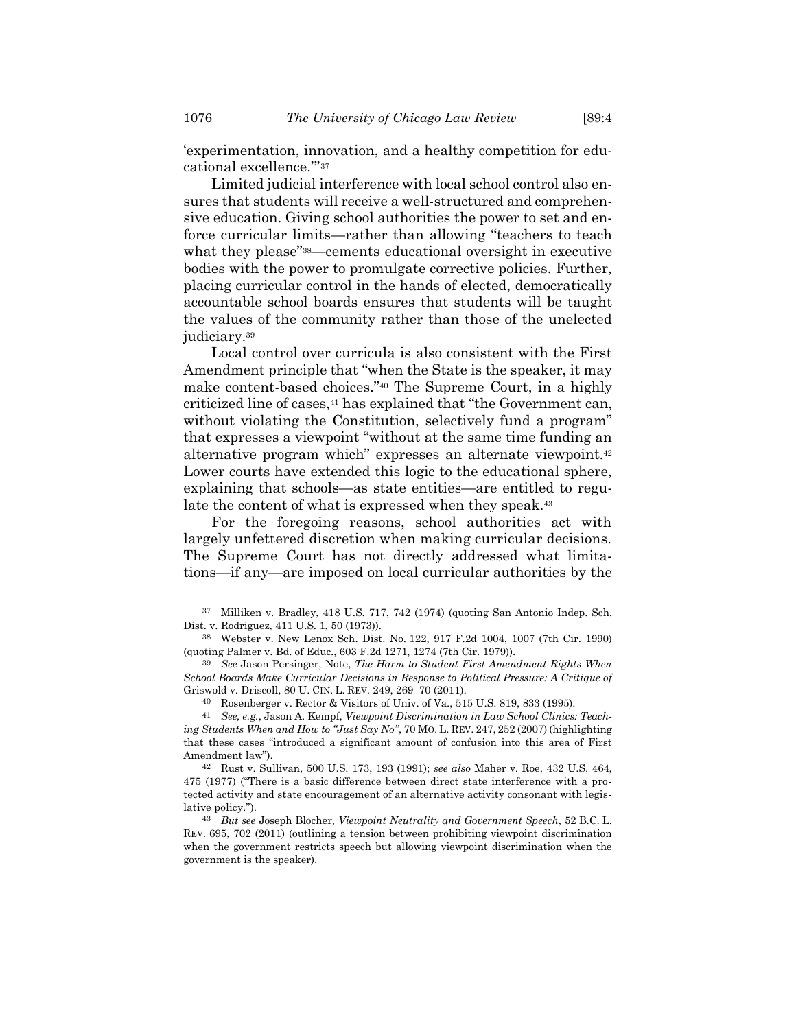'experimentation, innovation, and a healthy competition for educational excellence.'"[37]

Limited judicial interference with local school control also ensures that students will receive a well-structured and comprehensive education. Giving school authorities the power to set and enforce curricular limits—rather than allowing "teachers to teach what they please"[38]—cements educational oversight in executive bodies with the power to promulgate corrective policies. Further, placing curricular control in the hands of elected, democratically accountable school boards ensures that students will be taught the values of the community rather than those of the unelected judiciary.[39]

Local control over curricula is also consistent with the First Amendment principle that "when the State is the speaker, it may make content-based choices."[40] The Supreme Court, in a highly criticized line of cases,[41] has explained that "the Government can, without violating the Constitution, selectively fund a program" that expresses a viewpoint "without at the same time funding an alternative program which" expresses an alternate viewpoint.[42] Lower courts have extended this logic to the educational sphere, explaining that schools—as state entities—are entitled to regulate the content of what is expressed when they speak.[43]

For the foregoing reasons, school authorities act with largely unfettered discretion when making curricular decisions. The Supreme Court has not directly addressed what limitations—if any—are imposed on local curricular authorities by the

---

[37] Milliken v. Bradley, 418 U.S. 717, 742 (1974) (quoting San Antonio Indep. Sch. Dist. v. Rodriguez, 411 U.S. 1, 50 (1973)).

[38] Webster v. New Lenox Sch. Dist. No. 122, 917 F.2d 1004, 1007 (7th Cir. 1990) (quoting Palmer v. Bd. of Educ., 603 F.2d 1271, 1274 (7th Cir. 1979)).

[39] *See* Jason Persinger, Note, *The Harm to Student First Amendment Rights When School Boards Make Curricular Decisions in Response to Political Pressure: A Critique of* Griswold v. Driscoll, 80 U. CIN. L. REV. 249, 269–70 (2011).

[40] Rosenberger v. Rector & Visitors of Univ. of Va., 515 U.S. 819, 833 (1995).

[41] *See, e.g.*, Jason A. Kempf, *Viewpoint Discrimination in Law School Clinics: Teaching Students When and How to "Just Say No"*, 70 MO. L. REV. 247, 252 (2007) (highlighting that these cases "introduced a significant amount of confusion into this area of First Amendment law").

[42] Rust v. Sullivan, 500 U.S. 173, 193 (1991); *see also* Maher v. Roe, 432 U.S. 464, 475 (1977) ("There is a basic difference between direct state interference with a protected activity and state encouragement of an alternative activity consonant with legislative policy.").

[43] *But see* Joseph Blocher, *Viewpoint Neutrality and Government Speech*, 52 B.C. L. REV. 695, 702 (2011) (outlining a tension between prohibiting viewpoint discrimination when the government restricts speech but allowing viewpoint discrimination when the government is the speaker).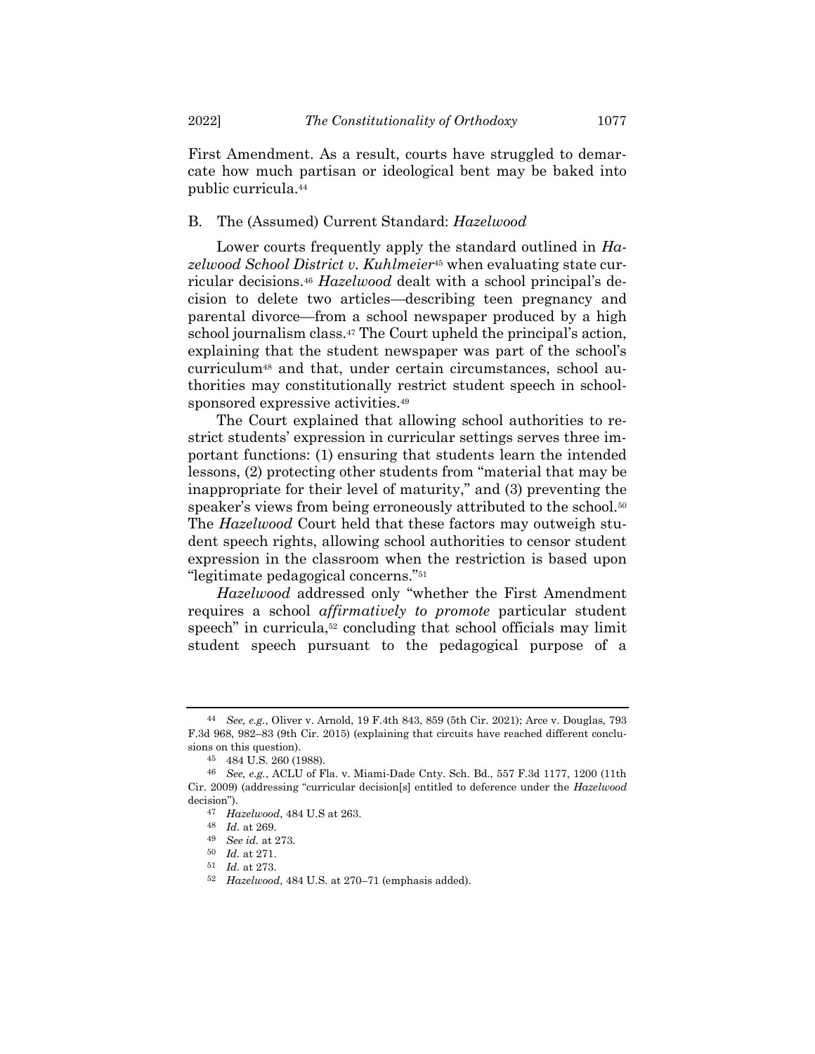First Amendment. As a result, courts have struggled to demarcate how much partisan or ideological bent may be baked into public curricula.[44]

## B. The (Assumed) Current Standard: *Hazelwood*

Lower courts frequently apply the standard outlined in *Hazelwood School District v. Kuhlmeier*[45] when evaluating state curricular decisions.[46] *Hazelwood* dealt with a school principal's decision to delete two articles—describing teen pregnancy and parental divorce—from a school newspaper produced by a high school journalism class.[47] The Court upheld the principal's action, explaining that the student newspaper was part of the school's curriculum[48] and that, under certain circumstances, school authorities may constitutionally restrict student speech in school-sponsored expressive activities.[49]

The Court explained that allowing school authorities to restrict students' expression in curricular settings serves three important functions: (1) ensuring that students learn the intended lessons, (2) protecting other students from "material that may be inappropriate for their level of maturity," and (3) preventing the speaker's views from being erroneously attributed to the school.[50] The *Hazelwood* Court held that these factors may outweigh student speech rights, allowing school authorities to censor student expression in the classroom when the restriction is based upon "legitimate pedagogical concerns."[51]

*Hazelwood* addressed only "whether the First Amendment requires a school *affirmatively to promote* particular student speech" in curricula,[52] concluding that school officials may limit student speech pursuant to the pedagogical purpose of a

---

[44] *See, e.g.*, Oliver v. Arnold, 19 F.4th 843, 859 (5th Cir. 2021); Arce v. Douglas, 793 F.3d 968, 982–83 (9th Cir. 2015) (explaining that circuits have reached different conclusions on this question).

[45] 484 U.S. 260 (1988).

[46] *See, e.g.*, ACLU of Fla. v. Miami-Dade Cnty. Sch. Bd., 557 F.3d 1177, 1200 (11th Cir. 2009) (addressing "curricular decision[s] entitled to deference under the *Hazelwood* decision").

[47] *Hazelwood*, 484 U.S at 263.

[48] *Id.* at 269.

[49] *See id.* at 273.

[50] *Id.* at 271.

[51] *Id.* at 273.

[52] *Hazelwood*, 484 U.S. at 270–71 (emphasis added).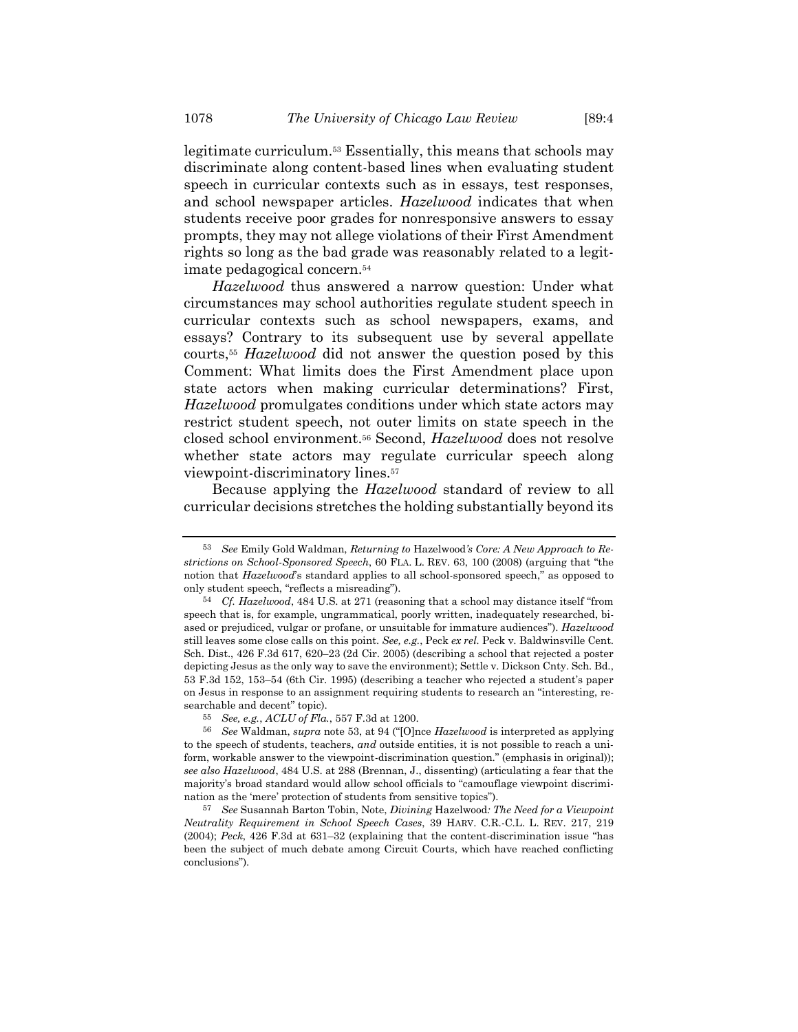legitimate curriculum.[53] Essentially, this means that schools may discriminate along content-based lines when evaluating student speech in curricular contexts such as in essays, test responses, and school newspaper articles. *Hazelwood* indicates that when students receive poor grades for nonresponsive answers to essay prompts, they may not allege violations of their First Amendment rights so long as the bad grade was reasonably related to a legitimate pedagogical concern.[54]

*Hazelwood* thus answered a narrow question: Under what circumstances may school authorities regulate student speech in curricular contexts such as school newspapers, exams, and essays? Contrary to its subsequent use by several appellate courts,[55] *Hazelwood* did not answer the question posed by this Comment: What limits does the First Amendment place upon state actors when making curricular determinations? First, *Hazelwood* promulgates conditions under which state actors may restrict student speech, not outer limits on state speech in the closed school environment.[56] Second, *Hazelwood* does not resolve whether state actors may regulate curricular speech along viewpoint-discriminatory lines.[57]

Because applying the *Hazelwood* standard of review to all curricular decisions stretches the holding substantially beyond its

---

[53] *See* Emily Gold Waldman, *Returning to* Hazelwood*'s Core: A New Approach to Restrictions on School-Sponsored Speech*, 60 FLA. L. REV. 63, 100 (2008) (arguing that "the notion that *Hazelwood*'s standard applies to all school-sponsored speech," as opposed to only student speech, "reflects a misreading").

[54] *Cf. Hazelwood*, 484 U.S. at 271 (reasoning that a school may distance itself "from speech that is, for example, ungrammatical, poorly written, inadequately researched, biased or prejudiced, vulgar or profane, or unsuitable for immature audiences"). *Hazelwood* still leaves some close calls on this point. *See, e.g.*, Peck *ex rel.* Peck v. Baldwinsville Cent. Sch. Dist., 426 F.3d 617, 620–23 (2d Cir. 2005) (describing a school that rejected a poster depicting Jesus as the only way to save the environment); Settle v. Dickson Cnty. Sch. Bd., 53 F.3d 152, 153–54 (6th Cir. 1995) (describing a teacher who rejected a student's paper on Jesus in response to an assignment requiring students to research an "interesting, researchable and decent" topic).

[55] *See, e.g.*, *ACLU of Fla.*, 557 F.3d at 1200.

[56] *See* Waldman, *supra* note 53, at 94 ("[O]nce *Hazelwood* is interpreted as applying to the speech of students, teachers, *and* outside entities, it is not possible to reach a uniform, workable answer to the viewpoint-discrimination question." (emphasis in original)); *see also Hazelwood*, 484 U.S. at 288 (Brennan, J., dissenting) (articulating a fear that the majority's broad standard would allow school officials to "camouflage viewpoint discrimination as the 'mere' protection of students from sensitive topics").

[57] *See* Susannah Barton Tobin, Note, *Divining* Hazelwood*: The Need for a Viewpoint Neutrality Requirement in School Speech Cases*, 39 HARV. C.R.-C.L. L. REV. 217, 219 (2004); *Peck*, 426 F.3d at 631–32 (explaining that the content-discrimination issue "has been the subject of much debate among Circuit Courts, which have reached conflicting conclusions").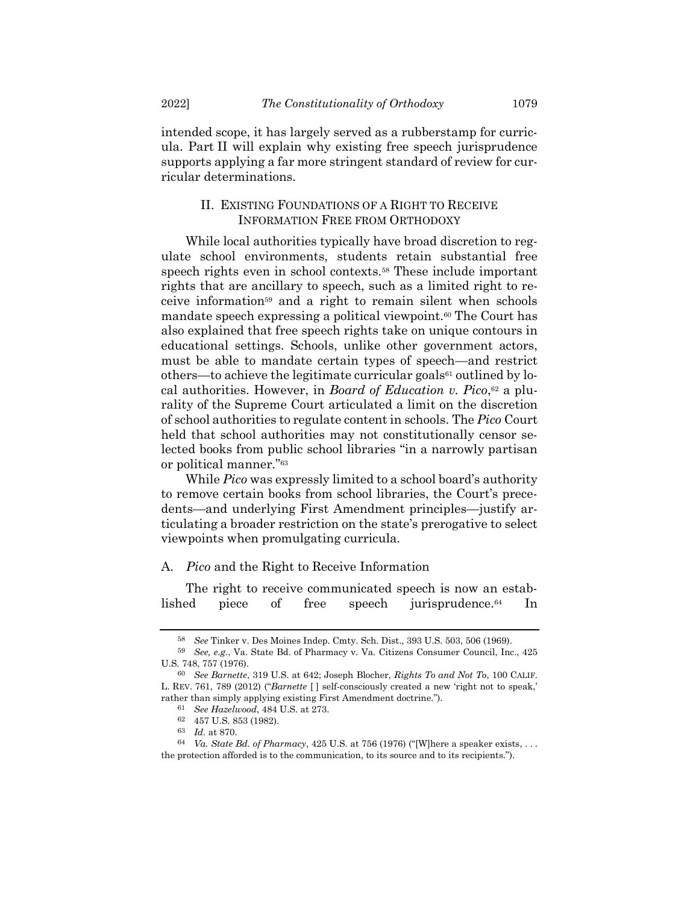intended scope, it has largely served as a rubberstamp for curricula. Part II will explain why existing free speech jurisprudence supports applying a far more stringent standard of review for curricular determinations.

## II. Existing Foundations of a Right to Receive Information Free from Orthodoxy

While local authorities typically have broad discretion to regulate school environments, students retain substantial free speech rights even in school contexts.[58] These include important rights that are ancillary to speech, such as a limited right to receive information[59] and a right to remain silent when schools mandate speech expressing a political viewpoint.[60] The Court has also explained that free speech rights take on unique contours in educational settings. Schools, unlike other government actors, must be able to mandate certain types of speech—and restrict others—to achieve the legitimate curricular goals[61] outlined by local authorities. However, in *Board of Education v. Pico*,[62] a plurality of the Supreme Court articulated a limit on the discretion of school authorities to regulate content in schools. The *Pico* Court held that school authorities may not constitutionally censor selected books from public school libraries "in a narrowly partisan or political manner."[63]

While *Pico* was expressly limited to a school board's authority to remove certain books from school libraries, the Court's precedents—and underlying First Amendment principles—justify articulating a broader restriction on the state's prerogative to select viewpoints when promulgating curricula.

### A. *Pico* and the Right to Receive Information

The right to receive communicated speech is now an established piece of free speech jurisprudence.[64] In

---

[58] *See* Tinker v. Des Moines Indep. Cmty. Sch. Dist., 393 U.S. 503, 506 (1969).

[59] *See, e.g.*, Va. State Bd. of Pharmacy v. Va. Citizens Consumer Council, Inc., 425 U.S. 748, 757 (1976).

[60] *See Barnette*, 319 U.S. at 642; Joseph Blocher, *Rights To and Not To*, 100 CALIF. L. REV. 761, 789 (2012) ("*Barnette* [ ] self-consciously created a new 'right not to speak,' rather than simply applying existing First Amendment doctrine.").

[61] *See Hazelwood*, 484 U.S. at 273.

[62] 457 U.S. 853 (1982).

[63] *Id.* at 870.

[64] *Va. State Bd. of Pharmacy*, 425 U.S. at 756 (1976) ("[W]here a speaker exists, . . . the protection afforded is to the communication, to its source and to its recipients.").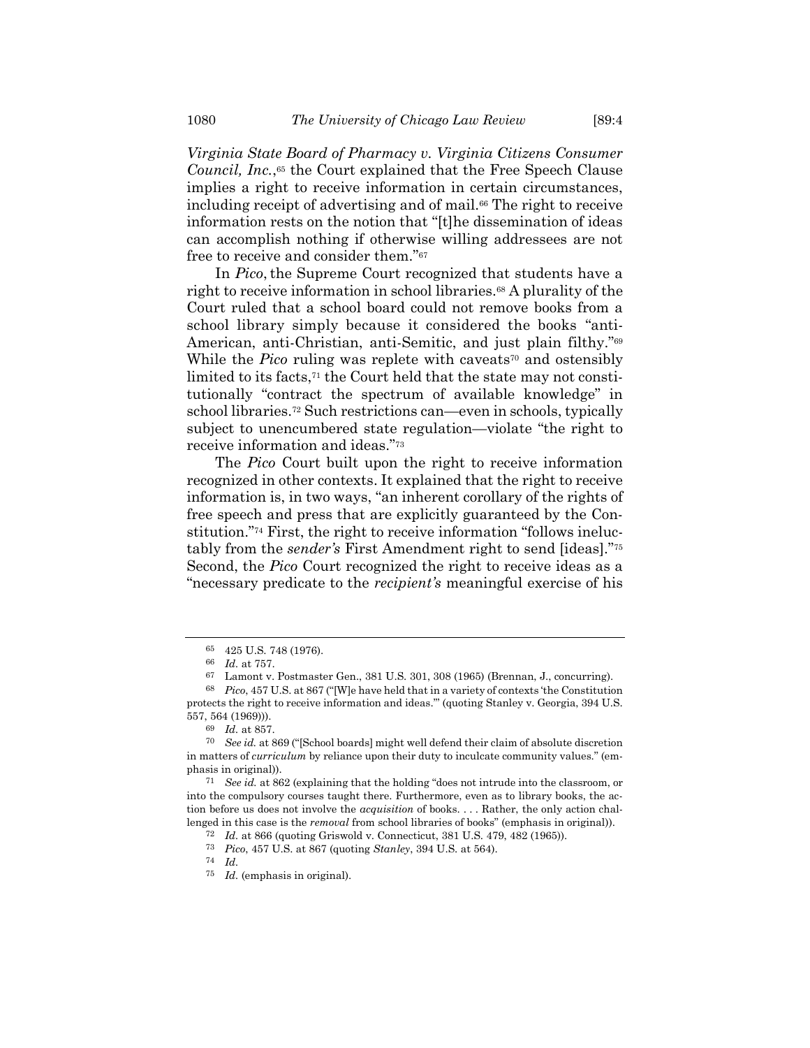*Virginia State Board of Pharmacy v. Virginia Citizens Consumer Council, Inc.*,[65] the Court explained that the Free Speech Clause implies a right to receive information in certain circumstances, including receipt of advertising and of mail.[66] The right to receive information rests on the notion that "[t]he dissemination of ideas can accomplish nothing if otherwise willing addressees are not free to receive and consider them."[67]

In *Pico*, the Supreme Court recognized that students have a right to receive information in school libraries.[68] A plurality of the Court ruled that a school board could not remove books from a school library simply because it considered the books "anti-American, anti-Christian, anti-Semitic, and just plain filthy."[69] While the *Pico* ruling was replete with caveats[70] and ostensibly limited to its facts,[71] the Court held that the state may not constitutionally "contract the spectrum of available knowledge" in school libraries.[72] Such restrictions can—even in schools, typically subject to unencumbered state regulation—violate "the right to receive information and ideas."[73]

The *Pico* Court built upon the right to receive information recognized in other contexts. It explained that the right to receive information is, in two ways, "an inherent corollary of the rights of free speech and press that are explicitly guaranteed by the Constitution."[74] First, the right to receive information "follows ineluctably from the *sender's* First Amendment right to send [ideas]."[75] Second, the *Pico* Court recognized the right to receive ideas as a "necessary predicate to the *recipient's* meaningful exercise of his

---

[65] 425 U.S. 748 (1976).

[66] *Id.* at 757.

[67] Lamont v. Postmaster Gen., 381 U.S. 301, 308 (1965) (Brennan, J., concurring).

[68] *Pico*, 457 U.S. at 867 ("[W]e have held that in a variety of contexts 'the Constitution protects the right to receive information and ideas.'" (quoting Stanley v. Georgia, 394 U.S. 557, 564 (1969))).

[69] *Id.* at 857.

[70] *See id.* at 869 ("[School boards] might well defend their claim of absolute discretion in matters of *curriculum* by reliance upon their duty to inculcate community values." (emphasis in original)).

[71] *See id.* at 862 (explaining that the holding "does not intrude into the classroom, or into the compulsory courses taught there. Furthermore, even as to library books, the action before us does not involve the *acquisition* of books. . . . Rather, the only action challenged in this case is the *removal* from school libraries of books" (emphasis in original)).

[72] *Id.* at 866 (quoting Griswold v. Connecticut, 381 U.S. 479, 482 (1965)).

[73] *Pico*, 457 U.S. at 867 (quoting *Stanley*, 394 U.S. at 564).

[74] *Id.*

[75] *Id.* (emphasis in original).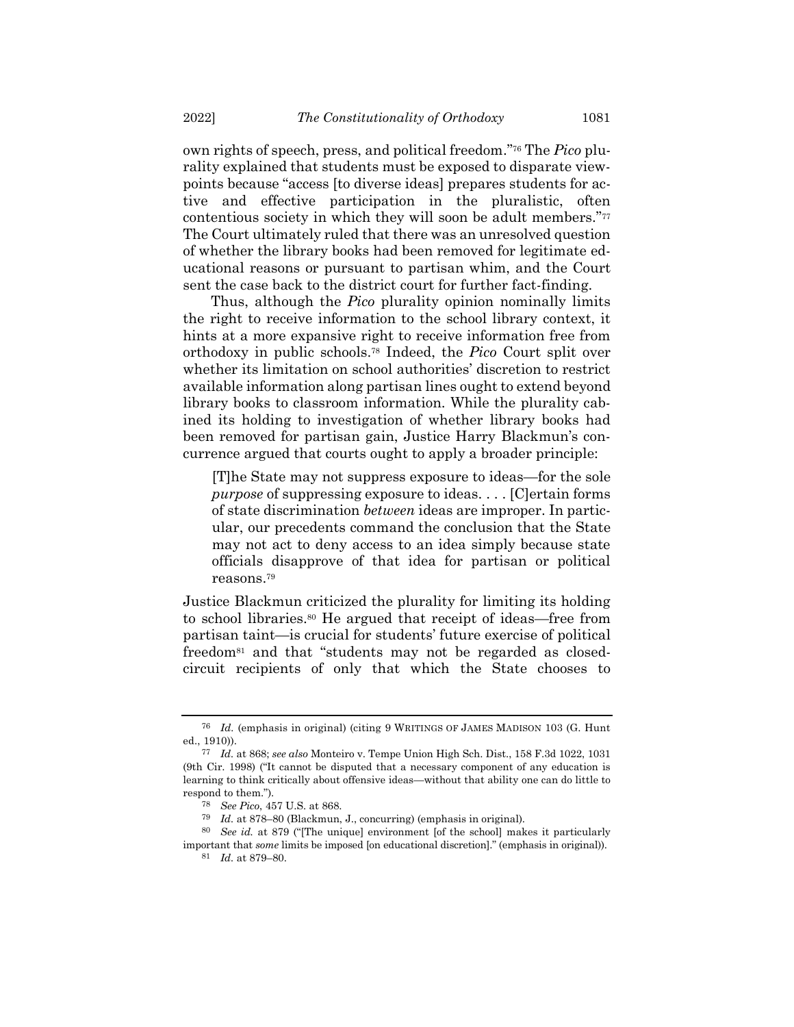own rights of speech, press, and political freedom."[76] The *Pico* plurality explained that students must be exposed to disparate viewpoints because "access [to diverse ideas] prepares students for active and effective participation in the pluralistic, often contentious society in which they will soon be adult members."[77] The Court ultimately ruled that there was an unresolved question of whether the library books had been removed for legitimate educational reasons or pursuant to partisan whim, and the Court sent the case back to the district court for further fact-finding.

Thus, although the *Pico* plurality opinion nominally limits the right to receive information to the school library context, it hints at a more expansive right to receive information free from orthodoxy in public schools.[78] Indeed, the *Pico* Court split over whether its limitation on school authorities' discretion to restrict available information along partisan lines ought to extend beyond library books to classroom information. While the plurality cabined its holding to investigation of whether library books had been removed for partisan gain, Justice Harry Blackmun's concurrence argued that courts ought to apply a broader principle:

> [T]he State may not suppress exposure to ideas—for the sole *purpose* of suppressing exposure to ideas. . . . [C]ertain forms of state discrimination *between* ideas are improper. In particular, our precedents command the conclusion that the State may not act to deny access to an idea simply because state officials disapprove of that idea for partisan or political reasons.[79]

Justice Blackmun criticized the plurality for limiting its holding to school libraries.[80] He argued that receipt of ideas—free from partisan taint—is crucial for students' future exercise of political freedom[81] and that "students may not be regarded as closed-circuit recipients of only that which the State chooses to

---

[76] *Id.* (emphasis in original) (citing 9 WRITINGS OF JAMES MADISON 103 (G. Hunt ed., 1910)).

[77] *Id.* at 868; *see also* Monteiro v. Tempe Union High Sch. Dist., 158 F.3d 1022, 1031 (9th Cir. 1998) ("It cannot be disputed that a necessary component of any education is learning to think critically about offensive ideas—without that ability one can do little to respond to them.").

[78] *See Pico*, 457 U.S. at 868.

[79] *Id.* at 878–80 (Blackmun, J., concurring) (emphasis in original).

[80] *See id.* at 879 ("[The unique] environment [of the school] makes it particularly important that *some* limits be imposed [on educational discretion]." (emphasis in original)).

[81] *Id.* at 879–80.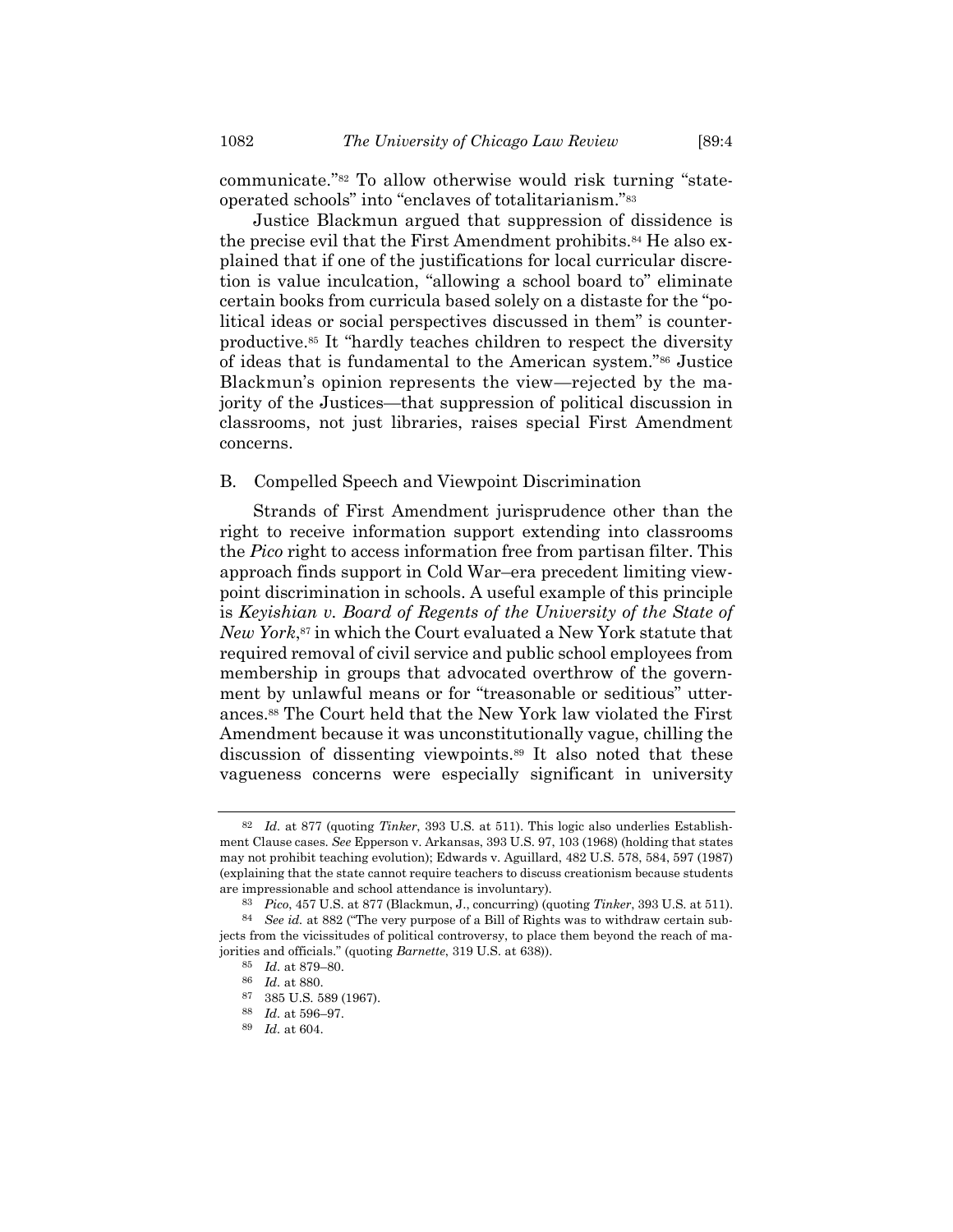communicate."[82] To allow otherwise would risk turning "state-operated schools" into "enclaves of totalitarianism."[83]

Justice Blackmun argued that suppression of dissidence is the precise evil that the First Amendment prohibits.[84] He also explained that if one of the justifications for local curricular discretion is value inculcation, "allowing a school board to" eliminate certain books from curricula based solely on a distaste for the "political ideas or social perspectives discussed in them" is counterproductive.[85] It "hardly teaches children to respect the diversity of ideas that is fundamental to the American system."[86] Justice Blackmun's opinion represents the view—rejected by the majority of the Justices—that suppression of political discussion in classrooms, not just libraries, raises special First Amendment concerns.

## B. Compelled Speech and Viewpoint Discrimination

Strands of First Amendment jurisprudence other than the right to receive information support extending into classrooms the *Pico* right to access information free from partisan filter. This approach finds support in Cold War–era precedent limiting viewpoint discrimination in schools. A useful example of this principle is *Keyishian v. Board of Regents of the University of the State of New York*,[87] in which the Court evaluated a New York statute that required removal of civil service and public school employees from membership in groups that advocated overthrow of the government by unlawful means or for "treasonable or seditious" utterances.[88] The Court held that the New York law violated the First Amendment because it was unconstitutionally vague, chilling the discussion of dissenting viewpoints.[89] It also noted that these vagueness concerns were especially significant in university

---

[82] *Id.* at 877 (quoting *Tinker*, 393 U.S. at 511). This logic also underlies Establishment Clause cases. *See* Epperson v. Arkansas, 393 U.S. 97, 103 (1968) (holding that states may not prohibit teaching evolution); Edwards v. Aguillard, 482 U.S. 578, 584, 597 (1987) (explaining that the state cannot require teachers to discuss creationism because students are impressionable and school attendance is involuntary).

[83] *Pico*, 457 U.S. at 877 (Blackmun, J., concurring) (quoting *Tinker*, 393 U.S. at 511).

[84] *See id.* at 882 ("The very purpose of a Bill of Rights was to withdraw certain subjects from the vicissitudes of political controversy, to place them beyond the reach of majorities and officials." (quoting *Barnette*, 319 U.S. at 638)).

[85] *Id.* at 879–80.

[86] *Id.* at 880.

[87] 385 U.S. 589 (1967).

[88] *Id.* at 596–97.

[89] *Id.* at 604.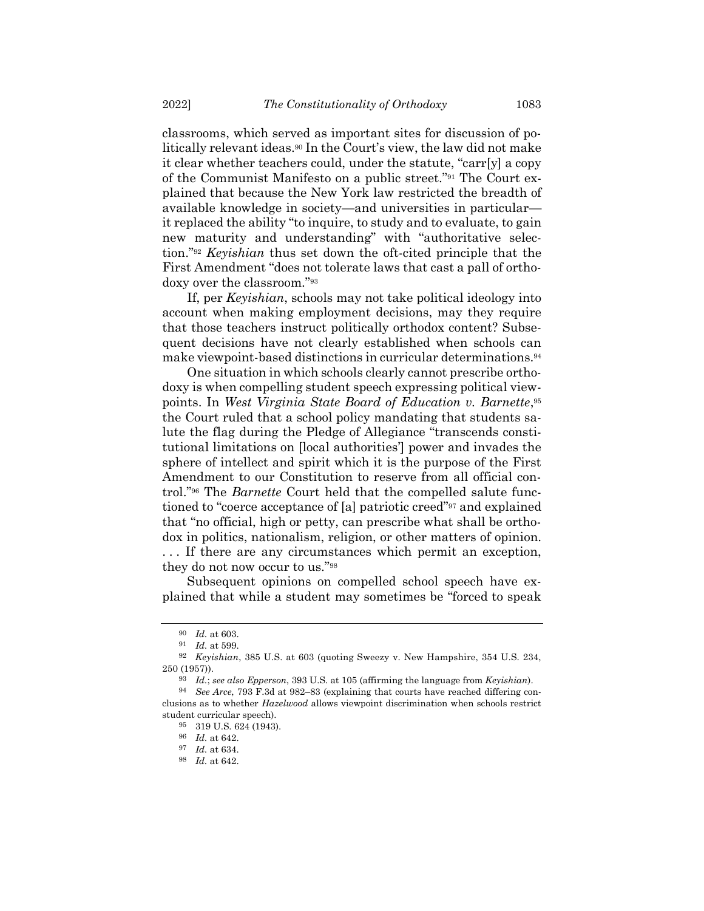classrooms, which served as important sites for discussion of politically relevant ideas.[90] In the Court's view, the law did not make it clear whether teachers could, under the statute, "carr[y] a copy of the Communist Manifesto on a public street."[91] The Court explained that because the New York law restricted the breadth of available knowledge in society—and universities in particular—it replaced the ability "to inquire, to study and to evaluate, to gain new maturity and understanding" with "authoritative selection."[92] *Keyishian* thus set down the oft-cited principle that the First Amendment "does not tolerate laws that cast a pall of orthodoxy over the classroom."[93]

If, per *Keyishian*, schools may not take political ideology into account when making employment decisions, may they require that those teachers instruct politically orthodox content? Subsequent decisions have not clearly established when schools can make viewpoint-based distinctions in curricular determinations.[94]

One situation in which schools clearly cannot prescribe orthodoxy is when compelling student speech expressing political viewpoints. In *West Virginia State Board of Education v. Barnette*,[95] the Court ruled that a school policy mandating that students salute the flag during the Pledge of Allegiance "transcends constitutional limitations on [local authorities'] power and invades the sphere of intellect and spirit which it is the purpose of the First Amendment to our Constitution to reserve from all official control."[96] The *Barnette* Court held that the compelled salute functioned to "coerce acceptance of [a] patriotic creed"[97] and explained that "no official, high or petty, can prescribe what shall be orthodox in politics, nationalism, religion, or other matters of opinion. . . . If there are any circumstances which permit an exception, they do not now occur to us."[98]

Subsequent opinions on compelled school speech have explained that while a student may sometimes be "forced to speak

---

[90] *Id.* at 603.

[91] *Id.* at 599.

[92] *Keyishian*, 385 U.S. at 603 (quoting Sweezy v. New Hampshire, 354 U.S. 234, 250 (1957)).

[93] *Id.*; *see also Epperson*, 393 U.S. at 105 (affirming the language from *Keyishian*).

[94] *See Arce*, 793 F.3d at 982–83 (explaining that courts have reached differing conclusions as to whether *Hazelwood* allows viewpoint discrimination when schools restrict student curricular speech).

[95] 319 U.S. 624 (1943).

[96] *Id.* at 642.

[97] *Id.* at 634.

[98] *Id.* at 642.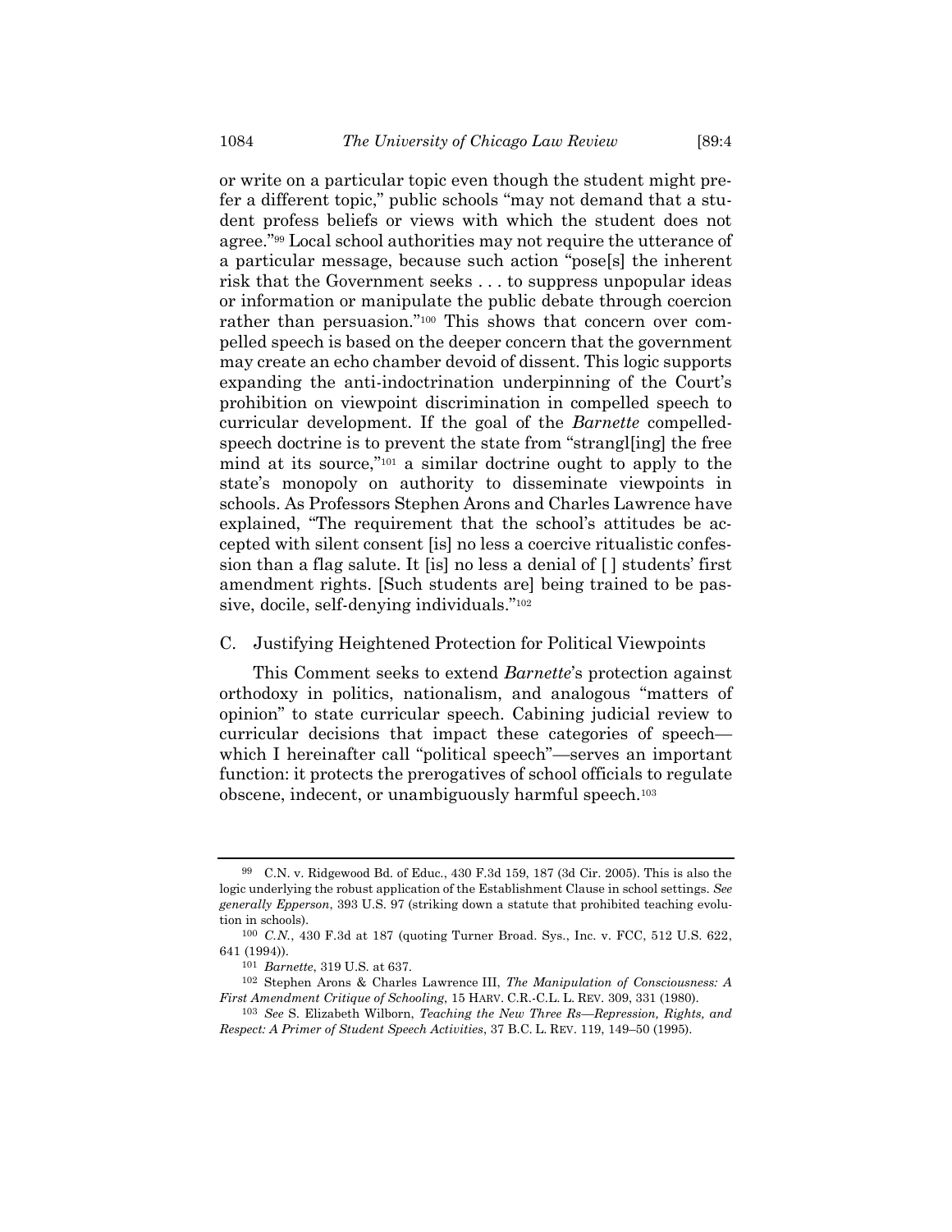or write on a particular topic even though the student might prefer a different topic," public schools "may not demand that a student profess beliefs or views with which the student does not agree."[99] Local school authorities may not require the utterance of a particular message, because such action "pose[s] the inherent risk that the Government seeks . . . to suppress unpopular ideas or information or manipulate the public debate through coercion rather than persuasion."[100] This shows that concern over compelled speech is based on the deeper concern that the government may create an echo chamber devoid of dissent. This logic supports expanding the anti-indoctrination underpinning of the Court's prohibition on viewpoint discrimination in compelled speech to curricular development. If the goal of the *Barnette* compelled-speech doctrine is to prevent the state from "strangl[ing] the free mind at its source,"[101] a similar doctrine ought to apply to the state's monopoly on authority to disseminate viewpoints in schools. As Professors Stephen Arons and Charles Lawrence have explained, "The requirement that the school's attitudes be accepted with silent consent [is] no less a coercive ritualistic confession than a flag salute. It [is] no less a denial of [ ] students' first amendment rights. [Such students are] being trained to be passive, docile, self-denying individuals."[102]

### C. Justifying Heightened Protection for Political Viewpoints

This Comment seeks to extend *Barnette*'s protection against orthodoxy in politics, nationalism, and analogous "matters of opinion" to state curricular speech. Cabining judicial review to curricular decisions that impact these categories of speech—which I hereinafter call "political speech"—serves an important function: it protects the prerogatives of school officials to regulate obscene, indecent, or unambiguously harmful speech.[103]

---

[99] C.N. v. Ridgewood Bd. of Educ., 430 F.3d 159, 187 (3d Cir. 2005). This is also the logic underlying the robust application of the Establishment Clause in school settings. *See generally Epperson*, 393 U.S. 97 (striking down a statute that prohibited teaching evolution in schools).

[100] *C.N.*, 430 F.3d at 187 (quoting Turner Broad. Sys., Inc. v. FCC, 512 U.S. 622, 641 (1994)).

[101] *Barnette*, 319 U.S. at 637.

[102] Stephen Arons & Charles Lawrence III, *The Manipulation of Consciousness: A First Amendment Critique of Schooling*, 15 HARV. C.R.-C.L. L. REV. 309, 331 (1980).

[103] *See* S. Elizabeth Wilborn, *Teaching the New Three Rs—Repression, Rights, and Respect: A Primer of Student Speech Activities*, 37 B.C. L. REV. 119, 149–50 (1995).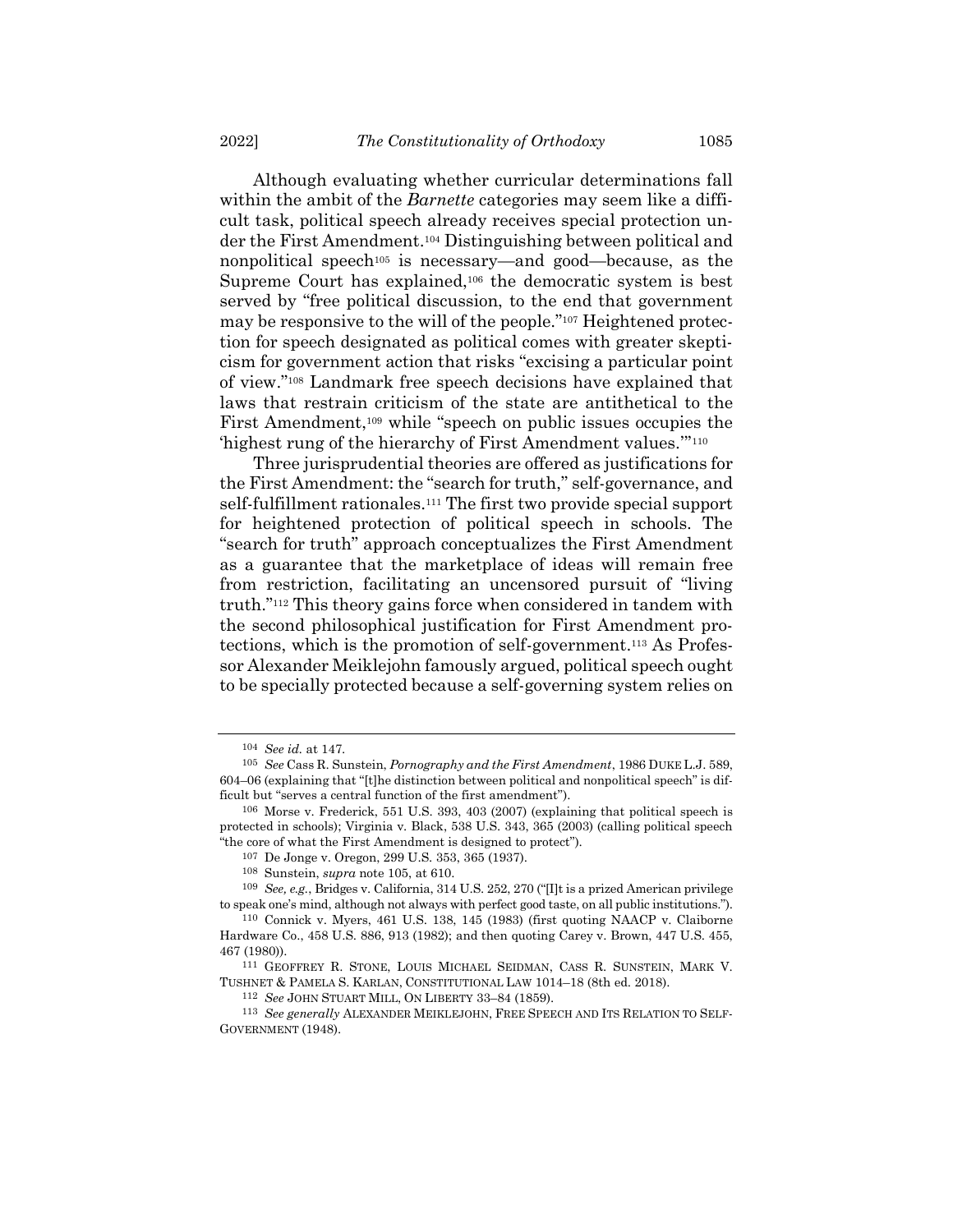Although evaluating whether curricular determinations fall within the ambit of the *Barnette* categories may seem like a difficult task, political speech already receives special protection under the First Amendment.[104] Distinguishing between political and nonpolitical speech[105] is necessary—and good—because, as the Supreme Court has explained,[106] the democratic system is best served by "free political discussion, to the end that government may be responsive to the will of the people."[107] Heightened protection for speech designated as political comes with greater skepticism for government action that risks "excising a particular point of view."[108] Landmark free speech decisions have explained that laws that restrain criticism of the state are antithetical to the First Amendment,[109] while "speech on public issues occupies the 'highest rung of the hierarchy of First Amendment values.'"[110]

Three jurisprudential theories are offered as justifications for the First Amendment: the "search for truth," self-governance, and self-fulfillment rationales.[111] The first two provide special support for heightened protection of political speech in schools. The "search for truth" approach conceptualizes the First Amendment as a guarantee that the marketplace of ideas will remain free from restriction, facilitating an uncensored pursuit of "living truth."[112] This theory gains force when considered in tandem with the second philosophical justification for First Amendment protections, which is the promotion of self-government.[113] As Professor Alexander Meiklejohn famously argued, political speech ought to be specially protected because a self-governing system relies on

---

[104] *See id.* at 147.

[105] *See* Cass R. Sunstein, *Pornography and the First Amendment*, 1986 DUKE L.J. 589, 604–06 (explaining that "[t]he distinction between political and nonpolitical speech" is difficult but "serves a central function of the first amendment").

[106] Morse v. Frederick, 551 U.S. 393, 403 (2007) (explaining that political speech is protected in schools); Virginia v. Black, 538 U.S. 343, 365 (2003) (calling political speech "the core of what the First Amendment is designed to protect").

[107] De Jonge v. Oregon, 299 U.S. 353, 365 (1937).

[108] Sunstein, *supra* note 105, at 610.

[109] *See, e.g.*, Bridges v. California, 314 U.S. 252, 270 ("[I]t is a prized American privilege to speak one's mind, although not always with perfect good taste, on all public institutions.").

[110] Connick v. Myers, 461 U.S. 138, 145 (1983) (first quoting NAACP v. Claiborne Hardware Co., 458 U.S. 886, 913 (1982); and then quoting Carey v. Brown, 447 U.S. 455, 467 (1980)).

[111] GEOFFREY R. STONE, LOUIS MICHAEL SEIDMAN, CASS R. SUNSTEIN, MARK V. TUSHNET & PAMELA S. KARLAN, CONSTITUTIONAL LAW 1014–18 (8th ed. 2018).

[112] *See* JOHN STUART MILL, ON LIBERTY 33–84 (1859).

[113] *See generally* ALEXANDER MEIKLEJOHN, FREE SPEECH AND ITS RELATION TO SELF-GOVERNMENT (1948).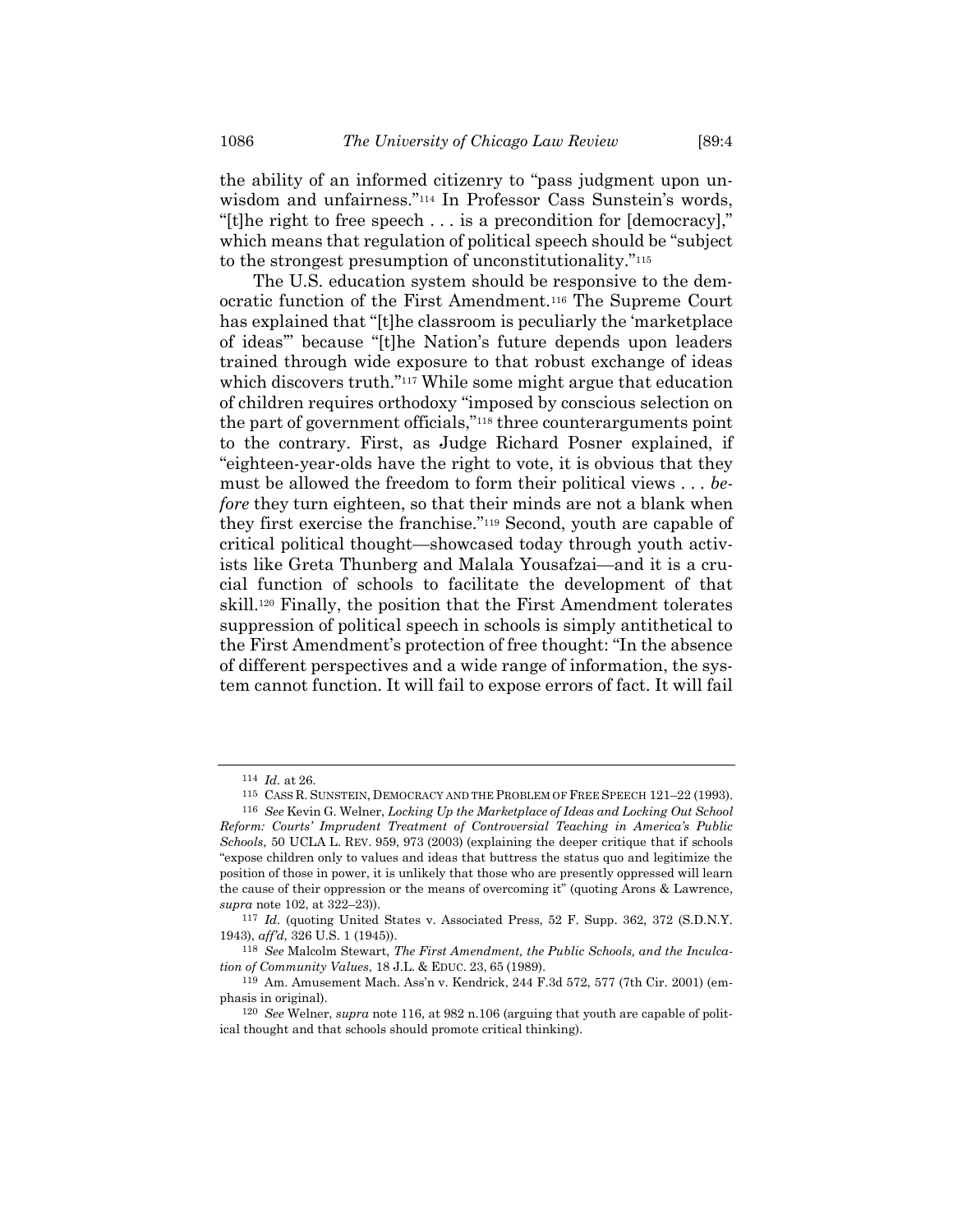the ability of an informed citizenry to "pass judgment upon unwisdom and unfairness."[114] In Professor Cass Sunstein's words, "[t]he right to free speech . . . is a precondition for [democracy]," which means that regulation of political speech should be "subject to the strongest presumption of unconstitutionality."[115]

The U.S. education system should be responsive to the democratic function of the First Amendment.[116] The Supreme Court has explained that "[t]he classroom is peculiarly the 'marketplace of ideas'" because "[t]he Nation's future depends upon leaders trained through wide exposure to that robust exchange of ideas which discovers truth."[117] While some might argue that education of children requires orthodoxy "imposed by conscious selection on the part of government officials,"[118] three counterarguments point to the contrary. First, as Judge Richard Posner explained, if "eighteen-year-olds have the right to vote, it is obvious that they must be allowed the freedom to form their political views . . . *before* they turn eighteen, so that their minds are not a blank when they first exercise the franchise."[119] Second, youth are capable of critical political thought—showcased today through youth activists like Greta Thunberg and Malala Yousafzai—and it is a crucial function of schools to facilitate the development of that skill.[120] Finally, the position that the First Amendment tolerates suppression of political speech in schools is simply antithetical to the First Amendment's protection of free thought: "In the absence of different perspectives and a wide range of information, the system cannot function. It will fail to expose errors of fact. It will fail

---

[114] *Id.* at 26.

[115] CASS R. SUNSTEIN, DEMOCRACY AND THE PROBLEM OF FREE SPEECH 121–22 (1993).

[116] *See* Kevin G. Welner, *Locking Up the Marketplace of Ideas and Locking Out School Reform: Courts' Imprudent Treatment of Controversial Teaching in America's Public Schools*, 50 UCLA L. REV. 959, 973 (2003) (explaining the deeper critique that if schools "expose children only to values and ideas that buttress the status quo and legitimize the position of those in power, it is unlikely that those who are presently oppressed will learn the cause of their oppression or the means of overcoming it" (quoting Arons & Lawrence, *supra* note 102, at 322–23)).

[117] *Id.* (quoting United States v. Associated Press, 52 F. Supp. 362, 372 (S.D.N.Y. 1943), *aff'd*, 326 U.S. 1 (1945)).

[118] *See* Malcolm Stewart, *The First Amendment, the Public Schools, and the Inculcation of Community Values*, 18 J.L. & EDUC. 23, 65 (1989).

[119] Am. Amusement Mach. Ass'n v. Kendrick, 244 F.3d 572, 577 (7th Cir. 2001) (emphasis in original).

[120] *See* Welner, *supra* note 116, at 982 n.106 (arguing that youth are capable of political thought and that schools should promote critical thinking).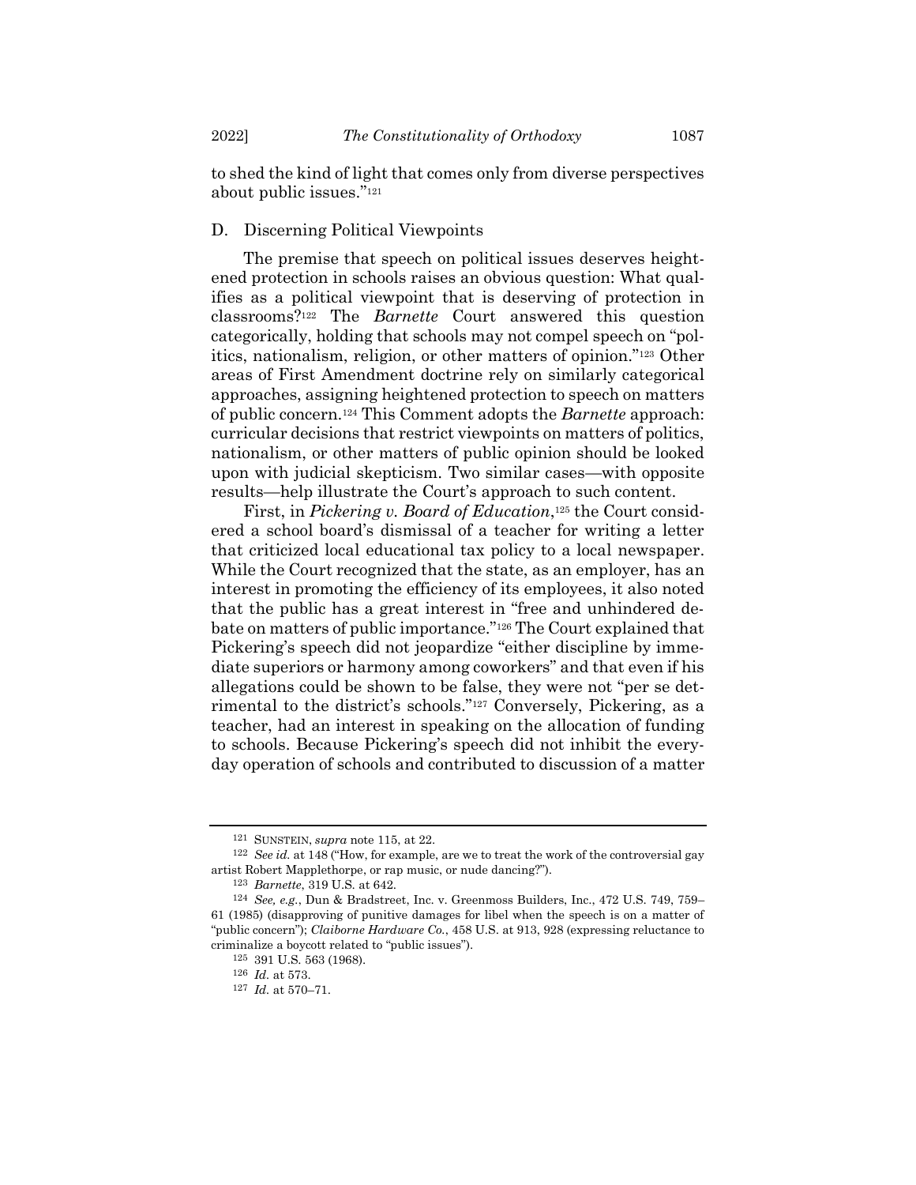to shed the kind of light that comes only from diverse perspectives about public issues."[121]

### D. Discerning Political Viewpoints

The premise that speech on political issues deserves heightened protection in schools raises an obvious question: What qualifies as a political viewpoint that is deserving of protection in classrooms?[122] The *Barnette* Court answered this question categorically, holding that schools may not compel speech on "politics, nationalism, religion, or other matters of opinion."[123] Other areas of First Amendment doctrine rely on similarly categorical approaches, assigning heightened protection to speech on matters of public concern.[124] This Comment adopts the *Barnette* approach: curricular decisions that restrict viewpoints on matters of politics, nationalism, or other matters of public opinion should be looked upon with judicial skepticism. Two similar cases—with opposite results—help illustrate the Court's approach to such content.

First, in *Pickering v. Board of Education*,[125] the Court considered a school board's dismissal of a teacher for writing a letter that criticized local educational tax policy to a local newspaper. While the Court recognized that the state, as an employer, has an interest in promoting the efficiency of its employees, it also noted that the public has a great interest in "free and unhindered debate on matters of public importance."[126] The Court explained that Pickering's speech did not jeopardize "either discipline by immediate superiors or harmony among coworkers" and that even if his allegations could be shown to be false, they were not "per se detrimental to the district's schools."[127] Conversely, Pickering, as a teacher, had an interest in speaking on the allocation of funding to schools. Because Pickering's speech did not inhibit the everyday operation of schools and contributed to discussion of a matter

---

[121] SUNSTEIN, *supra* note 115, at 22.

[122] *See id.* at 148 ("How, for example, are we to treat the work of the controversial gay artist Robert Mapplethorpe, or rap music, or nude dancing?").

[123] *Barnette*, 319 U.S. at 642.

[124] *See, e.g.*, Dun & Bradstreet, Inc. v. Greenmoss Builders, Inc., 472 U.S. 749, 759–61 (1985) (disapproving of punitive damages for libel when the speech is on a matter of "public concern"); *Claiborne Hardware Co.*, 458 U.S. at 913, 928 (expressing reluctance to criminalize a boycott related to "public issues").

[125] 391 U.S. 563 (1968).

[126] *Id.* at 573.

[127] *Id.* at 570–71.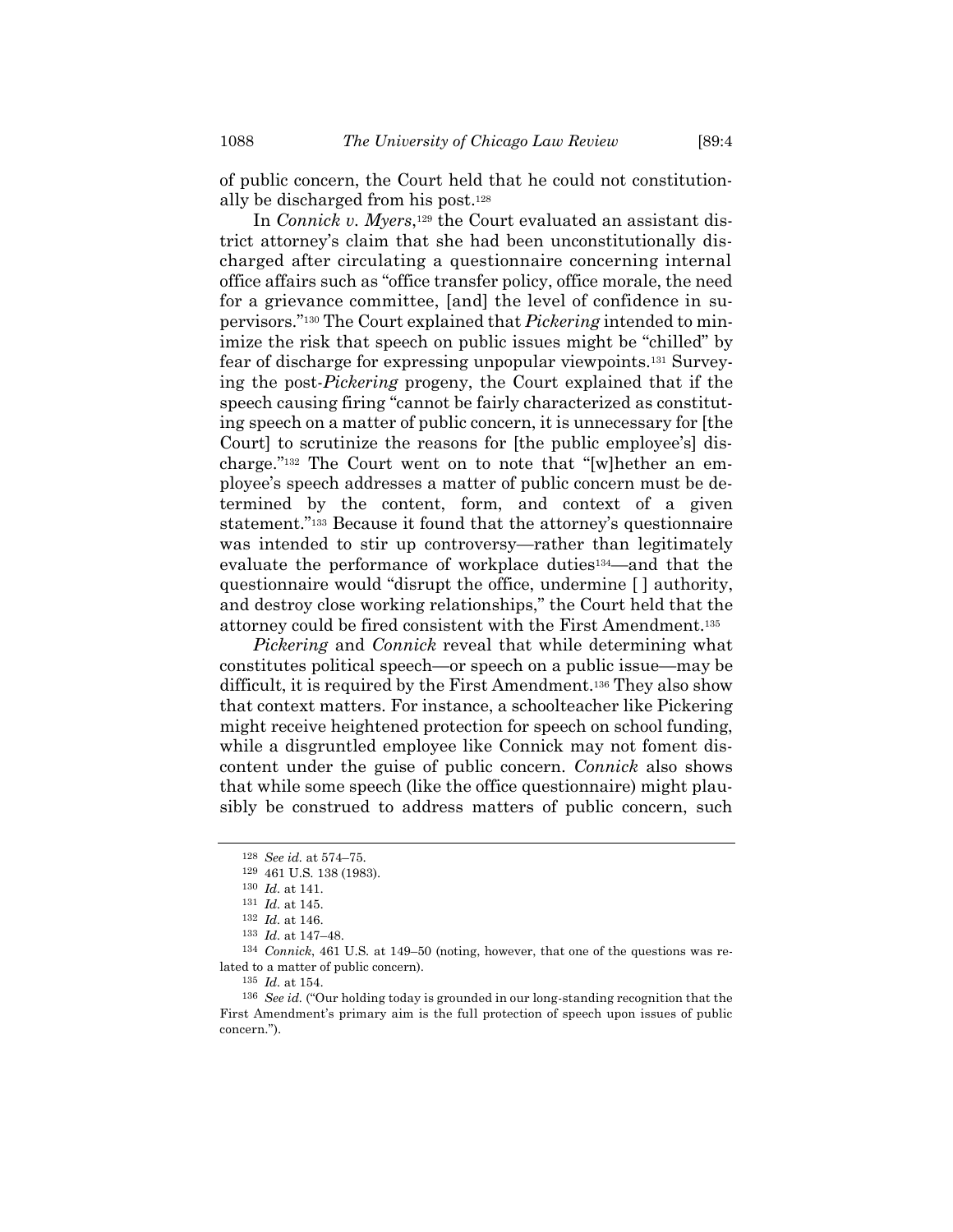of public concern, the Court held that he could not constitutionally be discharged from his post.[128]

In *Connick v. Myers*,[129] the Court evaluated an assistant district attorney's claim that she had been unconstitutionally discharged after circulating a questionnaire concerning internal office affairs such as "office transfer policy, office morale, the need for a grievance committee, [and] the level of confidence in supervisors."[130] The Court explained that *Pickering* intended to minimize the risk that speech on public issues might be "chilled" by fear of discharge for expressing unpopular viewpoints.[131] Surveying the post-*Pickering* progeny, the Court explained that if the speech causing firing "cannot be fairly characterized as constituting speech on a matter of public concern, it is unnecessary for [the Court] to scrutinize the reasons for [the public employee's] discharge."[132] The Court went on to note that "[w]hether an employee's speech addresses a matter of public concern must be determined by the content, form, and context of a given statement."[133] Because it found that the attorney's questionnaire was intended to stir up controversy—rather than legitimately evaluate the performance of workplace duties[134]—and that the questionnaire would "disrupt the office, undermine [ ] authority, and destroy close working relationships," the Court held that the attorney could be fired consistent with the First Amendment.[135]

*Pickering* and *Connick* reveal that while determining what constitutes political speech—or speech on a public issue—may be difficult, it is required by the First Amendment.[136] They also show that context matters. For instance, a schoolteacher like Pickering might receive heightened protection for speech on school funding, while a disgruntled employee like Connick may not foment discontent under the guise of public concern. *Connick* also shows that while some speech (like the office questionnaire) might plausibly be construed to address matters of public concern, such

---

[128] *See id.* at 574–75.

[129] 461 U.S. 138 (1983).

[130] *Id.* at 141.

[131] *Id.* at 145.

[132] *Id.* at 146.

[133] *Id.* at 147–48.

[134] *Connick*, 461 U.S. at 149–50 (noting, however, that one of the questions was related to a matter of public concern).

[135] *Id.* at 154.

[136] *See id.* ("Our holding today is grounded in our long-standing recognition that the First Amendment's primary aim is the full protection of speech upon issues of public concern.").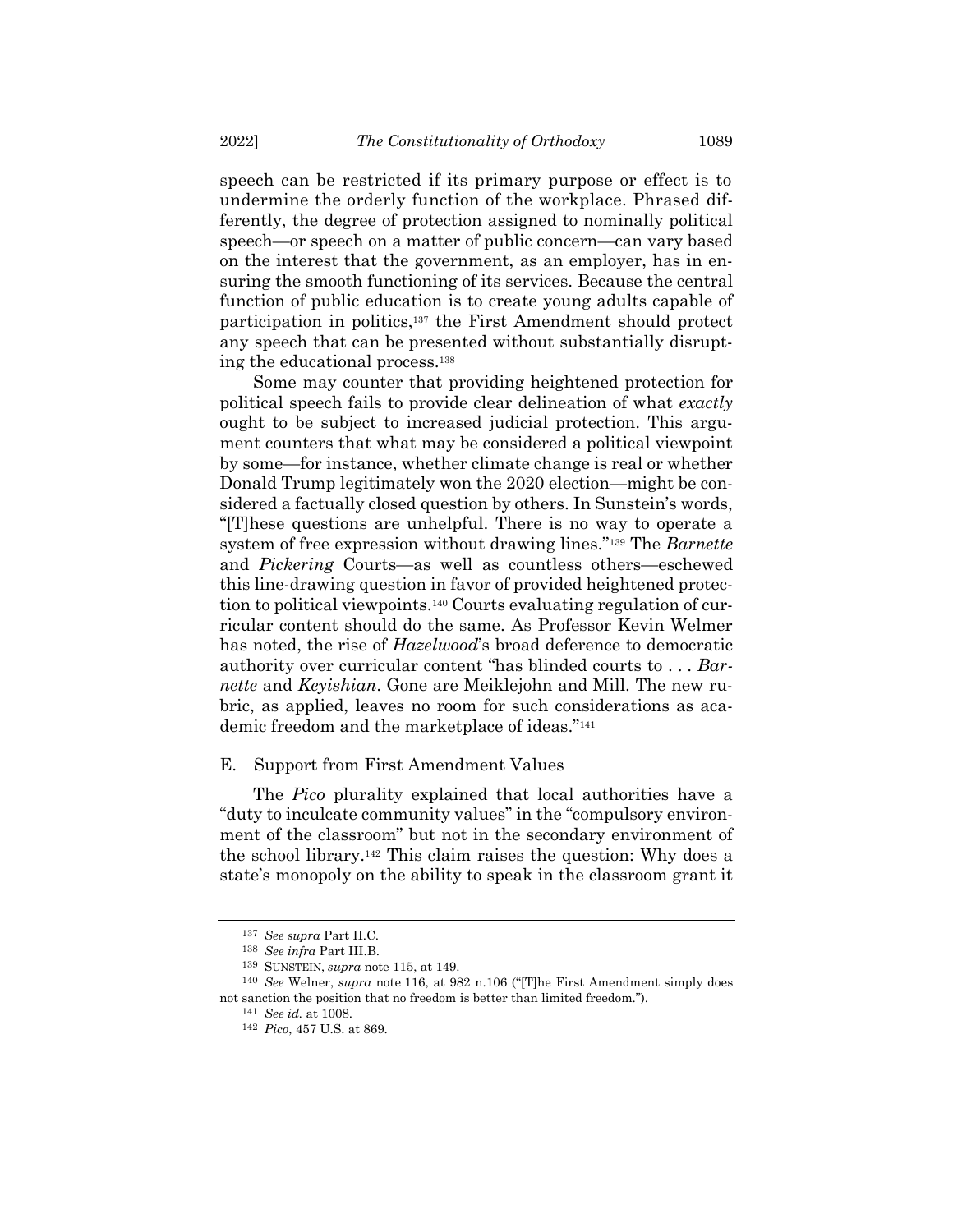speech can be restricted if its primary purpose or effect is to undermine the orderly function of the workplace. Phrased differently, the degree of protection assigned to nominally political speech—or speech on a matter of public concern—can vary based on the interest that the government, as an employer, has in ensuring the smooth functioning of its services. Because the central function of public education is to create young adults capable of participation in politics,[137] the First Amendment should protect any speech that can be presented without substantially disrupting the educational process.[138]

Some may counter that providing heightened protection for political speech fails to provide clear delineation of what *exactly* ought to be subject to increased judicial protection. This argument counters that what may be considered a political viewpoint by some—for instance, whether climate change is real or whether Donald Trump legitimately won the 2020 election—might be considered a factually closed question by others. In Sunstein's words, "[T]hese questions are unhelpful. There is no way to operate a system of free expression without drawing lines."[139] The *Barnette* and *Pickering* Courts—as well as countless others—eschewed this line-drawing question in favor of provided heightened protection to political viewpoints.[140] Courts evaluating regulation of curricular content should do the same. As Professor Kevin Welmer has noted, the rise of *Hazelwood*'s broad deference to democratic authority over curricular content "has blinded courts to . . . *Barnette* and *Keyishian*. Gone are Meiklejohn and Mill. The new rubric, as applied, leaves no room for such considerations as academic freedom and the marketplace of ideas."[141]

## E. Support from First Amendment Values

The *Pico* plurality explained that local authorities have a "duty to inculcate community values" in the "compulsory environment of the classroom" but not in the secondary environment of the school library.[142] This claim raises the question: Why does a state's monopoly on the ability to speak in the classroom grant it

---

[137] *See supra* Part II.C.

[138] *See infra* Part III.B.

[139] SUNSTEIN, *supra* note 115, at 149.

[140] *See* Welner, *supra* note 116, at 982 n.106 ("[T]he First Amendment simply does not sanction the position that no freedom is better than limited freedom.").

[141] *See id.* at 1008.

[142] *Pico*, 457 U.S. at 869.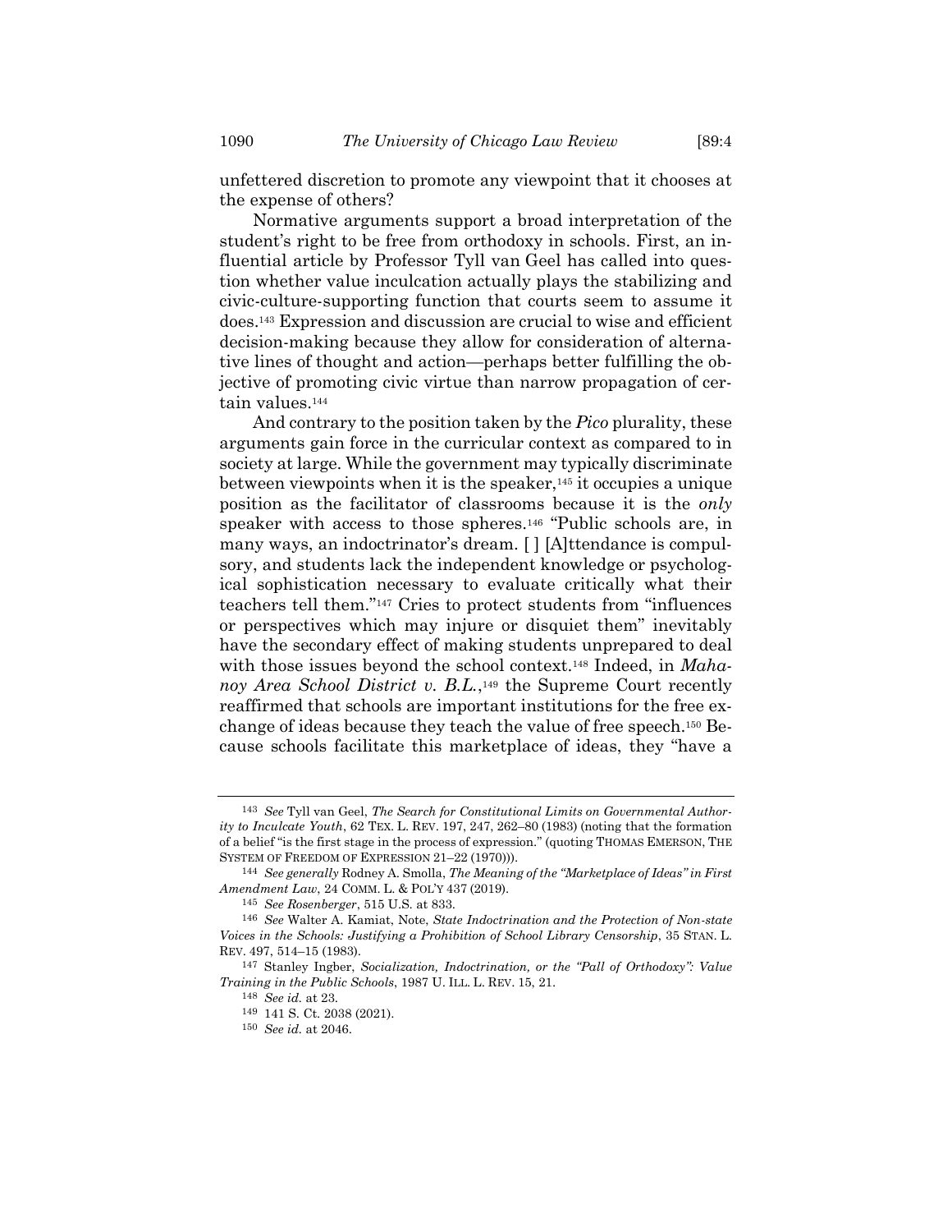unfettered discretion to promote any viewpoint that it chooses at the expense of others?

Normative arguments support a broad interpretation of the student's right to be free from orthodoxy in schools. First, an influential article by Professor Tyll van Geel has called into question whether value inculcation actually plays the stabilizing and civic-culture-supporting function that courts seem to assume it does.[143] Expression and discussion are crucial to wise and efficient decision-making because they allow for consideration of alternative lines of thought and action—perhaps better fulfilling the objective of promoting civic virtue than narrow propagation of certain values.[144]

And contrary to the position taken by the *Pico* plurality, these arguments gain force in the curricular context as compared to in society at large. While the government may typically discriminate between viewpoints when it is the speaker,[145] it occupies a unique position as the facilitator of classrooms because it is the *only* speaker with access to those spheres.[146] "Public schools are, in many ways, an indoctrinator's dream. [ ] [A]ttendance is compulsory, and students lack the independent knowledge or psychological sophistication necessary to evaluate critically what their teachers tell them."[147] Cries to protect students from "influences or perspectives which may injure or disquiet them" inevitably have the secondary effect of making students unprepared to deal with those issues beyond the school context.[148] Indeed, in *Mahanoy Area School District v. B.L.*,[149] the Supreme Court recently reaffirmed that schools are important institutions for the free exchange of ideas because they teach the value of free speech.[150] Because schools facilitate this marketplace of ideas, they "have a

---

[143] *See* Tyll van Geel, *The Search for Constitutional Limits on Governmental Authority to Inculcate Youth*, 62 TEX. L. REV. 197, 247, 262–80 (1983) (noting that the formation of a belief "is the first stage in the process of expression." (quoting THOMAS EMERSON, THE SYSTEM OF FREEDOM OF EXPRESSION 21–22 (1970))).

[144] *See generally* Rodney A. Smolla, *The Meaning of the "Marketplace of Ideas" in First Amendment Law*, 24 COMM. L. & POL'Y 437 (2019).

[145] *See Rosenberger*, 515 U.S. at 833.

[146] *See* Walter A. Kamiat, Note, *State Indoctrination and the Protection of Non-state Voices in the Schools: Justifying a Prohibition of School Library Censorship*, 35 STAN. L. REV. 497, 514–15 (1983).

[147] Stanley Ingber, *Socialization, Indoctrination, or the "Pall of Orthodoxy": Value Training in the Public Schools*, 1987 U. ILL. L. REV. 15, 21.

[148] *See id.* at 23.

[149] 141 S. Ct. 2038 (2021).

[150] *See id.* at 2046.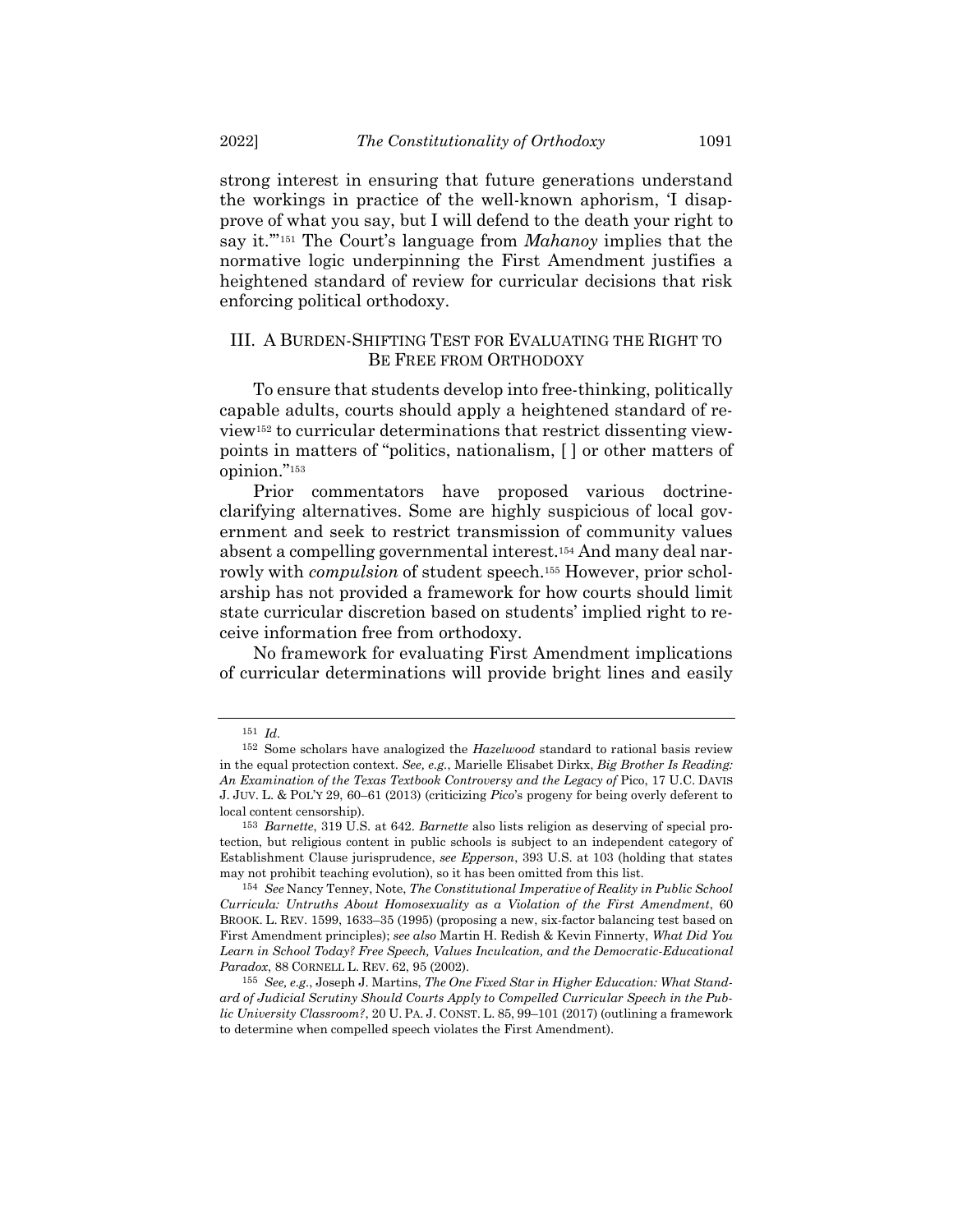strong interest in ensuring that future generations understand the workings in practice of the well-known aphorism, 'I disapprove of what you say, but I will defend to the death your right to say it.'"[151] The Court's language from *Mahanoy* implies that the normative logic underpinning the First Amendment justifies a heightened standard of review for curricular decisions that risk enforcing political orthodoxy.

## III. A BURDEN-SHIFTING TEST FOR EVALUATING THE RIGHT TO BE FREE FROM ORTHODOXY

To ensure that students develop into free-thinking, politically capable adults, courts should apply a heightened standard of review[152] to curricular determinations that restrict dissenting viewpoints in matters of "politics, nationalism, [ ] or other matters of opinion."[153]

Prior commentators have proposed various doctrine-clarifying alternatives. Some are highly suspicious of local government and seek to restrict transmission of community values absent a compelling governmental interest.[154] And many deal narrowly with *compulsion* of student speech.[155] However, prior scholarship has not provided a framework for how courts should limit state curricular discretion based on students' implied right to receive information free from orthodoxy.

No framework for evaluating First Amendment implications of curricular determinations will provide bright lines and easily

---

[151] *Id.*

[152] Some scholars have analogized the *Hazelwood* standard to rational basis review in the equal protection context. *See, e.g.*, Marielle Elisabet Dirkx, *Big Brother Is Reading: An Examination of the Texas Textbook Controversy and the Legacy of* Pico, 17 U.C. DAVIS J. JUV. L. & POL'Y 29, 60–61 (2013) (criticizing *Pico*'s progeny for being overly deferent to local content censorship).

[153] *Barnette*, 319 U.S. at 642. *Barnette* also lists religion as deserving of special protection, but religious content in public schools is subject to an independent category of Establishment Clause jurisprudence, *see Epperson*, 393 U.S. at 103 (holding that states may not prohibit teaching evolution), so it has been omitted from this list.

[154] *See* Nancy Tenney, Note, *The Constitutional Imperative of Reality in Public School Curricula: Untruths About Homosexuality as a Violation of the First Amendment*, 60 BROOK. L. REV. 1599, 1633–35 (1995) (proposing a new, six-factor balancing test based on First Amendment principles); *see also* Martin H. Redish & Kevin Finnerty, *What Did You Learn in School Today? Free Speech, Values Inculcation, and the Democratic-Educational Paradox*, 88 CORNELL L. REV. 62, 95 (2002).

[155] *See, e.g.*, Joseph J. Martins, *The One Fixed Star in Higher Education: What Standard of Judicial Scrutiny Should Courts Apply to Compelled Curricular Speech in the Public University Classroom?*, 20 U. PA. J. CONST. L. 85, 99–101 (2017) (outlining a framework to determine when compelled speech violates the First Amendment).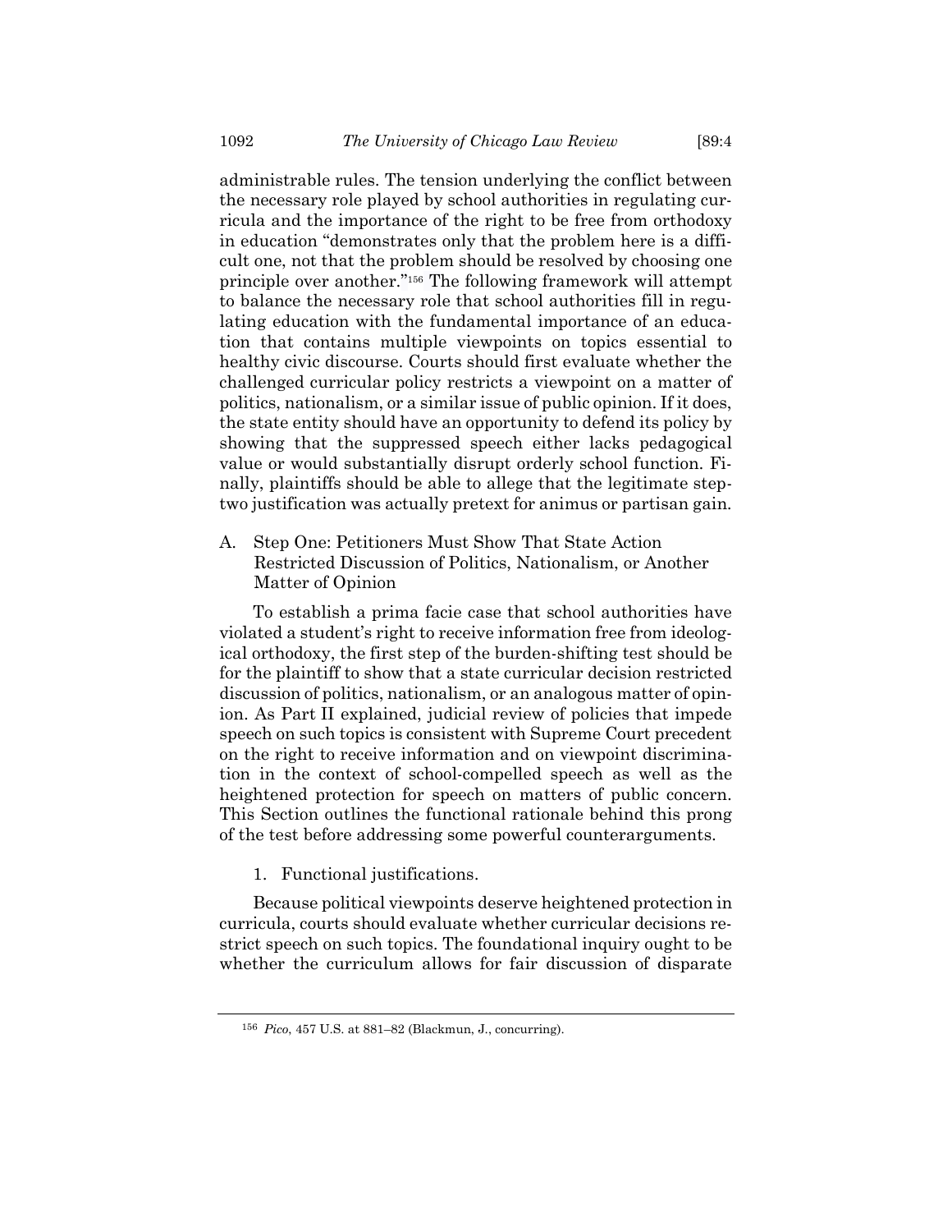administrable rules. The tension underlying the conflict between the necessary role played by school authorities in regulating curricula and the importance of the right to be free from orthodoxy in education "demonstrates only that the problem here is a difficult one, not that the problem should be resolved by choosing one principle over another."[156] The following framework will attempt to balance the necessary role that school authorities fill in regulating education with the fundamental importance of an education that contains multiple viewpoints on topics essential to healthy civic discourse. Courts should first evaluate whether the challenged curricular policy restricts a viewpoint on a matter of politics, nationalism, or a similar issue of public opinion. If it does, the state entity should have an opportunity to defend its policy by showing that the suppressed speech either lacks pedagogical value or would substantially disrupt orderly school function. Finally, plaintiffs should be able to allege that the legitimate step-two justification was actually pretext for animus or partisan gain.

## A. Step One: Petitioners Must Show That State Action Restricted Discussion of Politics, Nationalism, or Another Matter of Opinion

To establish a prima facie case that school authorities have violated a student's right to receive information free from ideological orthodoxy, the first step of the burden-shifting test should be for the plaintiff to show that a state curricular decision restricted discussion of politics, nationalism, or an analogous matter of opinion. As Part II explained, judicial review of policies that impede speech on such topics is consistent with Supreme Court precedent on the right to receive information and on viewpoint discrimination in the context of school-compelled speech as well as the heightened protection for speech on matters of public concern. This Section outlines the functional rationale behind this prong of the test before addressing some powerful counterarguments.

### 1. Functional justifications.

Because political viewpoints deserve heightened protection in curricula, courts should evaluate whether curricular decisions restrict speech on such topics. The foundational inquiry ought to be whether the curriculum allows for fair discussion of disparate

---

[156] *Pico*, 457 U.S. at 881–82 (Blackmun, J., concurring).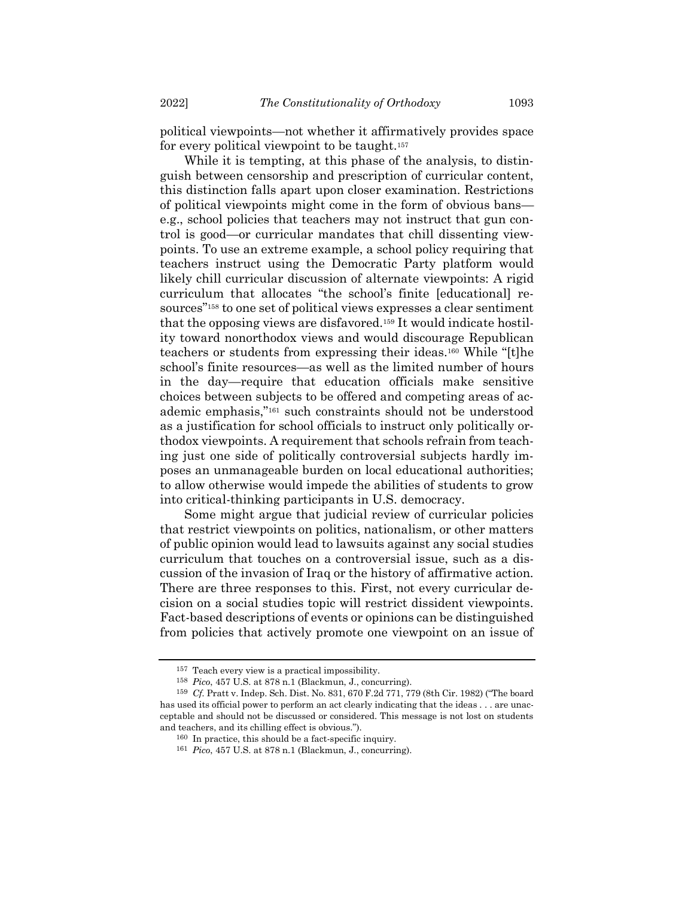political viewpoints—not whether it affirmatively provides space for every political viewpoint to be taught.[157]

While it is tempting, at this phase of the analysis, to distinguish between censorship and prescription of curricular content, this distinction falls apart upon closer examination. Restrictions of political viewpoints might come in the form of obvious bans—e.g., school policies that teachers may not instruct that gun control is good—or curricular mandates that chill dissenting viewpoints. To use an extreme example, a school policy requiring that teachers instruct using the Democratic Party platform would likely chill curricular discussion of alternate viewpoints: A rigid curriculum that allocates "the school's finite [educational] resources"[158] to one set of political views expresses a clear sentiment that the opposing views are disfavored.[159] It would indicate hostility toward nonorthodox views and would discourage Republican teachers or students from expressing their ideas.[160] While "[t]he school's finite resources—as well as the limited number of hours in the day—require that education officials make sensitive choices between subjects to be offered and competing areas of academic emphasis,"[161] such constraints should not be understood as a justification for school officials to instruct only politically orthodox viewpoints. A requirement that schools refrain from teaching just one side of politically controversial subjects hardly imposes an unmanageable burden on local educational authorities; to allow otherwise would impede the abilities of students to grow into critical-thinking participants in U.S. democracy.

Some might argue that judicial review of curricular policies that restrict viewpoints on politics, nationalism, or other matters of public opinion would lead to lawsuits against any social studies curriculum that touches on a controversial issue, such as a discussion of the invasion of Iraq or the history of affirmative action. There are three responses to this. First, not every curricular decision on a social studies topic will restrict dissident viewpoints. Fact-based descriptions of events or opinions can be distinguished from policies that actively promote one viewpoint on an issue of

---

[157] Teach every view is a practical impossibility.

[158] *Pico*, 457 U.S. at 878 n.1 (Blackmun, J., concurring).

[159] *Cf.* Pratt v. Indep. Sch. Dist. No. 831, 670 F.2d 771, 779 (8th Cir. 1982) ("The board has used its official power to perform an act clearly indicating that the ideas . . . are unacceptable and should not be discussed or considered. This message is not lost on students and teachers, and its chilling effect is obvious.").

[160] In practice, this should be a fact-specific inquiry.

[161] *Pico*, 457 U.S. at 878 n.1 (Blackmun, J., concurring).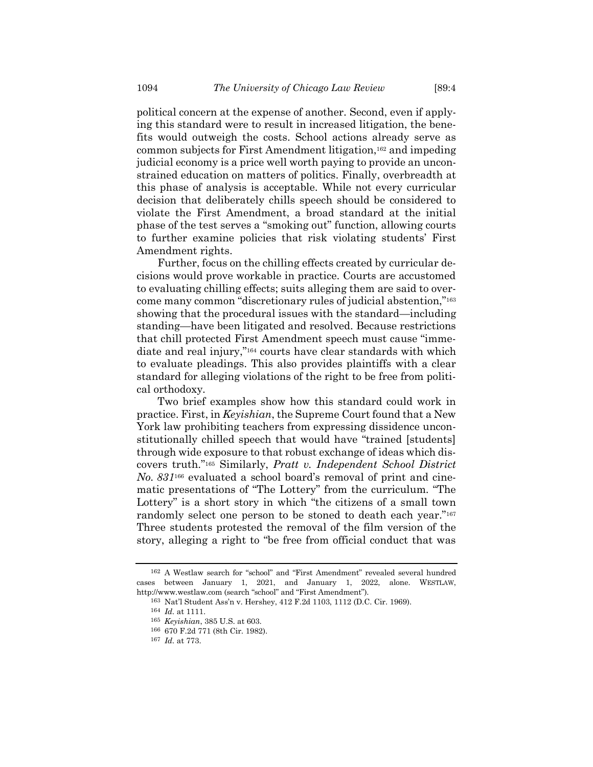political concern at the expense of another. Second, even if applying this standard were to result in increased litigation, the benefits would outweigh the costs. School actions already serve as common subjects for First Amendment litigation,[162] and impeding judicial economy is a price well worth paying to provide an unconstrained education on matters of politics. Finally, overbreadth at this phase of analysis is acceptable. While not every curricular decision that deliberately chills speech should be considered to violate the First Amendment, a broad standard at the initial phase of the test serves a "smoking out" function, allowing courts to further examine policies that risk violating students' First Amendment rights.

Further, focus on the chilling effects created by curricular decisions would prove workable in practice. Courts are accustomed to evaluating chilling effects; suits alleging them are said to overcome many common "discretionary rules of judicial abstention,"[163] showing that the procedural issues with the standard—including standing—have been litigated and resolved. Because restrictions that chill protected First Amendment speech must cause "immediate and real injury,"[164] courts have clear standards with which to evaluate pleadings. This also provides plaintiffs with a clear standard for alleging violations of the right to be free from political orthodoxy.

Two brief examples show how this standard could work in practice. First, in *Keyishian*, the Supreme Court found that a New York law prohibiting teachers from expressing dissidence unconstitutionally chilled speech that would have "trained [students] through wide exposure to that robust exchange of ideas which discovers truth."[165] Similarly, *Pratt v. Independent School District No. 831*[166] evaluated a school board's removal of print and cinematic presentations of "The Lottery" from the curriculum. "The Lottery" is a short story in which "the citizens of a small town randomly select one person to be stoned to death each year."[167] Three students protested the removal of the film version of the story, alleging a right to "be free from official conduct that was

---

[162] A Westlaw search for "school" and "First Amendment" revealed several hundred cases between January 1, 2021, and January 1, 2022, alone. WESTLAW, http://www.westlaw.com (search "school" and "First Amendment").

[163] Nat'l Student Ass'n v. Hershey, 412 F.2d 1103, 1112 (D.C. Cir. 1969).

[164] *Id.* at 1111.

[165] *Keyishian*, 385 U.S. at 603.

[166] 670 F.2d 771 (8th Cir. 1982).

[167] *Id.* at 773.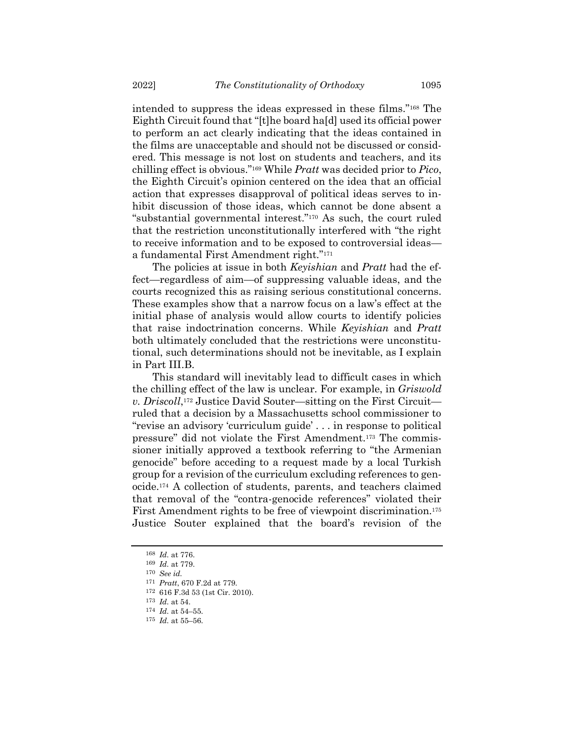intended to suppress the ideas expressed in these films."[168] The Eighth Circuit found that "[t]he board ha[d] used its official power to perform an act clearly indicating that the ideas contained in the films are unacceptable and should not be discussed or considered. This message is not lost on students and teachers, and its chilling effect is obvious."[169] While *Pratt* was decided prior to *Pico*, the Eighth Circuit's opinion centered on the idea that an official action that expresses disapproval of political ideas serves to inhibit discussion of those ideas, which cannot be done absent a "substantial governmental interest."[170] As such, the court ruled that the restriction unconstitutionally interfered with "the right to receive information and to be exposed to controversial ideas—a fundamental First Amendment right."[171]

The policies at issue in both *Keyishian* and *Pratt* had the effect—regardless of aim—of suppressing valuable ideas, and the courts recognized this as raising serious constitutional concerns. These examples show that a narrow focus on a law's effect at the initial phase of analysis would allow courts to identify policies that raise indoctrination concerns. While *Keyishian* and *Pratt* both ultimately concluded that the restrictions were unconstitutional, such determinations should not be inevitable, as I explain in Part III.B.

This standard will inevitably lead to difficult cases in which the chilling effect of the law is unclear. For example, in *Griswold v. Driscoll*,[172] Justice David Souter—sitting on the First Circuit—ruled that a decision by a Massachusetts school commissioner to "revise an advisory 'curriculum guide' . . . in response to political pressure" did not violate the First Amendment.[173] The commissioner initially approved a textbook referring to "the Armenian genocide" before acceding to a request made by a local Turkish group for a revision of the curriculum excluding references to genocide.[174] A collection of students, parents, and teachers claimed that removal of the "contra-genocide references" violated their First Amendment rights to be free of viewpoint discrimination.[175] Justice Souter explained that the board's revision of the

---

[168] *Id.* at 776.

[169] *Id.* at 779.

[170] *See id.*

[171] *Pratt*, 670 F.2d at 779.

[172] 616 F.3d 53 (1st Cir. 2010).

[173] *Id.* at 54.

[174] *Id.* at 54–55.

[175] *Id.* at 55–56.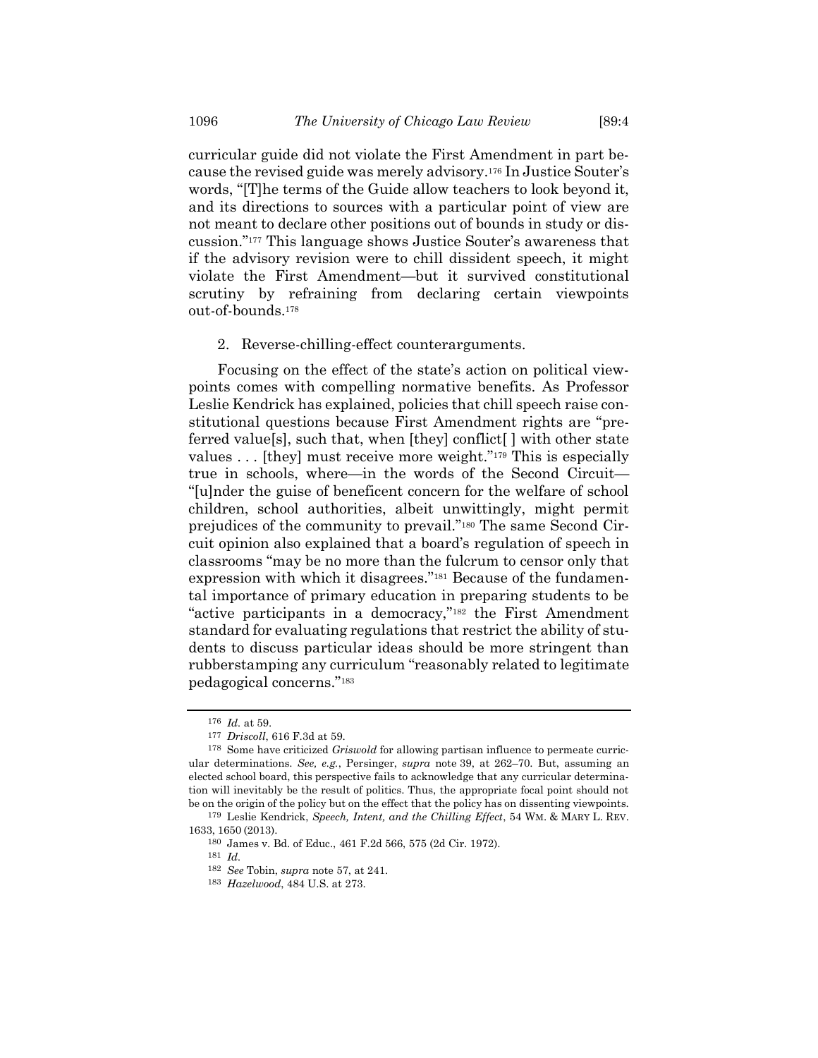curricular guide did not violate the First Amendment in part because the revised guide was merely advisory.[176] In Justice Souter's words, "[T]he terms of the Guide allow teachers to look beyond it, and its directions to sources with a particular point of view are not meant to declare other positions out of bounds in study or discussion."[177] This language shows Justice Souter's awareness that if the advisory revision were to chill dissident speech, it might violate the First Amendment—but it survived constitutional scrutiny by refraining from declaring certain viewpoints out-of-bounds.[178]

### 2. Reverse-chilling-effect counterarguments.

Focusing on the effect of the state's action on political viewpoints comes with compelling normative benefits. As Professor Leslie Kendrick has explained, policies that chill speech raise constitutional questions because First Amendment rights are "preferred value[s], such that, when [they] conflict[ ] with other state values . . . [they] must receive more weight."[179] This is especially true in schools, where—in the words of the Second Circuit—"[u]nder the guise of beneficent concern for the welfare of school children, school authorities, albeit unwittingly, might permit prejudices of the community to prevail."[180] The same Second Circuit opinion also explained that a board's regulation of speech in classrooms "may be no more than the fulcrum to censor only that expression with which it disagrees."[181] Because of the fundamental importance of primary education in preparing students to be "active participants in a democracy,"[182] the First Amendment standard for evaluating regulations that restrict the ability of students to discuss particular ideas should be more stringent than rubberstamping any curriculum "reasonably related to legitimate pedagogical concerns."[183]

---

[176] *Id.* at 59.

[177] *Driscoll*, 616 F.3d at 59.

[178] Some have criticized *Griswold* for allowing partisan influence to permeate curricular determinations. *See, e.g.*, Persinger, *supra* note 39, at 262–70. But, assuming an elected school board, this perspective fails to acknowledge that any curricular determination will inevitably be the result of politics. Thus, the appropriate focal point should not be on the origin of the policy but on the effect that the policy has on dissenting viewpoints.

[179] Leslie Kendrick, *Speech, Intent, and the Chilling Effect*, 54 WM. & MARY L. REV. 1633, 1650 (2013).

[180] James v. Bd. of Educ., 461 F.2d 566, 575 (2d Cir. 1972).

[181] *Id.*

[182] *See* Tobin, *supra* note 57, at 241.

[183] *Hazelwood*, 484 U.S. at 273.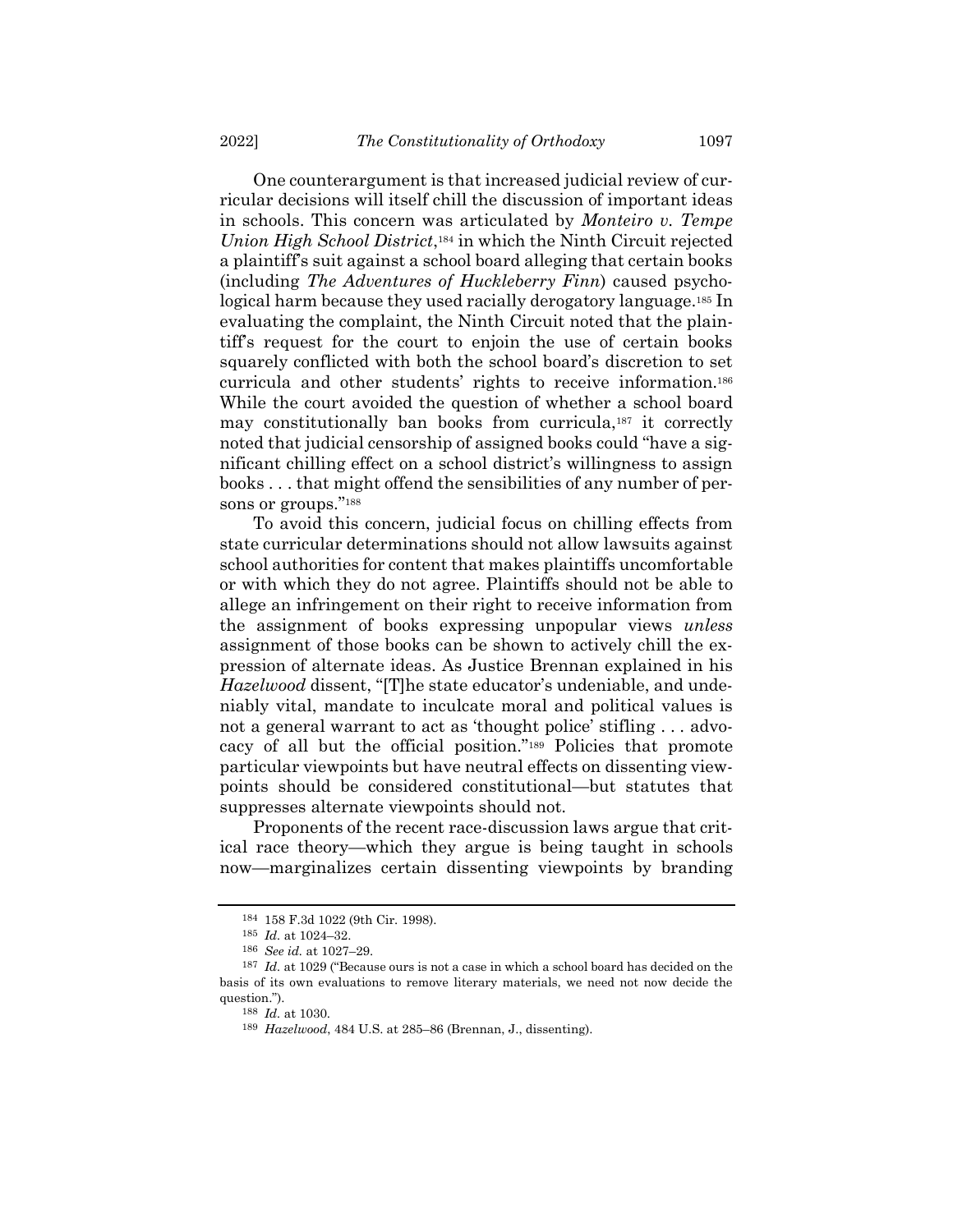One counterargument is that increased judicial review of curricular decisions will itself chill the discussion of important ideas in schools. This concern was articulated by *Monteiro v. Tempe Union High School District*,[184] in which the Ninth Circuit rejected a plaintiff's suit against a school board alleging that certain books (including *The Adventures of Huckleberry Finn*) caused psychological harm because they used racially derogatory language.[185] In evaluating the complaint, the Ninth Circuit noted that the plaintiff's request for the court to enjoin the use of certain books squarely conflicted with both the school board's discretion to set curricula and other students' rights to receive information.[186] While the court avoided the question of whether a school board may constitutionally ban books from curricula,[187] it correctly noted that judicial censorship of assigned books could "have a significant chilling effect on a school district's willingness to assign books . . . that might offend the sensibilities of any number of persons or groups."[188]

To avoid this concern, judicial focus on chilling effects from state curricular determinations should not allow lawsuits against school authorities for content that makes plaintiffs uncomfortable or with which they do not agree. Plaintiffs should not be able to allege an infringement on their right to receive information from the assignment of books expressing unpopular views *unless* assignment of those books can be shown to actively chill the expression of alternate ideas. As Justice Brennan explained in his *Hazelwood* dissent, "[T]he state educator's undeniable, and undeniably vital, mandate to inculcate moral and political values is not a general warrant to act as 'thought police' stifling . . . advocacy of all but the official position."[189] Policies that promote particular viewpoints but have neutral effects on dissenting viewpoints should be considered constitutional—but statutes that suppresses alternate viewpoints should not.

Proponents of the recent race-discussion laws argue that critical race theory—which they argue is being taught in schools now—marginalizes certain dissenting viewpoints by branding

---

184 158 F.3d 1022 (9th Cir. 1998).

185 *Id.* at 1024–32.

186 *See id.* at 1027–29.

187 *Id.* at 1029 ("Because ours is not a case in which a school board has decided on the basis of its own evaluations to remove literary materials, we need not now decide the question.").

188 *Id.* at 1030.

189 *Hazelwood*, 484 U.S. at 285–86 (Brennan, J., dissenting).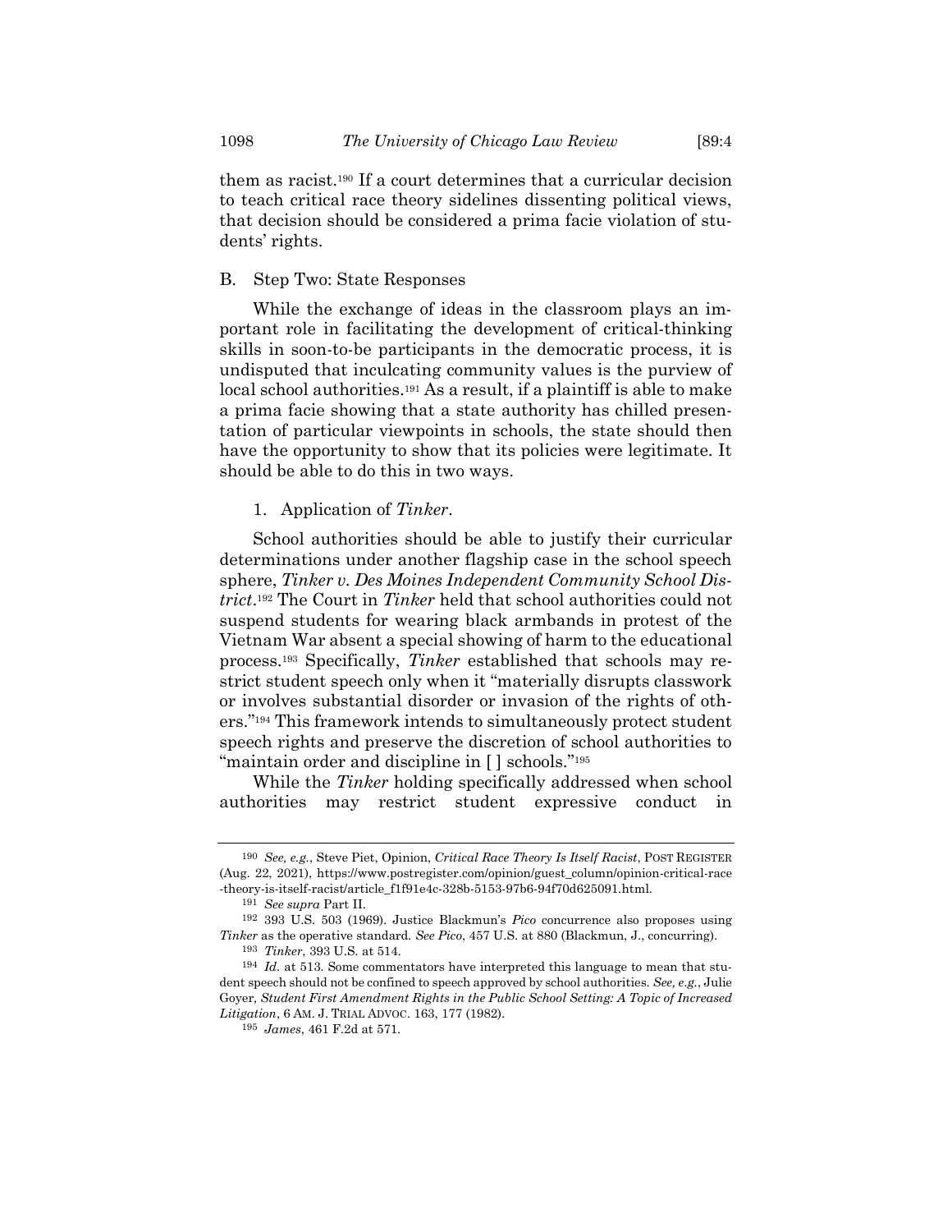them as racist.[190] If a court determines that a curricular decision to teach critical race theory sidelines dissenting political views, that decision should be considered a prima facie violation of students' rights.

### B. Step Two: State Responses

While the exchange of ideas in the classroom plays an important role in facilitating the development of critical-thinking skills in soon-to-be participants in the democratic process, it is undisputed that inculcating community values is the purview of local school authorities.[191] As a result, if a plaintiff is able to make a prima facie showing that a state authority has chilled presentation of particular viewpoints in schools, the state should then have the opportunity to show that its policies were legitimate. It should be able to do this in two ways.

#### 1. Application of *Tinker*.

School authorities should be able to justify their curricular determinations under another flagship case in the school speech sphere, *Tinker v. Des Moines Independent Community School District*.[192] The Court in *Tinker* held that school authorities could not suspend students for wearing black armbands in protest of the Vietnam War absent a special showing of harm to the educational process.[193] Specifically, *Tinker* established that schools may restrict student speech only when it "materially disrupts classwork or involves substantial disorder or invasion of the rights of others."[194] This framework intends to simultaneously protect student speech rights and preserve the discretion of school authorities to "maintain order and discipline in [ ] schools."[195]

While the *Tinker* holding specifically addressed when school authorities may restrict student expressive conduct in

---

[190] *See, e.g.*, Steve Piet, Opinion, *Critical Race Theory Is Itself Racist*, POST REGISTER (Aug. 22, 2021), https://www.postregister.com/opinion/guest_column/opinion-critical-race-theory-is-itself-racist/article_f1f91e4c-328b-5153-97b6-94f70d625091.html.

[191] *See supra* Part II.

[192] 393 U.S. 503 (1969). Justice Blackmun's *Pico* concurrence also proposes using *Tinker* as the operative standard. *See Pico*, 457 U.S. at 880 (Blackmun, J., concurring).

[193] *Tinker*, 393 U.S. at 514.

[194] *Id.* at 513. Some commentators have interpreted this language to mean that student speech should not be confined to speech approved by school authorities. *See, e.g.*, Julie Goyer, *Student First Amendment Rights in the Public School Setting: A Topic of Increased Litigation*, 6 AM. J. TRIAL ADVOC. 163, 177 (1982).

[195] *James*, 461 F.2d at 571.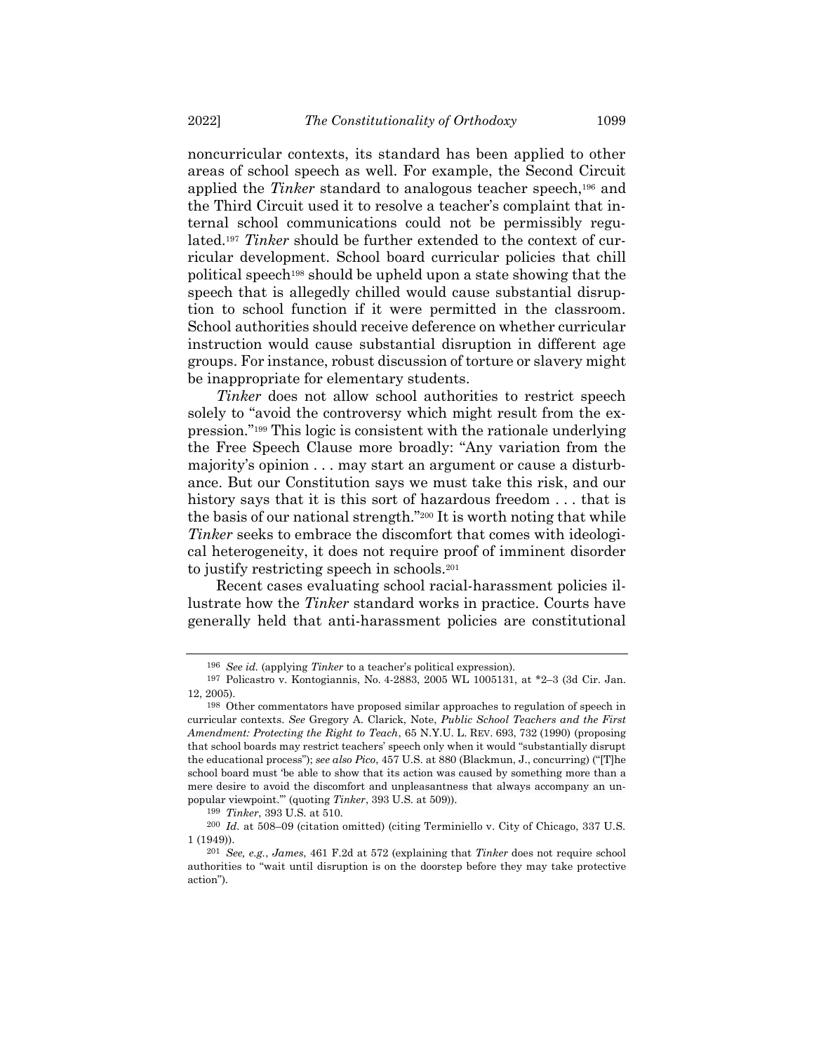noncurricular contexts, its standard has been applied to other areas of school speech as well. For example, the Second Circuit applied the *Tinker* standard to analogous teacher speech,[196] and the Third Circuit used it to resolve a teacher's complaint that internal school communications could not be permissibly regulated.[197] *Tinker* should be further extended to the context of curricular development. School board curricular policies that chill political speech[198] should be upheld upon a state showing that the speech that is allegedly chilled would cause substantial disruption to school function if it were permitted in the classroom. School authorities should receive deference on whether curricular instruction would cause substantial disruption in different age groups. For instance, robust discussion of torture or slavery might be inappropriate for elementary students.

*Tinker* does not allow school authorities to restrict speech solely to "avoid the controversy which might result from the expression."[199] This logic is consistent with the rationale underlying the Free Speech Clause more broadly: "Any variation from the majority's opinion . . . may start an argument or cause a disturbance. But our Constitution says we must take this risk, and our history says that it is this sort of hazardous freedom . . . that is the basis of our national strength."[200] It is worth noting that while *Tinker* seeks to embrace the discomfort that comes with ideological heterogeneity, it does not require proof of imminent disorder to justify restricting speech in schools.[201]

Recent cases evaluating school racial-harassment policies illustrate how the *Tinker* standard works in practice. Courts have generally held that anti-harassment policies are constitutional

---

[196] *See id.* (applying *Tinker* to a teacher's political expression).

[197] Policastro v. Kontogiannis, No. 4-2883, 2005 WL 1005131, at *2–3 (3d Cir. Jan. 12, 2005).

[198] Other commentators have proposed similar approaches to regulation of speech in curricular contexts. *See* Gregory A. Clarick, Note, *Public School Teachers and the First Amendment: Protecting the Right to Teach*, 65 N.Y.U. L. REV. 693, 732 (1990) (proposing that school boards may restrict teachers' speech only when it would "substantially disrupt the educational process"); *see also Pico*, 457 U.S. at 880 (Blackmun, J., concurring) ("[T]he school board must 'be able to show that its action was caused by something more than a mere desire to avoid the discomfort and unpleasantness that always accompany an unpopular viewpoint.'" (quoting *Tinker*, 393 U.S. at 509)).

[199] *Tinker*, 393 U.S. at 510.

[200] *Id.* at 508–09 (citation omitted) (citing Terminiello v. City of Chicago, 337 U.S. 1 (1949)).

[201] *See, e.g.*, *James*, 461 F.2d at 572 (explaining that *Tinker* does not require school authorities to "wait until disruption is on the doorstep before they may take protective action").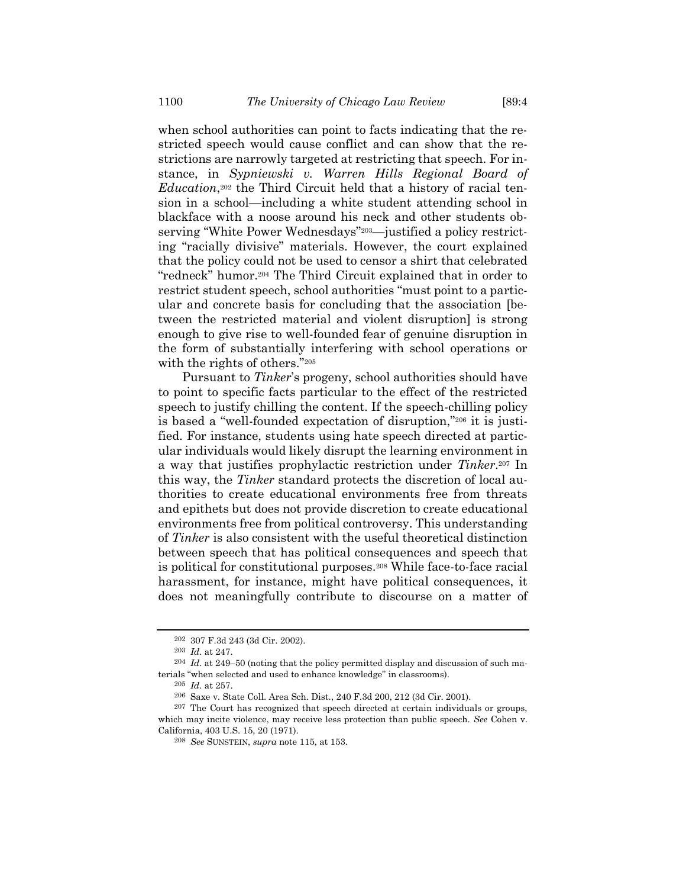when school authorities can point to facts indicating that the restricted speech would cause conflict and can show that the restrictions are narrowly targeted at restricting that speech. For instance, in *Sypniewski v. Warren Hills Regional Board of Education*,[202] the Third Circuit held that a history of racial tension in a school—including a white student attending school in blackface with a noose around his neck and other students observing "White Power Wednesdays"[203]—justified a policy restricting "racially divisive" materials. However, the court explained that the policy could not be used to censor a shirt that celebrated "redneck" humor.[204] The Third Circuit explained that in order to restrict student speech, school authorities "must point to a particular and concrete basis for concluding that the association [between the restricted material and violent disruption] is strong enough to give rise to well-founded fear of genuine disruption in the form of substantially interfering with school operations or with the rights of others."[205]

Pursuant to *Tinker*'s progeny, school authorities should have to point to specific facts particular to the effect of the restricted speech to justify chilling the content. If the speech-chilling policy is based a "well-founded expectation of disruption,"[206] it is justified. For instance, students using hate speech directed at particular individuals would likely disrupt the learning environment in a way that justifies prophylactic restriction under *Tinker*.[207] In this way, the *Tinker* standard protects the discretion of local authorities to create educational environments free from threats and epithets but does not provide discretion to create educational environments free from political controversy. This understanding of *Tinker* is also consistent with the useful theoretical distinction between speech that has political consequences and speech that is political for constitutional purposes.[208] While face-to-face racial harassment, for instance, might have political consequences, it does not meaningfully contribute to discourse on a matter of

---

[202] 307 F.3d 243 (3d Cir. 2002).

[203] *Id.* at 247.

[204] *Id.* at 249–50 (noting that the policy permitted display and discussion of such materials "when selected and used to enhance knowledge" in classrooms).

[205] *Id.* at 257.

[206] Saxe v. State Coll. Area Sch. Dist., 240 F.3d 200, 212 (3d Cir. 2001).

[207] The Court has recognized that speech directed at certain individuals or groups, which may incite violence, may receive less protection than public speech. *See* Cohen v. California, 403 U.S. 15, 20 (1971).

[208] *See* SUNSTEIN, *supra* note 115, at 153.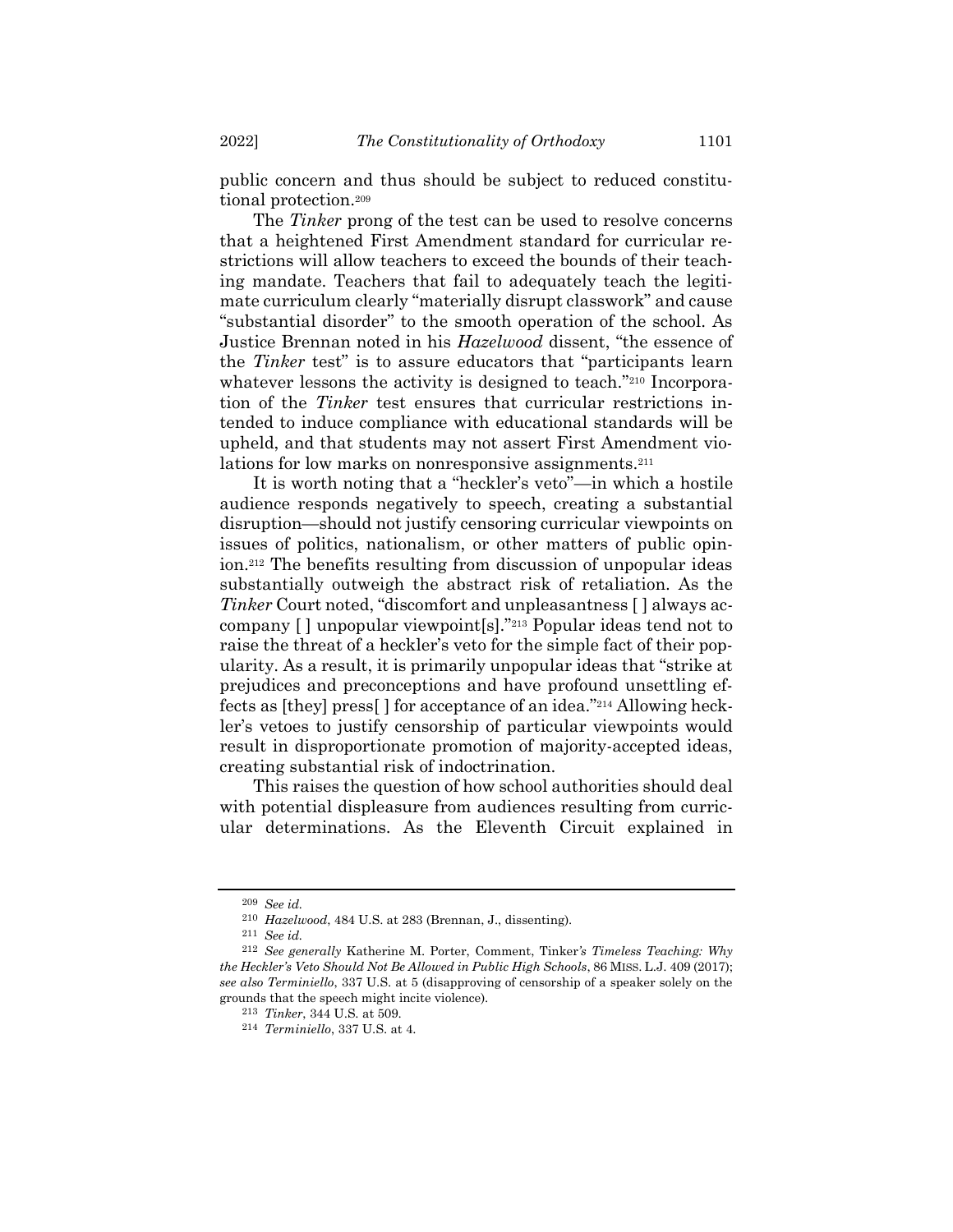public concern and thus should be subject to reduced constitutional protection.[209]

The *Tinker* prong of the test can be used to resolve concerns that a heightened First Amendment standard for curricular restrictions will allow teachers to exceed the bounds of their teaching mandate. Teachers that fail to adequately teach the legitimate curriculum clearly "materially disrupt classwork" and cause "substantial disorder" to the smooth operation of the school. As Justice Brennan noted in his *Hazelwood* dissent, "the essence of the *Tinker* test" is to assure educators that "participants learn whatever lessons the activity is designed to teach."[210] Incorporation of the *Tinker* test ensures that curricular restrictions intended to induce compliance with educational standards will be upheld, and that students may not assert First Amendment violations for low marks on nonresponsive assignments.[211]

It is worth noting that a "heckler's veto"—in which a hostile audience responds negatively to speech, creating a substantial disruption—should not justify censoring curricular viewpoints on issues of politics, nationalism, or other matters of public opinion.[212] The benefits resulting from discussion of unpopular ideas substantially outweigh the abstract risk of retaliation. As the *Tinker* Court noted, "discomfort and unpleasantness [ ] always accompany [ ] unpopular viewpoint[s]."[213] Popular ideas tend not to raise the threat of a heckler's veto for the simple fact of their popularity. As a result, it is primarily unpopular ideas that "strike at prejudices and preconceptions and have profound unsettling effects as [they] press[ ] for acceptance of an idea."[214] Allowing heckler's vetoes to justify censorship of particular viewpoints would result in disproportionate promotion of majority-accepted ideas, creating substantial risk of indoctrination.

This raises the question of how school authorities should deal with potential displeasure from audiences resulting from curricular determinations. As the Eleventh Circuit explained in

---

[209] *See id.*

[210] *Hazelwood*, 484 U.S. at 283 (Brennan, J., dissenting).

[211] *See id.*

[212] *See generally* Katherine M. Porter, Comment, Tinker*'s Timeless Teaching: Why the Heckler's Veto Should Not Be Allowed in Public High Schools*, 86 MISS. L.J. 409 (2017); *see also Terminiello*, 337 U.S. at 5 (disapproving of censorship of a speaker solely on the grounds that the speech might incite violence).

[213] *Tinker*, 344 U.S. at 509.

[214] *Terminiello*, 337 U.S. at 4.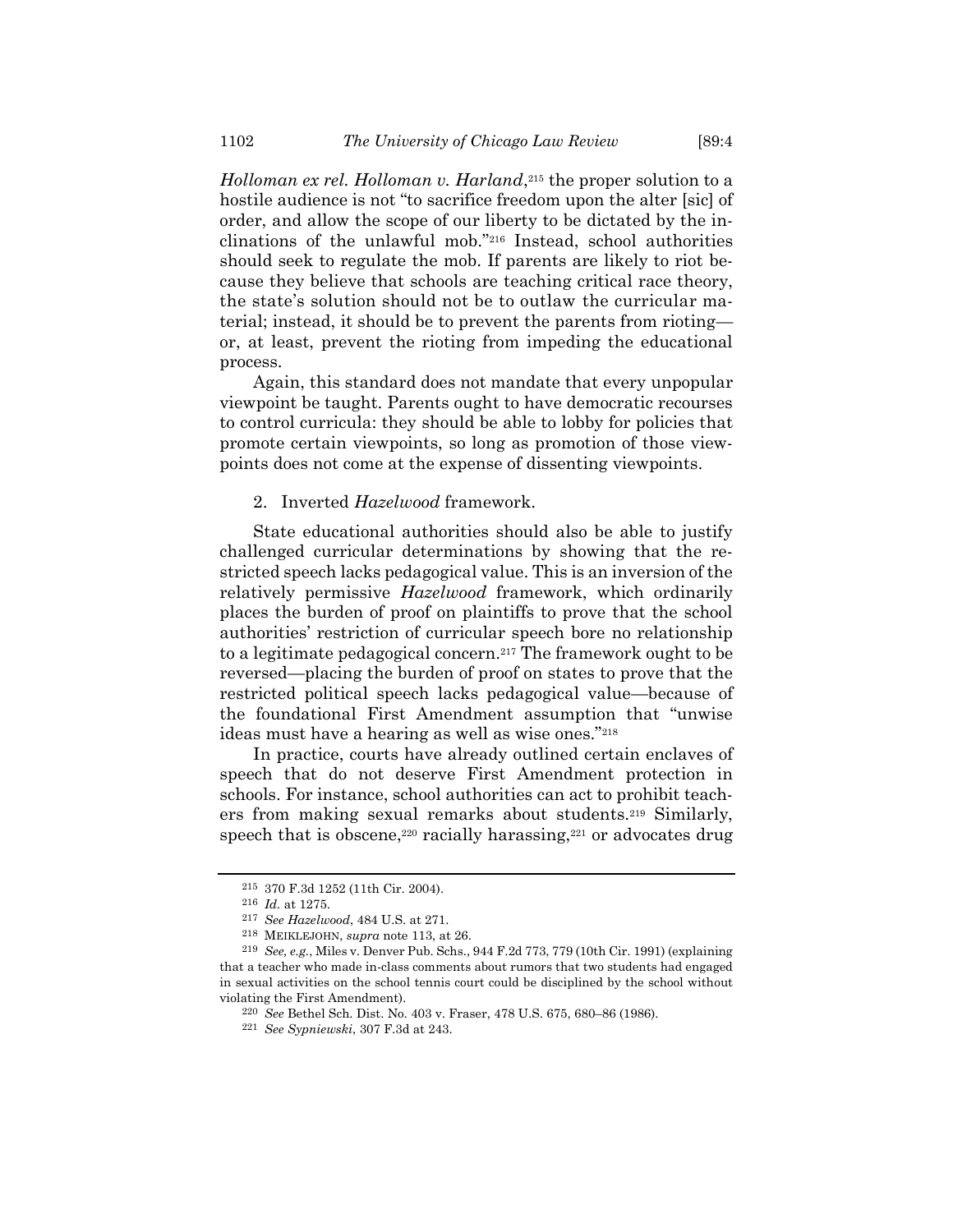*Holloman ex rel. Holloman v. Harland*,[215] the proper solution to a hostile audience is not "to sacrifice freedom upon the alter [sic] of order, and allow the scope of our liberty to be dictated by the inclinations of the unlawful mob."[216] Instead, school authorities should seek to regulate the mob. If parents are likely to riot because they believe that schools are teaching critical race theory, the state's solution should not be to outlaw the curricular material; instead, it should be to prevent the parents from rioting—or, at least, prevent the rioting from impeding the educational process.

Again, this standard does not mandate that every unpopular viewpoint be taught. Parents ought to have democratic recourses to control curricula: they should be able to lobby for policies that promote certain viewpoints, so long as promotion of those viewpoints does not come at the expense of dissenting viewpoints.

### 2. Inverted *Hazelwood* framework.

State educational authorities should also be able to justify challenged curricular determinations by showing that the restricted speech lacks pedagogical value. This is an inversion of the relatively permissive *Hazelwood* framework, which ordinarily places the burden of proof on plaintiffs to prove that the school authorities' restriction of curricular speech bore no relationship to a legitimate pedagogical concern.[217] The framework ought to be reversed—placing the burden of proof on states to prove that the restricted political speech lacks pedagogical value—because of the foundational First Amendment assumption that "unwise ideas must have a hearing as well as wise ones."[218]

In practice, courts have already outlined certain enclaves of speech that do not deserve First Amendment protection in schools. For instance, school authorities can act to prohibit teachers from making sexual remarks about students.[219] Similarly, speech that is obscene,[220] racially harassing,[221] or advocates drug

---

[215] 370 F.3d 1252 (11th Cir. 2004).

[216] *Id.* at 1275.

[217] *See Hazelwood*, 484 U.S. at 271.

[218] MEIKLEJOHN, *supra* note 113, at 26.

[219] *See, e.g.*, Miles v. Denver Pub. Schs., 944 F.2d 773, 779 (10th Cir. 1991) (explaining that a teacher who made in-class comments about rumors that two students had engaged in sexual activities on the school tennis court could be disciplined by the school without violating the First Amendment).

[220] *See* Bethel Sch. Dist. No. 403 v. Fraser, 478 U.S. 675, 680–86 (1986).

[221] *See Sypniewski*, 307 F.3d at 243.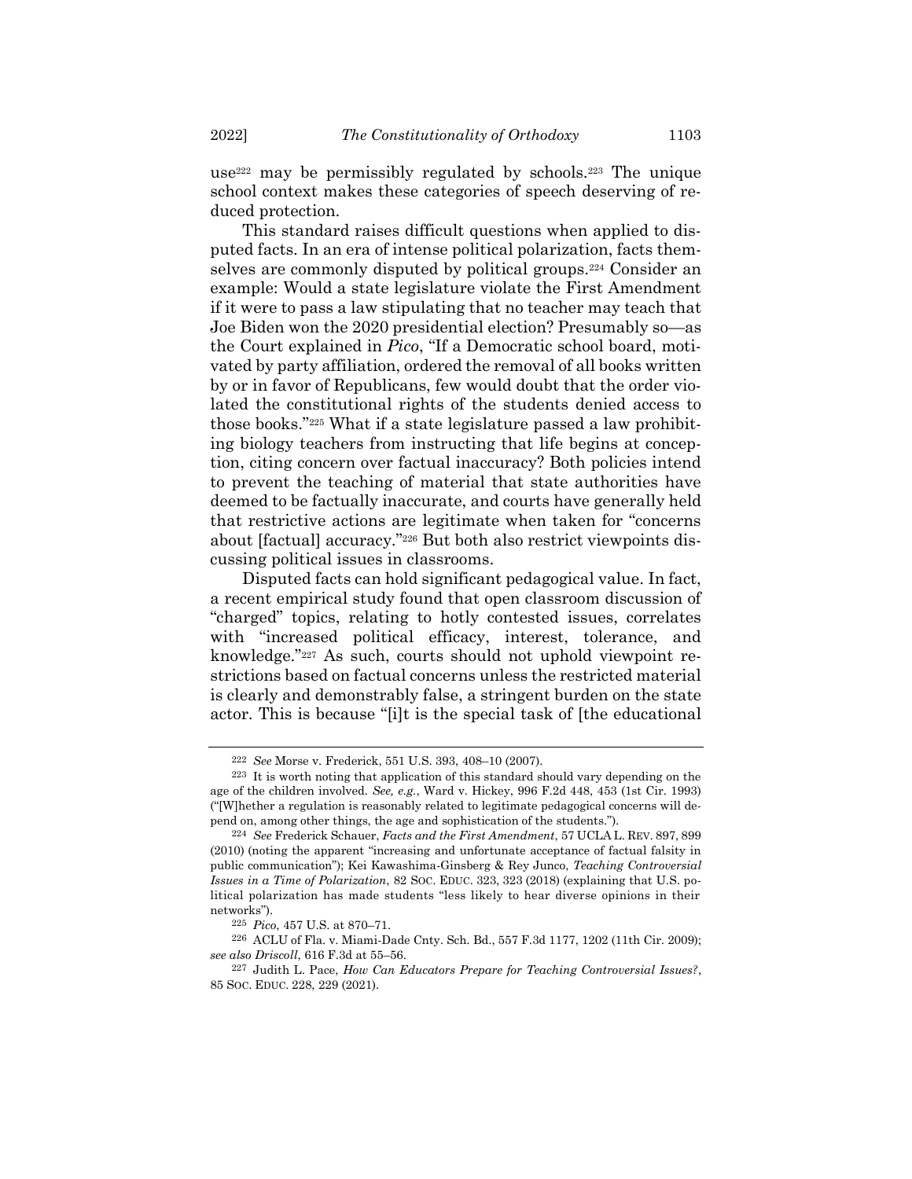use[222] may be permissibly regulated by schools.[223] The unique school context makes these categories of speech deserving of reduced protection.

This standard raises difficult questions when applied to disputed facts. In an era of intense political polarization, facts themselves are commonly disputed by political groups.[224] Consider an example: Would a state legislature violate the First Amendment if it were to pass a law stipulating that no teacher may teach that Joe Biden won the 2020 presidential election? Presumably so—as the Court explained in *Pico*, "If a Democratic school board, motivated by party affiliation, ordered the removal of all books written by or in favor of Republicans, few would doubt that the order violated the constitutional rights of the students denied access to those books."[225] What if a state legislature passed a law prohibiting biology teachers from instructing that life begins at conception, citing concern over factual inaccuracy? Both policies intend to prevent the teaching of material that state authorities have deemed to be factually inaccurate, and courts have generally held that restrictive actions are legitimate when taken for "concerns about [factual] accuracy."[226] But both also restrict viewpoints discussing political issues in classrooms.

Disputed facts can hold significant pedagogical value. In fact, a recent empirical study found that open classroom discussion of "charged" topics, relating to hotly contested issues, correlates with "increased political efficacy, interest, tolerance, and knowledge."[227] As such, courts should not uphold viewpoint restrictions based on factual concerns unless the restricted material is clearly and demonstrably false, a stringent burden on the state actor. This is because "[i]t is the special task of [the educational

---

[222] *See* Morse v. Frederick, 551 U.S. 393, 408–10 (2007).

[223] It is worth noting that application of this standard should vary depending on the age of the children involved. *See, e.g.*, Ward v. Hickey, 996 F.2d 448, 453 (1st Cir. 1993) ("[W]hether a regulation is reasonably related to legitimate pedagogical concerns will depend on, among other things, the age and sophistication of the students.").

[224] *See* Frederick Schauer, *Facts and the First Amendment*, 57 UCLA L. REV. 897, 899 (2010) (noting the apparent "increasing and unfortunate acceptance of factual falsity in public communication"); Kei Kawashima-Ginsberg & Rey Junco, *Teaching Controversial Issues in a Time of Polarization*, 82 SOC. EDUC. 323, 323 (2018) (explaining that U.S. political polarization has made students "less likely to hear diverse opinions in their networks").

[225] *Pico*, 457 U.S. at 870–71.

[226] ACLU of Fla. v. Miami-Dade Cnty. Sch. Bd., 557 F.3d 1177, 1202 (11th Cir. 2009); *see also Driscoll*, 616 F.3d at 55–56.

[227] Judith L. Pace, *How Can Educators Prepare for Teaching Controversial Issues?*, 85 SOC. EDUC. 228, 229 (2021).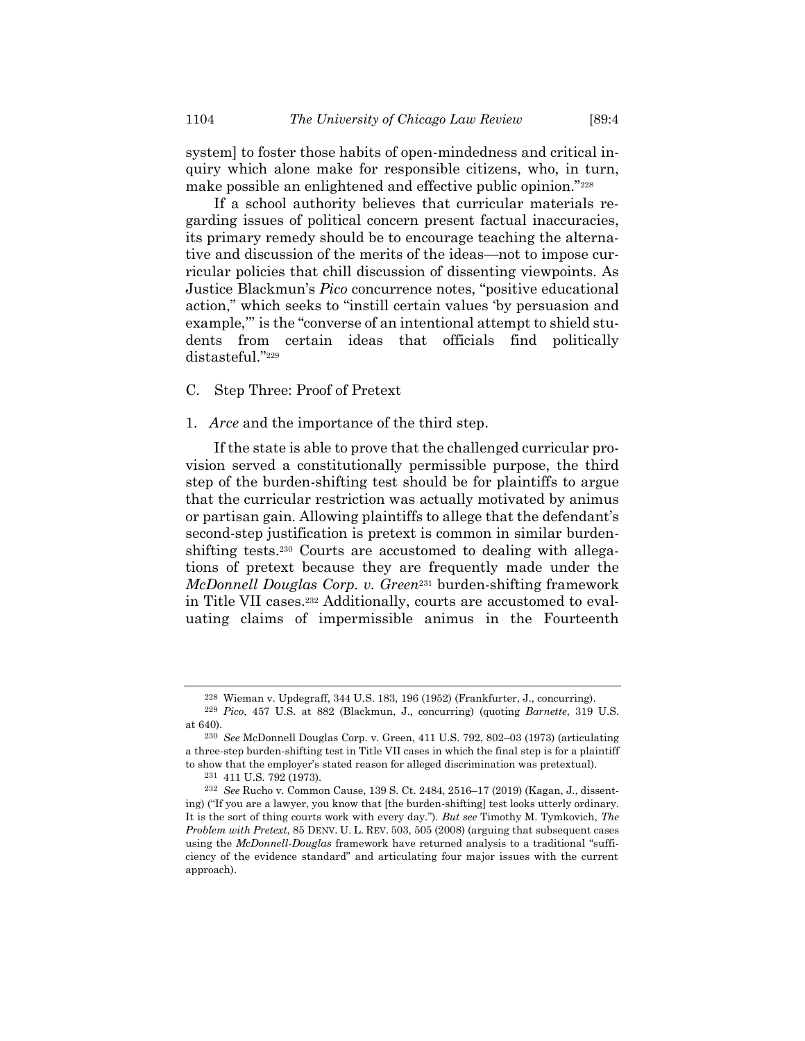system] to foster those habits of open-mindedness and critical inquiry which alone make for responsible citizens, who, in turn, make possible an enlightened and effective public opinion."[228]

If a school authority believes that curricular materials regarding issues of political concern present factual inaccuracies, its primary remedy should be to encourage teaching the alternative and discussion of the merits of the ideas—not to impose curricular policies that chill discussion of dissenting viewpoints. As Justice Blackmun's *Pico* concurrence notes, "positive educational action," which seeks to "instill certain values 'by persuasion and example,'" is the "converse of an intentional attempt to shield students from certain ideas that officials find politically distasteful."[229]

### C. Step Three: Proof of Pretext

#### 1. *Arce* and the importance of the third step.

If the state is able to prove that the challenged curricular provision served a constitutionally permissible purpose, the third step of the burden-shifting test should be for plaintiffs to argue that the curricular restriction was actually motivated by animus or partisan gain. Allowing plaintiffs to allege that the defendant's second-step justification is pretext is common in similar burden-shifting tests.[230] Courts are accustomed to dealing with allegations of pretext because they are frequently made under the *McDonnell Douglas Corp. v. Green*[231] burden-shifting framework in Title VII cases.[232] Additionally, courts are accustomed to evaluating claims of impermissible animus in the Fourteenth

---

[228] Wieman v. Updegraff, 344 U.S. 183, 196 (1952) (Frankfurter, J., concurring).

[229] *Pico*, 457 U.S. at 882 (Blackmun, J., concurring) (quoting *Barnette*, 319 U.S. at 640).

[230] *See* McDonnell Douglas Corp. v. Green, 411 U.S. 792, 802–03 (1973) (articulating a three-step burden-shifting test in Title VII cases in which the final step is for a plaintiff to show that the employer's stated reason for alleged discrimination was pretextual).

[231] 411 U.S. 792 (1973).

[232] *See* Rucho v. Common Cause, 139 S. Ct. 2484, 2516–17 (2019) (Kagan, J., dissenting) ("If you are a lawyer, you know that [the burden-shifting] test looks utterly ordinary. It is the sort of thing courts work with every day."). *But see* Timothy M. Tymkovich, *The Problem with Pretext*, 85 DENV. U. L. REV. 503, 505 (2008) (arguing that subsequent cases using the *McDonnell-Douglas* framework have returned analysis to a traditional "sufficiency of the evidence standard" and articulating four major issues with the current approach).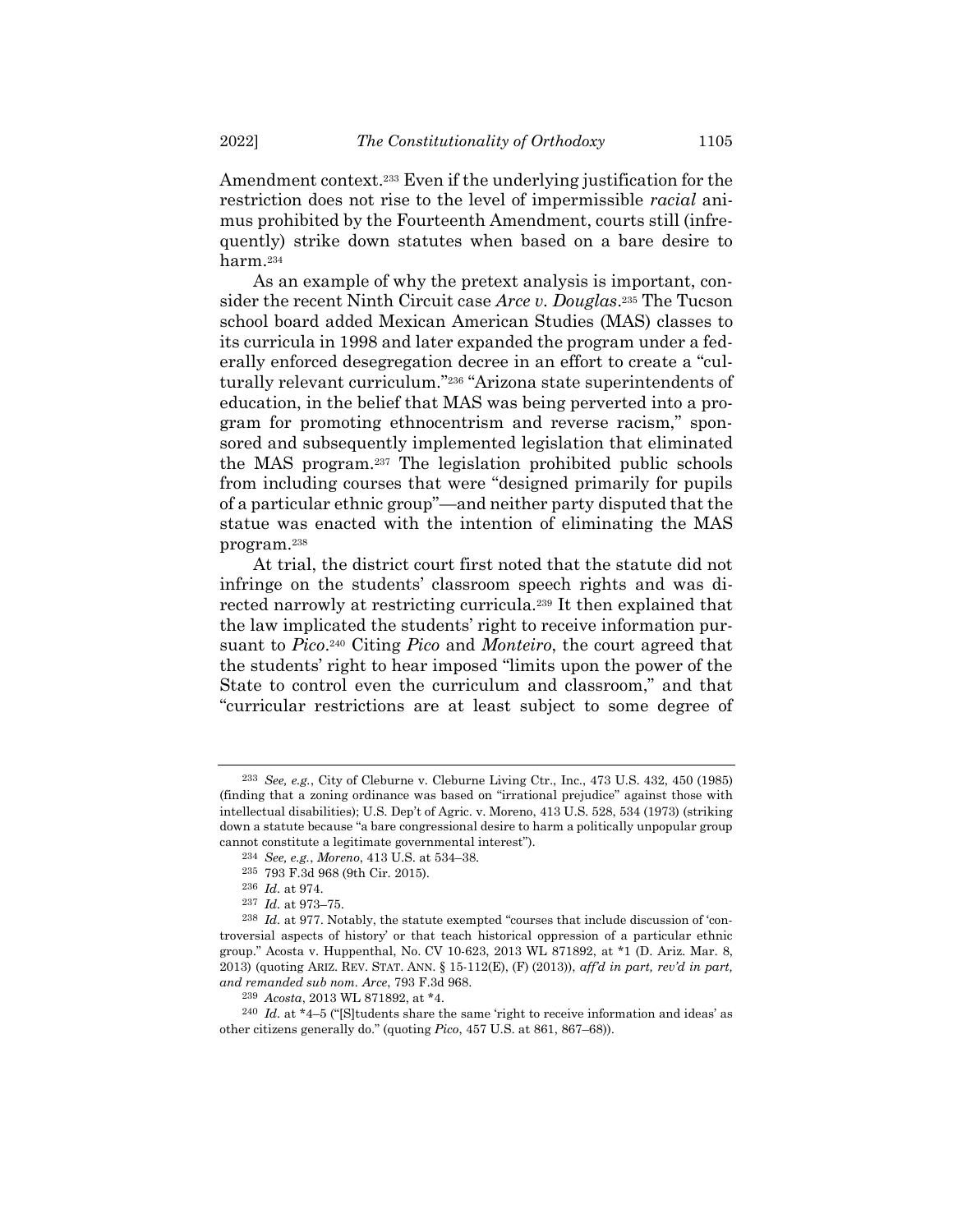Amendment context.[233] Even if the underlying justification for the restriction does not rise to the level of impermissible *racial* animus prohibited by the Fourteenth Amendment, courts still (infrequently) strike down statutes when based on a bare desire to harm.[234]

As an example of why the pretext analysis is important, consider the recent Ninth Circuit case *Arce v. Douglas*.[235] The Tucson school board added Mexican American Studies (MAS) classes to its curricula in 1998 and later expanded the program under a federally enforced desegregation decree in an effort to create a "culturally relevant curriculum."[236] "Arizona state superintendents of education, in the belief that MAS was being perverted into a program for promoting ethnocentrism and reverse racism," sponsored and subsequently implemented legislation that eliminated the MAS program.[237] The legislation prohibited public schools from including courses that were "designed primarily for pupils of a particular ethnic group"—and neither party disputed that the statue was enacted with the intention of eliminating the MAS program.[238]

At trial, the district court first noted that the statute did not infringe on the students' classroom speech rights and was directed narrowly at restricting curricula.[239] It then explained that the law implicated the students' right to receive information pursuant to *Pico*.[240] Citing *Pico* and *Monteiro*, the court agreed that the students' right to hear imposed "limits upon the power of the State to control even the curriculum and classroom," and that "curricular restrictions are at least subject to some degree of

---

[233] *See, e.g.*, City of Cleburne v. Cleburne Living Ctr., Inc., 473 U.S. 432, 450 (1985) (finding that a zoning ordinance was based on "irrational prejudice" against those with intellectual disabilities); U.S. Dep't of Agric. v. Moreno, 413 U.S. 528, 534 (1973) (striking down a statute because "a bare congressional desire to harm a politically unpopular group cannot constitute a legitimate governmental interest").

[234] *See, e.g.*, *Moreno*, 413 U.S. at 534–38.

[235] 793 F.3d 968 (9th Cir. 2015).

[236] *Id.* at 974.

[237] *Id.* at 973–75.

[238] *Id.* at 977. Notably, the statute exempted "courses that include discussion of 'controversial aspects of history' or that teach historical oppression of a particular ethnic group." Acosta v. Huppenthal, No. CV 10-623, 2013 WL 871892, at \*1 (D. Ariz. Mar. 8, 2013) (quoting ARIZ. REV. STAT. ANN. § 15-112(E), (F) (2013)), *aff'd in part, rev'd in part, and remanded sub nom. Arce*, 793 F.3d 968.

[239] *Acosta*, 2013 WL 871892, at \*4.

[240] *Id.* at \*4–5 ("[S]tudents share the same 'right to receive information and ideas' as other citizens generally do." (quoting *Pico*, 457 U.S. at 861, 867–68)).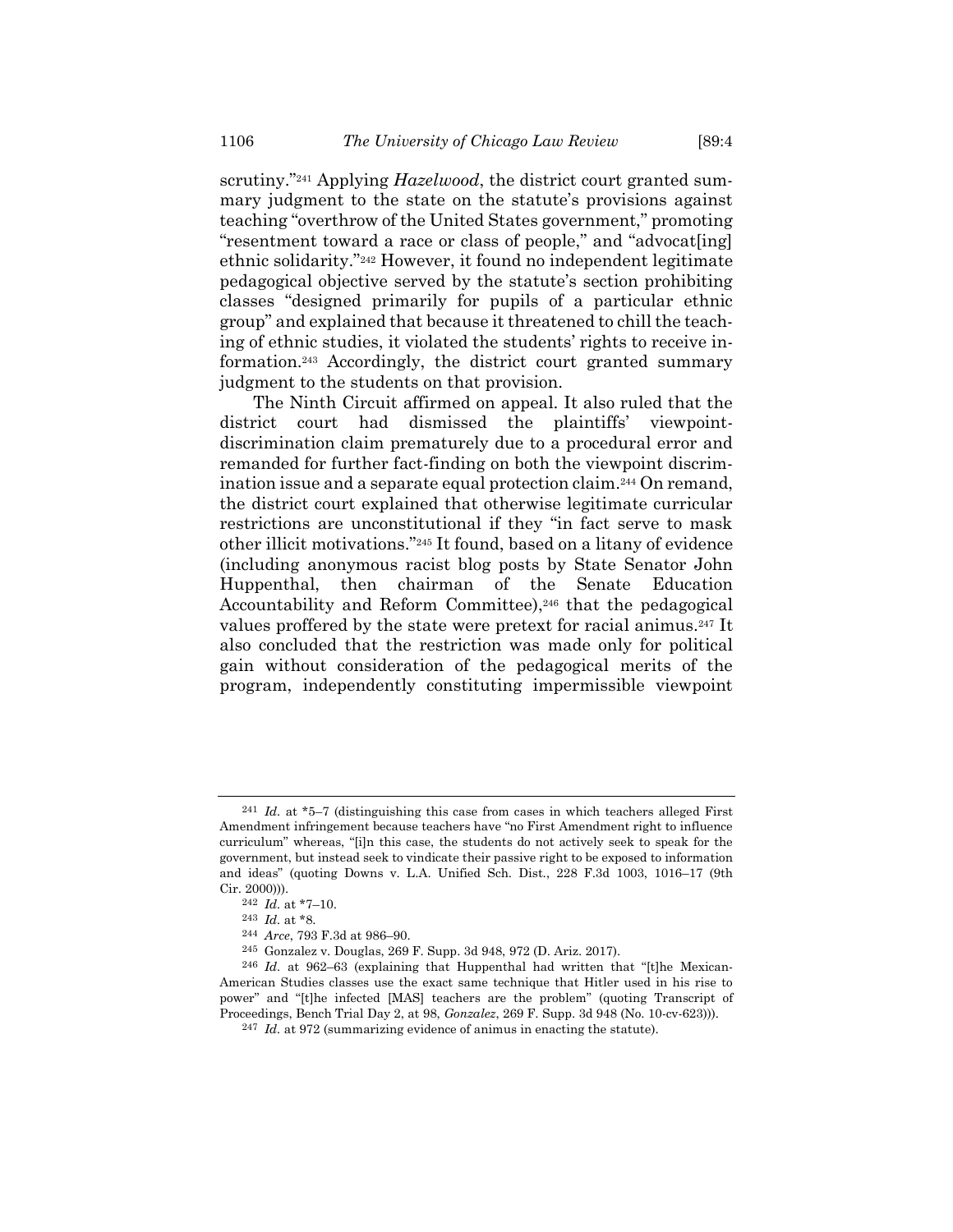scrutiny."[241] Applying *Hazelwood*, the district court granted summary judgment to the state on the statute's provisions against teaching "overthrow of the United States government," promoting "resentment toward a race or class of people," and "advocat[ing] ethnic solidarity."[242] However, it found no independent legitimate pedagogical objective served by the statute's section prohibiting classes "designed primarily for pupils of a particular ethnic group" and explained that because it threatened to chill the teaching of ethnic studies, it violated the students' rights to receive information.[243] Accordingly, the district court granted summary judgment to the students on that provision.

The Ninth Circuit affirmed on appeal. It also ruled that the district court had dismissed the plaintiffs' viewpoint-discrimination claim prematurely due to a procedural error and remanded for further fact-finding on both the viewpoint discrimination issue and a separate equal protection claim.[244] On remand, the district court explained that otherwise legitimate curricular restrictions are unconstitutional if they "in fact serve to mask other illicit motivations."[245] It found, based on a litany of evidence (including anonymous racist blog posts by State Senator John Huppenthal, then chairman of the Senate Education Accountability and Reform Committee),[246] that the pedagogical values proffered by the state were pretext for racial animus.[247] It also concluded that the restriction was made only for political gain without consideration of the pedagogical merits of the program, independently constituting impermissible viewpoint

---

[241] *Id.* at *5–7 (distinguishing this case from cases in which teachers alleged First Amendment infringement because teachers have "no First Amendment right to influence curriculum" whereas, "[i]n this case, the students do not actively seek to speak for the government, but instead seek to vindicate their passive right to be exposed to information and ideas" (quoting Downs v. L.A. Unified Sch. Dist., 228 F.3d 1003, 1016–17 (9th Cir. 2000))).

[242] *Id.* at *7–10.

[243] *Id.* at *8.

[244] *Arce*, 793 F.3d at 986–90.

[245] Gonzalez v. Douglas, 269 F. Supp. 3d 948, 972 (D. Ariz. 2017).

[246] *Id.* at 962–63 (explaining that Huppenthal had written that "[t]he Mexican-American Studies classes use the exact same technique that Hitler used in his rise to power" and "[t]he infected [MAS] teachers are the problem" (quoting Transcript of Proceedings, Bench Trial Day 2, at 98, *Gonzalez*, 269 F. Supp. 3d 948 (No. 10-cv-623))).

[247] *Id.* at 972 (summarizing evidence of animus in enacting the statute).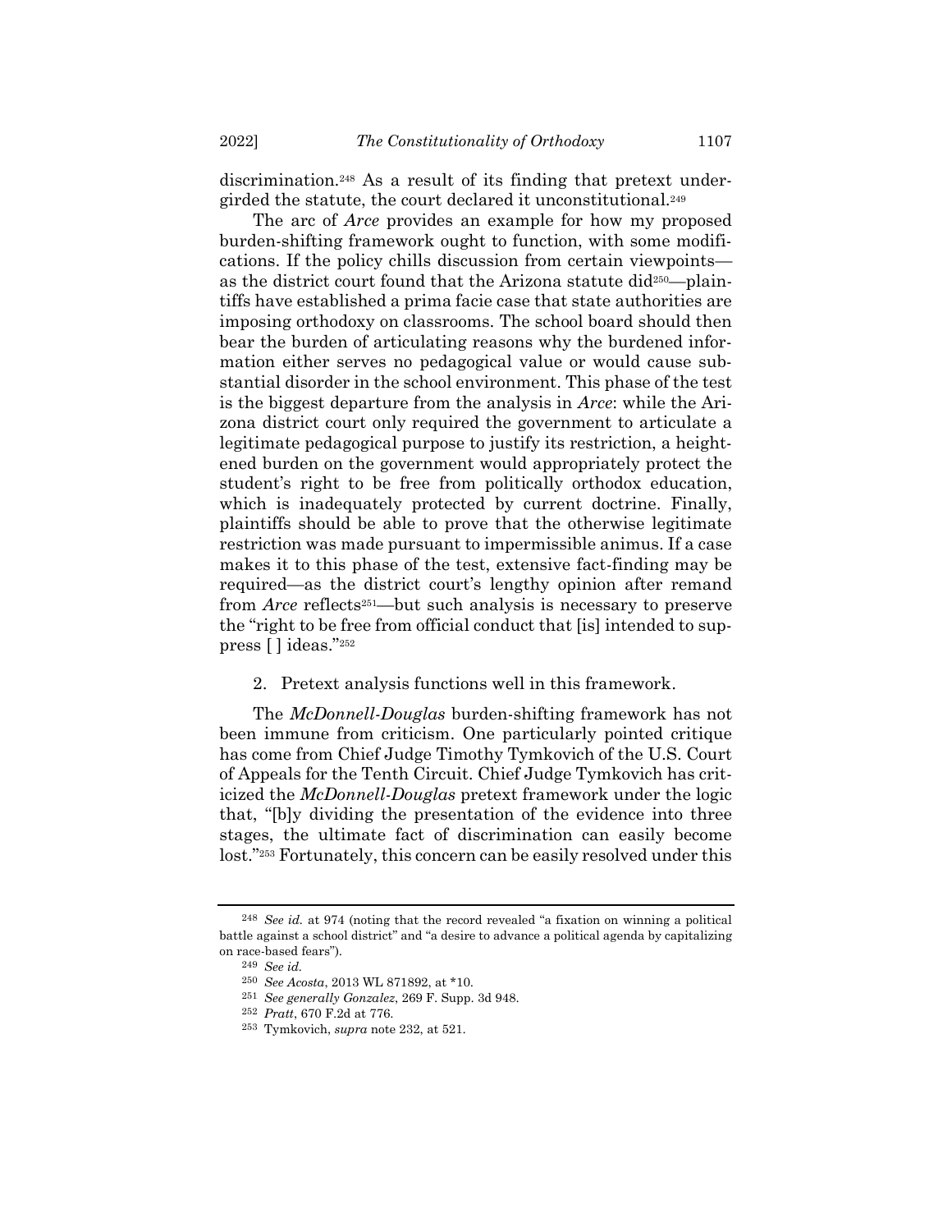discrimination.[248] As a result of its finding that pretext undergirded the statute, the court declared it unconstitutional.[249]

The arc of *Arce* provides an example for how my proposed burden-shifting framework ought to function, with some modifications. If the policy chills discussion from certain viewpoints—as the district court found that the Arizona statute did[250]—plaintiffs have established a prima facie case that state authorities are imposing orthodoxy on classrooms. The school board should then bear the burden of articulating reasons why the burdened information either serves no pedagogical value or would cause substantial disorder in the school environment. This phase of the test is the biggest departure from the analysis in *Arce*: while the Arizona district court only required the government to articulate a legitimate pedagogical purpose to justify its restriction, a heightened burden on the government would appropriately protect the student's right to be free from politically orthodox education, which is inadequately protected by current doctrine. Finally, plaintiffs should be able to prove that the otherwise legitimate restriction was made pursuant to impermissible animus. If a case makes it to this phase of the test, extensive fact-finding may be required—as the district court's lengthy opinion after remand from *Arce* reflects[251]—but such analysis is necessary to preserve the "right to be free from official conduct that [is] intended to suppress [ ] ideas."[252]

2. Pretext analysis functions well in this framework.

The *McDonnell-Douglas* burden-shifting framework has not been immune from criticism. One particularly pointed critique has come from Chief Judge Timothy Tymkovich of the U.S. Court of Appeals for the Tenth Circuit. Chief Judge Tymkovich has criticized the *McDonnell-Douglas* pretext framework under the logic that, "[b]y dividing the presentation of the evidence into three stages, the ultimate fact of discrimination can easily become lost."[253] Fortunately, this concern can be easily resolved under this

---

[248] *See id.* at 974 (noting that the record revealed "a fixation on winning a political battle against a school district" and "a desire to advance a political agenda by capitalizing on race-based fears").

[249] *See id.*

[250] *See Acosta*, 2013 WL 871892, at *10.

[251] *See generally Gonzalez*, 269 F. Supp. 3d 948.

[252] *Pratt*, 670 F.2d at 776.

[253] Tymkovich, *supra* note 232, at 521.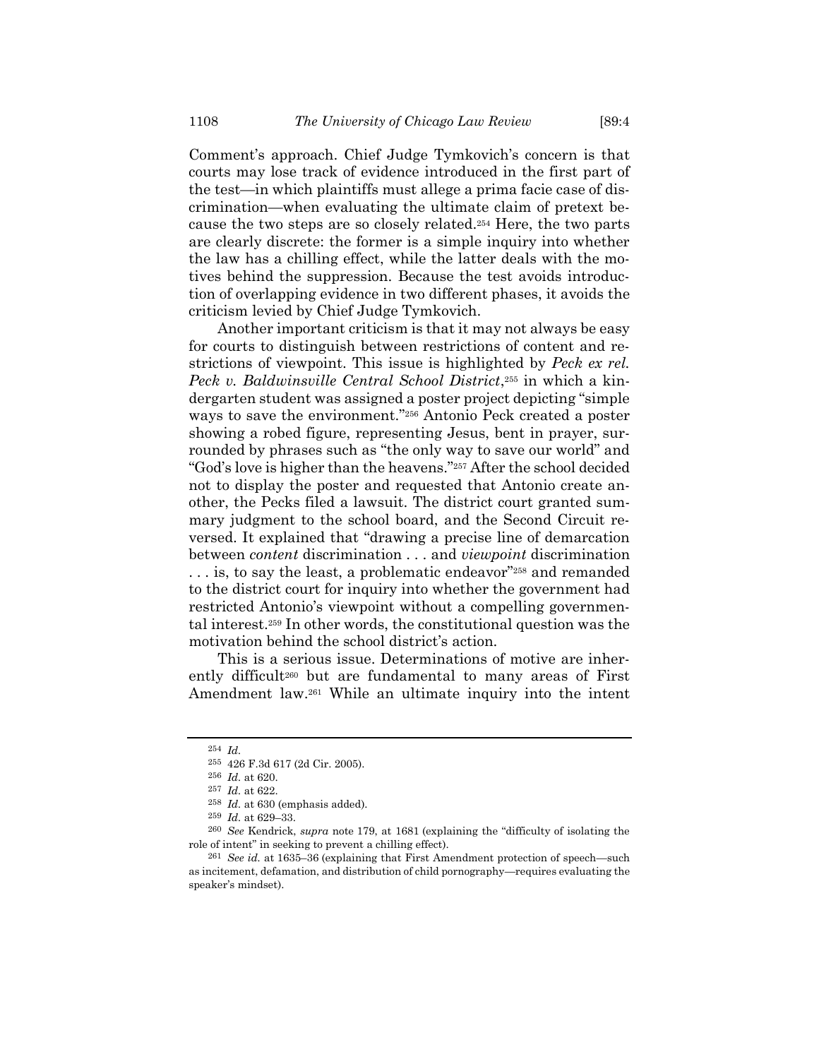Comment's approach. Chief Judge Tymkovich's concern is that courts may lose track of evidence introduced in the first part of the test—in which plaintiffs must allege a prima facie case of discrimination—when evaluating the ultimate claim of pretext because the two steps are so closely related.[254] Here, the two parts are clearly discrete: the former is a simple inquiry into whether the law has a chilling effect, while the latter deals with the motives behind the suppression. Because the test avoids introduction of overlapping evidence in two different phases, it avoids the criticism levied by Chief Judge Tymkovich.

Another important criticism is that it may not always be easy for courts to distinguish between restrictions of content and restrictions of viewpoint. This issue is highlighted by *Peck ex rel. Peck v. Baldwinsville Central School District*,[255] in which a kindergarten student was assigned a poster project depicting "simple ways to save the environment."[256] Antonio Peck created a poster showing a robed figure, representing Jesus, bent in prayer, surrounded by phrases such as "the only way to save our world" and "God's love is higher than the heavens."[257] After the school decided not to display the poster and requested that Antonio create another, the Pecks filed a lawsuit. The district court granted summary judgment to the school board, and the Second Circuit reversed. It explained that "drawing a precise line of demarcation between *content* discrimination . . . and *viewpoint* discrimination . . . is, to say the least, a problematic endeavor"[258] and remanded to the district court for inquiry into whether the government had restricted Antonio's viewpoint without a compelling governmental interest.[259] In other words, the constitutional question was the motivation behind the school district's action.

This is a serious issue. Determinations of motive are inherently difficult[260] but are fundamental to many areas of First Amendment law.[261] While an ultimate inquiry into the intent

---

[254] *Id.*

[255] 426 F.3d 617 (2d Cir. 2005).

[256] *Id.* at 620.

[257] *Id.* at 622.

[258] *Id.* at 630 (emphasis added).

[259] *Id.* at 629–33.

[260] *See* Kendrick, *supra* note 179, at 1681 (explaining the "difficulty of isolating the role of intent" in seeking to prevent a chilling effect).

[261] *See id.* at 1635–36 (explaining that First Amendment protection of speech—such as incitement, defamation, and distribution of child pornography—requires evaluating the speaker's mindset).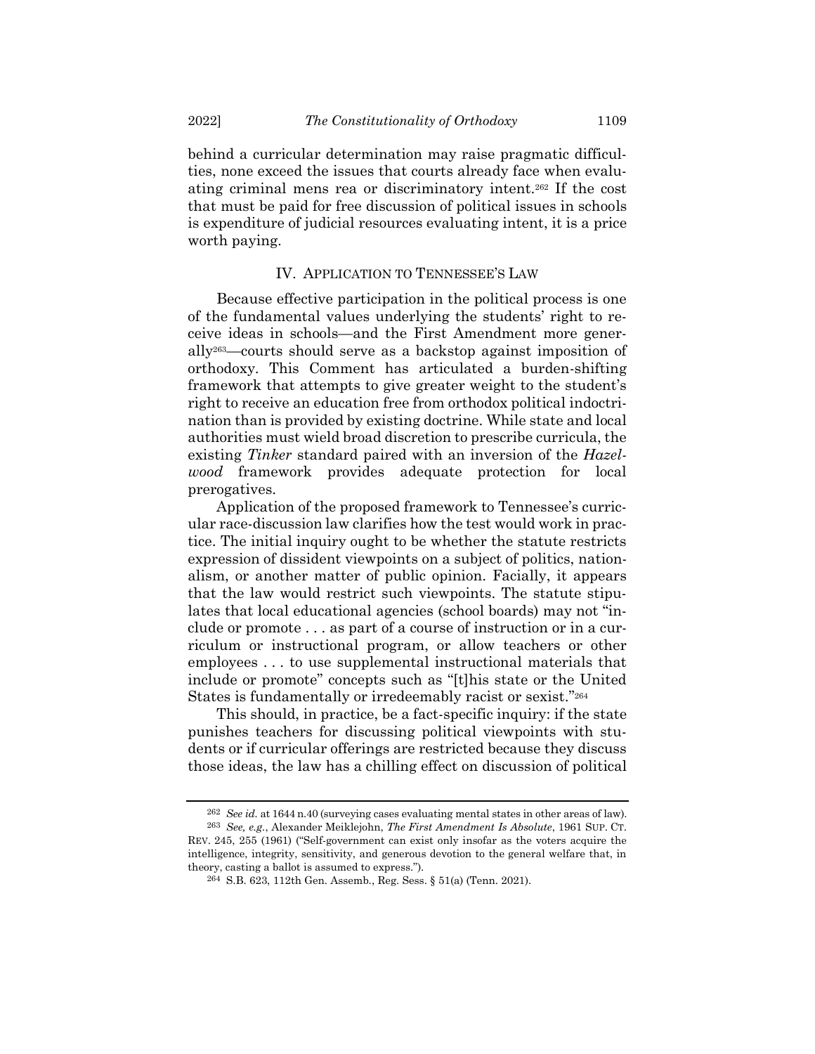behind a curricular determination may raise pragmatic difficulties, none exceed the issues that courts already face when evaluating criminal mens rea or discriminatory intent.[262] If the cost that must be paid for free discussion of political issues in schools is expenditure of judicial resources evaluating intent, it is a price worth paying.

## IV. APPLICATION TO TENNESSEE'S LAW

Because effective participation in the political process is one of the fundamental values underlying the students' right to receive ideas in schools—and the First Amendment more generally[263]—courts should serve as a backstop against imposition of orthodoxy. This Comment has articulated a burden-shifting framework that attempts to give greater weight to the student's right to receive an education free from orthodox political indoctrination than is provided by existing doctrine. While state and local authorities must wield broad discretion to prescribe curricula, the existing *Tinker* standard paired with an inversion of the *Hazelwood* framework provides adequate protection for local prerogatives.

Application of the proposed framework to Tennessee's curricular race-discussion law clarifies how the test would work in practice. The initial inquiry ought to be whether the statute restricts expression of dissident viewpoints on a subject of politics, nationalism, or another matter of public opinion. Facially, it appears that the law would restrict such viewpoints. The statute stipulates that local educational agencies (school boards) may not "include or promote . . . as part of a course of instruction or in a curriculum or instructional program, or allow teachers or other employees . . . to use supplemental instructional materials that include or promote" concepts such as "[t]his state or the United States is fundamentally or irredeemably racist or sexist."[264]

This should, in practice, be a fact-specific inquiry: if the state punishes teachers for discussing political viewpoints with students or if curricular offerings are restricted because they discuss those ideas, the law has a chilling effect on discussion of political

---

[262] *See id.* at 1644 n.40 (surveying cases evaluating mental states in other areas of law).

[263] *See, e.g.*, Alexander Meiklejohn, *The First Amendment Is Absolute*, 1961 SUP. CT. REV. 245, 255 (1961) ("Self-government can exist only insofar as the voters acquire the intelligence, integrity, sensitivity, and generous devotion to the general welfare that, in theory, casting a ballot is assumed to express.").

[264] S.B. 623, 112th Gen. Assemb., Reg. Sess. § 51(a) (Tenn. 2021).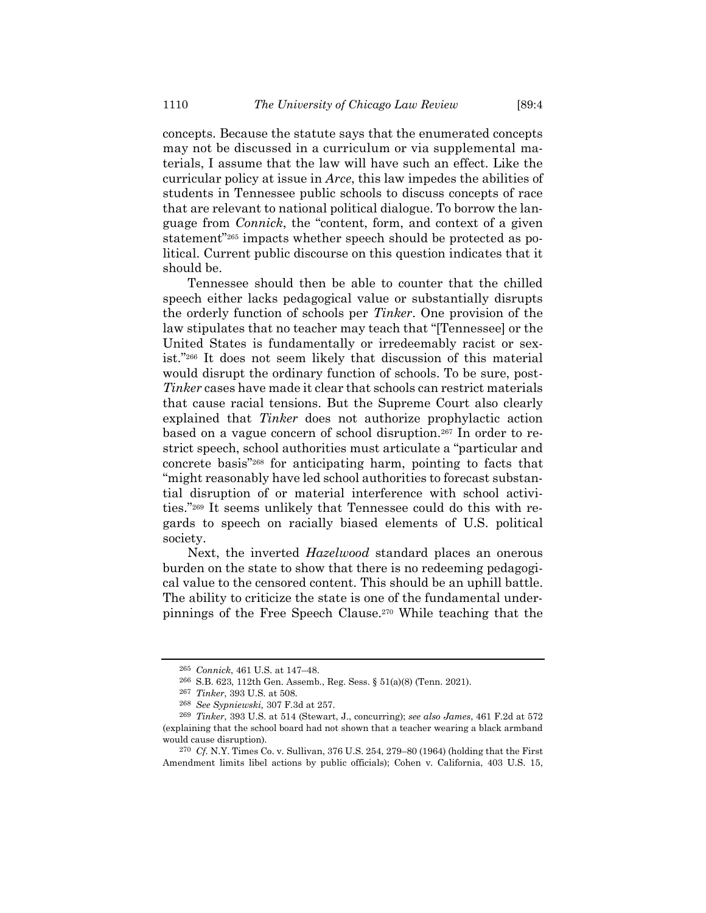concepts. Because the statute says that the enumerated concepts may not be discussed in a curriculum or via supplemental materials, I assume that the law will have such an effect. Like the curricular policy at issue in *Arce*, this law impedes the abilities of students in Tennessee public schools to discuss concepts of race that are relevant to national political dialogue. To borrow the language from *Connick*, the "content, form, and context of a given statement"[265] impacts whether speech should be protected as political. Current public discourse on this question indicates that it should be.

Tennessee should then be able to counter that the chilled speech either lacks pedagogical value or substantially disrupts the orderly function of schools per *Tinker*. One provision of the law stipulates that no teacher may teach that "[Tennessee] or the United States is fundamentally or irredeemably racist or sexist."[266] It does not seem likely that discussion of this material would disrupt the ordinary function of schools. To be sure, post-*Tinker* cases have made it clear that schools can restrict materials that cause racial tensions. But the Supreme Court also clearly explained that *Tinker* does not authorize prophylactic action based on a vague concern of school disruption.[267] In order to restrict speech, school authorities must articulate a "particular and concrete basis"[268] for anticipating harm, pointing to facts that "might reasonably have led school authorities to forecast substantial disruption of or material interference with school activities."[269] It seems unlikely that Tennessee could do this with regards to speech on racially biased elements of U.S. political society.

Next, the inverted *Hazelwood* standard places an onerous burden on the state to show that there is no redeeming pedagogical value to the censored content. This should be an uphill battle. The ability to criticize the state is one of the fundamental underpinnings of the Free Speech Clause.[270] While teaching that the

---

[265] *Connick*, 461 U.S. at 147–48.

[266] S.B. 623, 112th Gen. Assemb., Reg. Sess. § 51(a)(8) (Tenn. 2021).

[267] *Tinker*, 393 U.S. at 508.

[268] *See Sypniewski*, 307 F.3d at 257.

[269] *Tinker*, 393 U.S. at 514 (Stewart, J., concurring); *see also James*, 461 F.2d at 572 (explaining that the school board had not shown that a teacher wearing a black armband would cause disruption).

[270] *Cf.* N.Y. Times Co. v. Sullivan, 376 U.S. 254, 279–80 (1964) (holding that the First Amendment limits libel actions by public officials); Cohen v. California, 403 U.S. 15,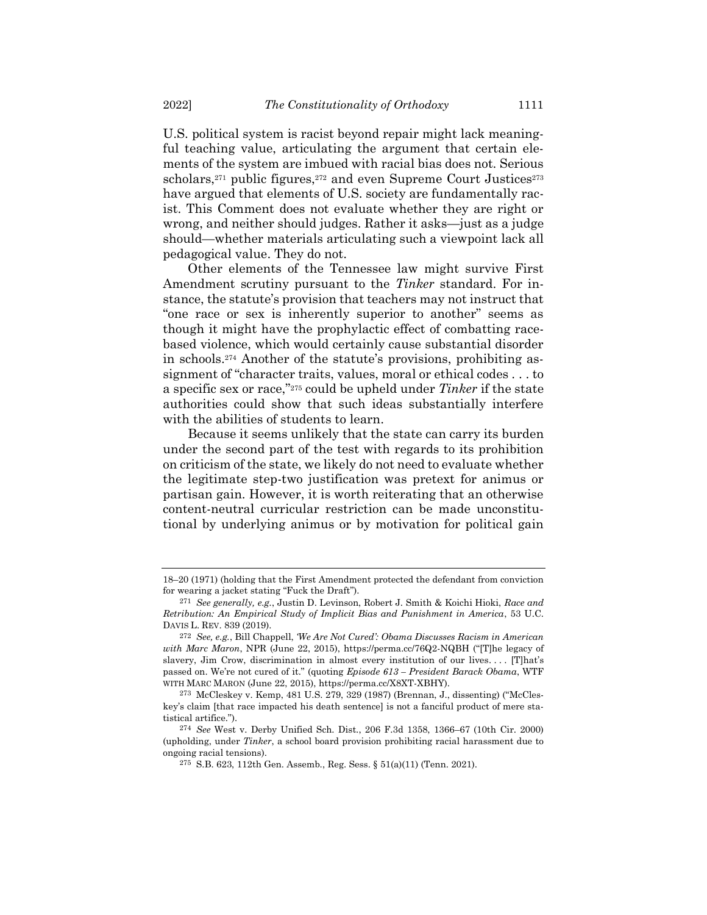U.S. political system is racist beyond repair might lack meaningful teaching value, articulating the argument that certain elements of the system are imbued with racial bias does not. Serious scholars,[271] public figures,[272] and even Supreme Court Justices[273] have argued that elements of U.S. society are fundamentally racist. This Comment does not evaluate whether they are right or wrong, and neither should judges. Rather it asks—just as a judge should—whether materials articulating such a viewpoint lack all pedagogical value. They do not.

Other elements of the Tennessee law might survive First Amendment scrutiny pursuant to the *Tinker* standard. For instance, the statute's provision that teachers may not instruct that "one race or sex is inherently superior to another" seems as though it might have the prophylactic effect of combatting race-based violence, which would certainly cause substantial disorder in schools.[274] Another of the statute's provisions, prohibiting assignment of "character traits, values, moral or ethical codes . . . to a specific sex or race,"[275] could be upheld under *Tinker* if the state authorities could show that such ideas substantially interfere with the abilities of students to learn.

Because it seems unlikely that the state can carry its burden under the second part of the test with regards to its prohibition on criticism of the state, we likely do not need to evaluate whether the legitimate step-two justification was pretext for animus or partisan gain. However, it is worth reiterating that an otherwise content-neutral curricular restriction can be made unconstitutional by underlying animus or by motivation for political gain

---

18–20 (1971) (holding that the First Amendment protected the defendant from conviction for wearing a jacket stating "Fuck the Draft").

[271] *See generally, e.g.*, Justin D. Levinson, Robert J. Smith & Koichi Hioki, *Race and Retribution: An Empirical Study of Implicit Bias and Punishment in America*, 53 U.C. DAVIS L. REV. 839 (2019).

[272] *See, e.g.*, Bill Chappell, *'We Are Not Cured': Obama Discusses Racism in American with Marc Maron*, NPR (June 22, 2015), https://perma.cc/76Q2-NQBH ("[T]he legacy of slavery, Jim Crow, discrimination in almost every institution of our lives. . . . [T]hat's passed on. We're not cured of it." (quoting *Episode 613 – President Barack Obama*, WTF WITH MARC MARON (June 22, 2015), https://perma.cc/X8XT-XBHY).

[273] McCleskey v. Kemp, 481 U.S. 279, 329 (1987) (Brennan, J., dissenting) ("McCleskey's claim [that race impacted his death sentence] is not a fanciful product of mere statistical artifice.").

[274] *See* West v. Derby Unified Sch. Dist., 206 F.3d 1358, 1366–67 (10th Cir. 2000) (upholding, under *Tinker*, a school board provision prohibiting racial harassment due to ongoing racial tensions).

[275] S.B. 623, 112th Gen. Assemb., Reg. Sess. § 51(a)(11) (Tenn. 2021).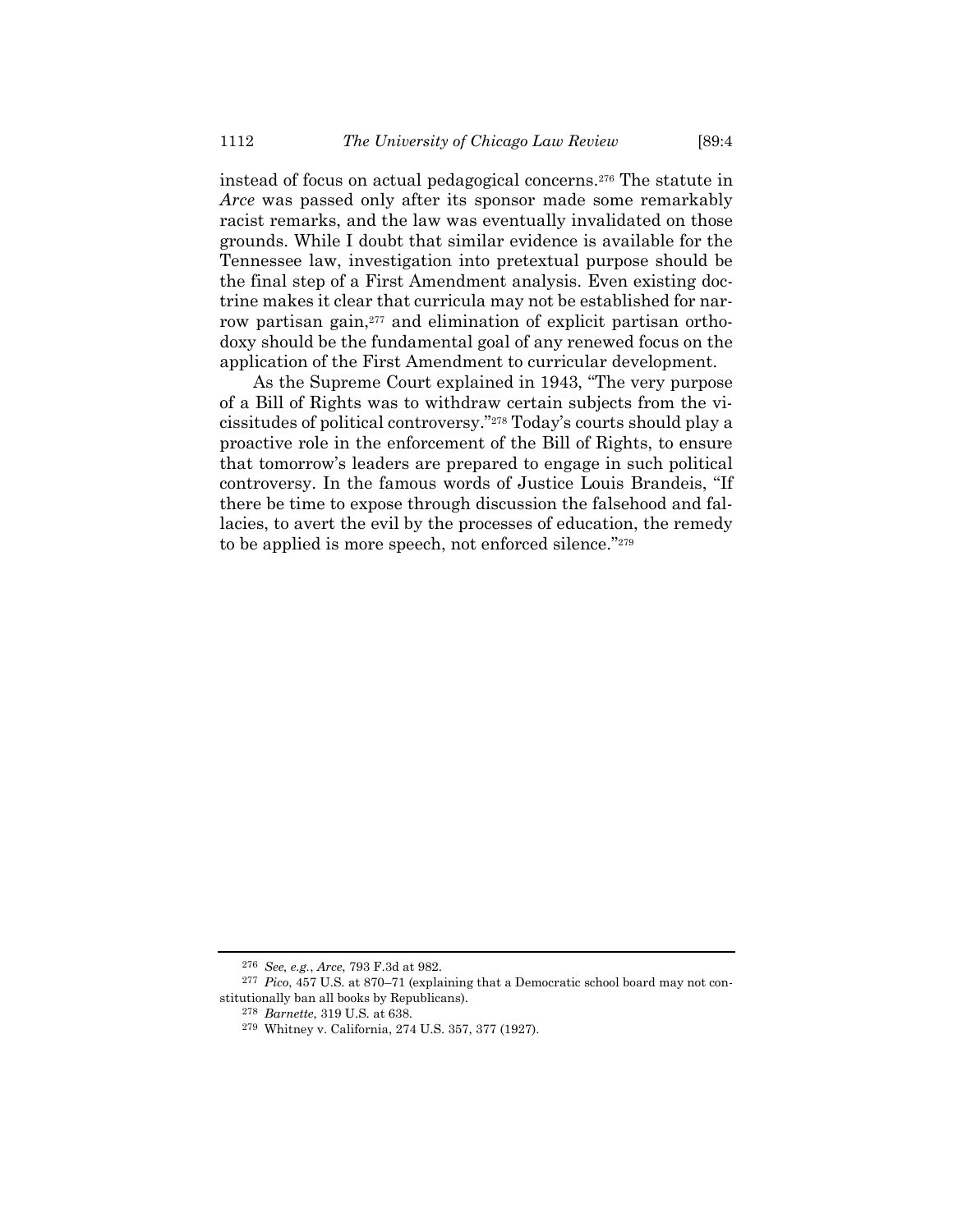instead of focus on actual pedagogical concerns.[276] The statute in *Arce* was passed only after its sponsor made some remarkably racist remarks, and the law was eventually invalidated on those grounds. While I doubt that similar evidence is available for the Tennessee law, investigation into pretextual purpose should be the final step of a First Amendment analysis. Even existing doctrine makes it clear that curricula may not be established for narrow partisan gain,[277] and elimination of explicit partisan orthodoxy should be the fundamental goal of any renewed focus on the application of the First Amendment to curricular development.

As the Supreme Court explained in 1943, "The very purpose of a Bill of Rights was to withdraw certain subjects from the vicissitudes of political controversy."[278] Today's courts should play a proactive role in the enforcement of the Bill of Rights, to ensure that tomorrow's leaders are prepared to engage in such political controversy. In the famous words of Justice Louis Brandeis, "If there be time to expose through discussion the falsehood and fallacies, to avert the evil by the processes of education, the remedy to be applied is more speech, not enforced silence."[279]

---

[276] *See, e.g.*, *Arce*, 793 F.3d at 982.

[277] *Pico*, 457 U.S. at 870–71 (explaining that a Democratic school board may not constitutionally ban all books by Republicans).

[278] *Barnette*, 319 U.S. at 638.

[279] Whitney v. California, 274 U.S. 357, 377 (1927).